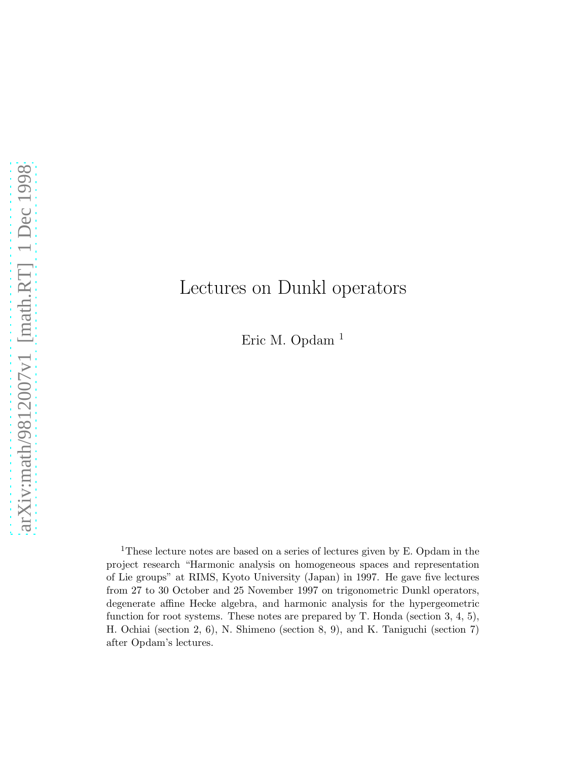# Lectures on Dunkl operators

Eric M. Opdam [1]

[1] These lecture notes are based on a series of lectures given by E. Opdam in the project research "Harmonic analysis on homogeneous spaces and representation of Lie groups" at RIMS, Kyoto University (Japan) in 1997. He gave five lectures from 27 to 30 October and 25 November 1997 on trigonometric Dunkl operators, degenerate affine Hecke algebra, and harmonic analysis for the hypergeometric function for root systems. These notes are prepared by T. Honda (section 3, 4, 5), H. Ochiai (section 2, 6), N. Shimeno (section 8, 9), and K. Taniguchi (section 7) after Opdam's lectures.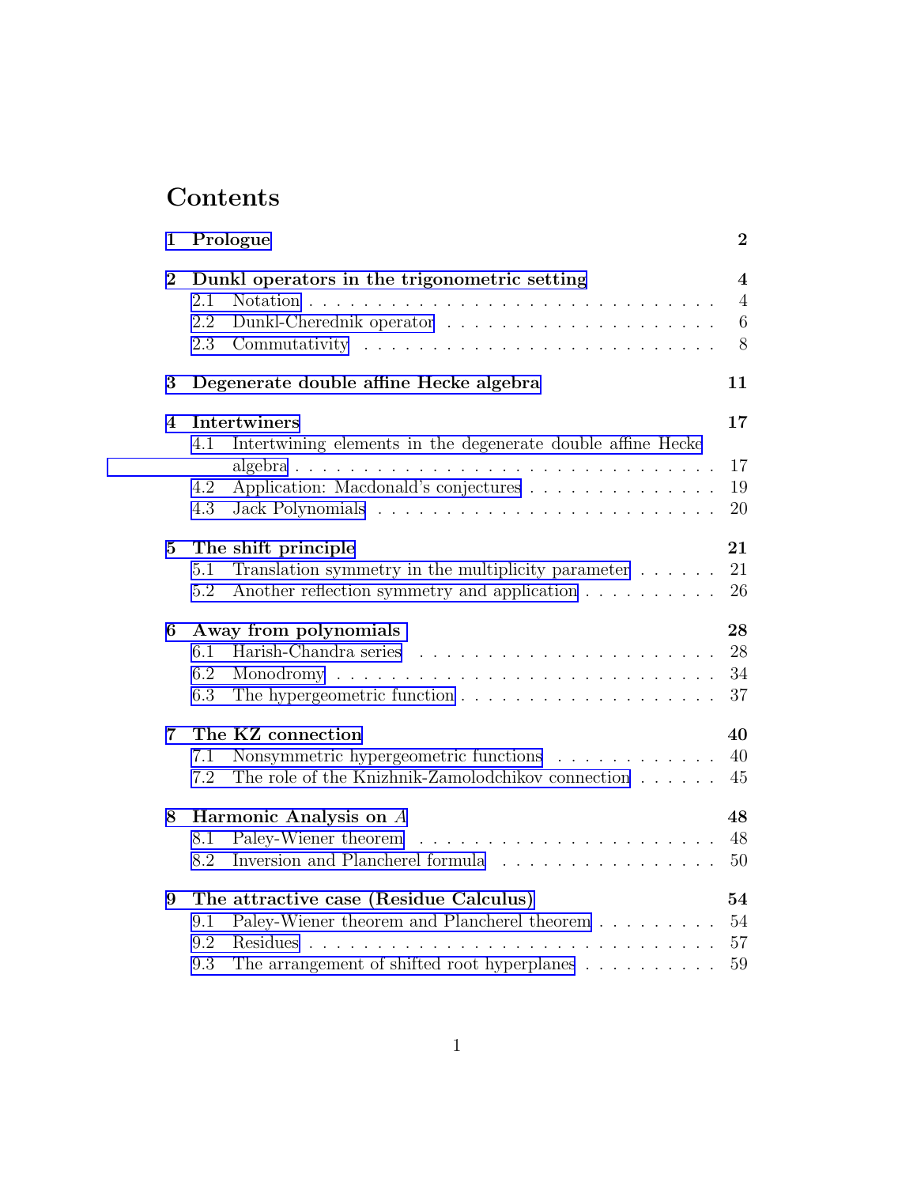# Contents

**1 Prologue** **2**

**2 Dunkl operators in the trigonometric setting** **4**
- 2.1 Notation . . . . . . . . . . . . . . . . . . . . . . . . . . . . . 4
- 2.2 Dunkl-Cherednik operator . . . . . . . . . . . . . . . . . . . 6
- 2.3 Commutativity . . . . . . . . . . . . . . . . . . . . . . . . . . 8

**3 Degenerate double affine Hecke algebra** **11**

**4 Intertwiners** **17**
- 4.1 Intertwining elements in the degenerate double affine Hecke algebra . . . . . . . . . . . . . . . . . . . . . . . . . . . . . . . . 17
- 4.2 Application: Macdonald's conjectures . . . . . . . . . . . . . 19
- 4.3 Jack Polynomials . . . . . . . . . . . . . . . . . . . . . . . . 20

**5 The shift principle** **21**
- 5.1 Translation symmetry in the multiplicity parameter . . . . . . 21
- 5.2 Another reflection symmetry and application . . . . . . . . . . 26

**6 Away from polynomials** **28**
- 6.1 Harish-Chandra series . . . . . . . . . . . . . . . . . . . . . 28
- 6.2 Monodromy . . . . . . . . . . . . . . . . . . . . . . . . . . . 34
- 6.3 The hypergeometric function . . . . . . . . . . . . . . . . . . 37

**7 The KZ connection** **40**
- 7.1 Nonsymmetric hypergeometric functions . . . . . . . . . . . . 40
- 7.2 The role of the Knizhnik-Zamolodchikov connection . . . . . . 45

**8 Harmonic Analysis on $A$** **48**
- 8.1 Paley-Wiener theorem . . . . . . . . . . . . . . . . . . . . . 48
- 8.2 Inversion and Plancherel formula . . . . . . . . . . . . . . . . 50

**9 The attractive case (Residue Calculus)** **54**
- 9.1 Paley-Wiener theorem and Plancherel theorem . . . . . . . . . 54
- 9.2 Residues . . . . . . . . . . . . . . . . . . . . . . . . . . . . . 57
- 9.3 The arrangement of shifted root hyperplanes . . . . . . . . . . 59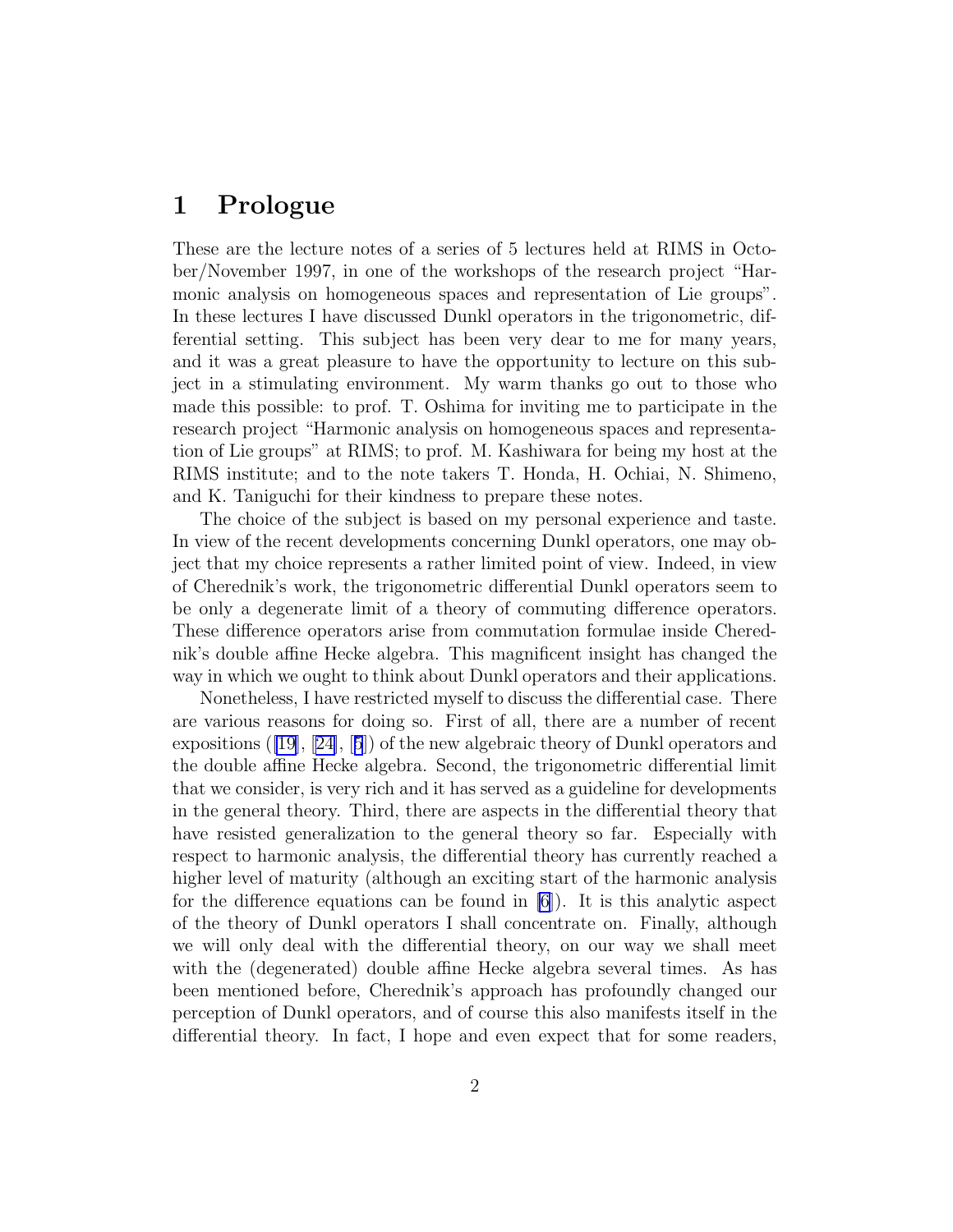# 1 Prologue

These are the lecture notes of a series of 5 lectures held at RIMS in October/November 1997, in one of the workshops of the research project "Harmonic analysis on homogeneous spaces and representation of Lie groups". In these lectures I have discussed Dunkl operators in the trigonometric, differential setting. This subject has been very dear to me for many years, and it was a great pleasure to have the opportunity to lecture on this subject in a stimulating environment. My warm thanks go out to those who made this possible: to prof. T. Oshima for inviting me to participate in the research project "Harmonic analysis on homogeneous spaces and representation of Lie groups" at RIMS; to prof. M. Kashiwara for being my host at the RIMS institute; and to the note takers T. Honda, H. Ochiai, N. Shimeno, and K. Taniguchi for their kindness to prepare these notes.

The choice of the subject is based on my personal experience and taste. In view of the recent developments concerning Dunkl operators, one may object that my choice represents a rather limited point of view. Indeed, in view of Cherednik's work, the trigonometric differential Dunkl operators seem to be only a degenerate limit of a theory of commuting difference operators. These difference operators arise from commutation formulae inside Cherednik's double affine Hecke algebra. This magnificent insight has changed the way in which we ought to think about Dunkl operators and their applications.

Nonetheless, I have restricted myself to discuss the differential case. There are various reasons for doing so. First of all, there are a number of recent expositions ([19], [24], [5]) of the new algebraic theory of Dunkl operators and the double affine Hecke algebra. Second, the trigonometric differential limit that we consider, is very rich and it has served as a guideline for developments in the general theory. Third, there are aspects in the differential theory that have resisted generalization to the general theory so far. Especially with respect to harmonic analysis, the differential theory has currently reached a higher level of maturity (although an exciting start of the harmonic analysis for the difference equations can be found in [6]). It is this analytic aspect of the theory of Dunkl operators I shall concentrate on. Finally, although we will only deal with the differential theory, on our way we shall meet with the (degenerated) double affine Hecke algebra several times. As has been mentioned before, Cherednik's approach has profoundly changed our perception of Dunkl operators, and of course this also manifests itself in the differential theory. In fact, I hope and even expect that for some readers,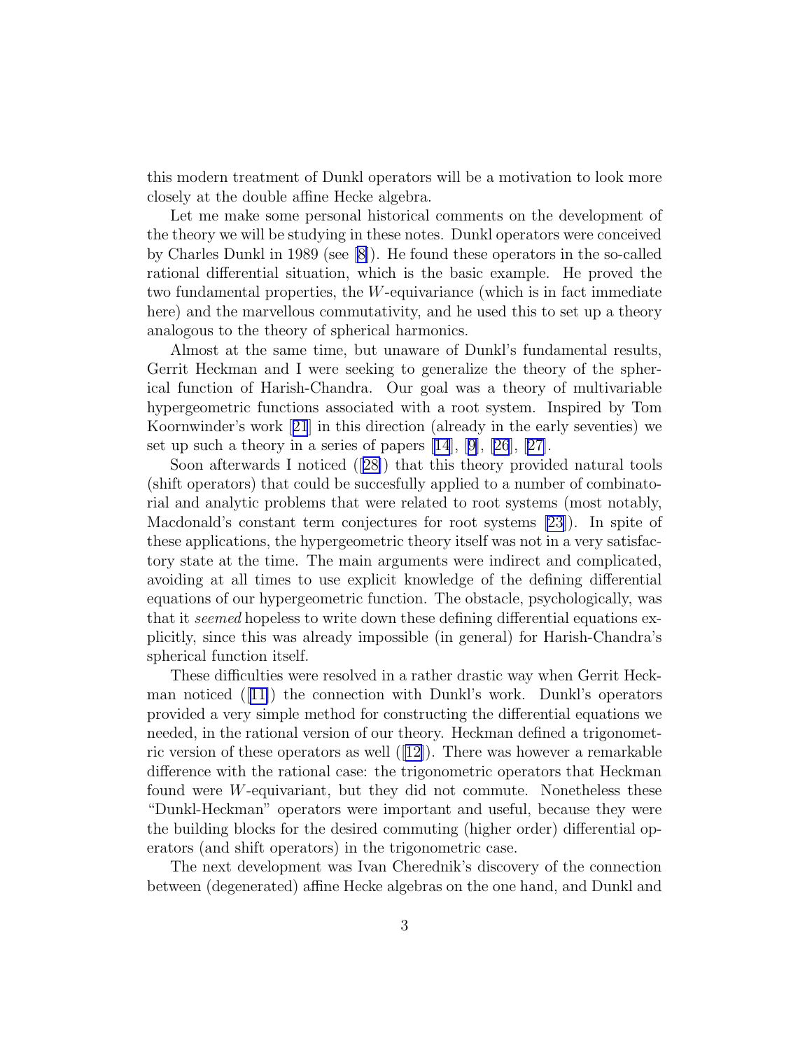this modern treatment of Dunkl operators will be a motivation to look more closely at the double affine Hecke algebra.

Let me make some personal historical comments on the development of the theory we will be studying in these notes. Dunkl operators were conceived by Charles Dunkl in 1989 (see [8]). He found these operators in the so-called rational differential situation, which is the basic example. He proved the two fundamental properties, the $W$-equivariance (which is in fact immediate here) and the marvellous commutativity, and he used this to set up a theory analogous to the theory of spherical harmonics.

Almost at the same time, but unaware of Dunkl's fundamental results, Gerrit Heckman and I were seeking to generalize the theory of the spherical function of Harish-Chandra. Our goal was a theory of multivariable hypergeometric functions associated with a root system. Inspired by Tom Koornwinder's work [21] in this direction (already in the early seventies) we set up such a theory in a series of papers [14], [9], [26], [27].

Soon afterwards I noticed ([28]) that this theory provided natural tools (shift operators) that could be succesfully applied to a number of combinatorial and analytic problems that were related to root systems (most notably, Macdonald's constant term conjectures for root systems [23]). In spite of these applications, the hypergeometric theory itself was not in a very satisfactory state at the time. The main arguments were indirect and complicated, avoiding at all times to use explicit knowledge of the defining differential equations of our hypergeometric function. The obstacle, psychologically, was that it *seemed* hopeless to write down these defining differential equations explicitly, since this was already impossible (in general) for Harish-Chandra's spherical function itself.

These difficulties were resolved in a rather drastic way when Gerrit Heckman noticed ([11]) the connection with Dunkl's work. Dunkl's operators provided a very simple method for constructing the differential equations we needed, in the rational version of our theory. Heckman defined a trigonometric version of these operators as well ([12]). There was however a remarkable difference with the rational case: the trigonometric operators that Heckman found were $W$-equivariant, but they did not commute. Nonetheless these "Dunkl-Heckman" operators were important and useful, because they were the building blocks for the desired commuting (higher order) differential operators (and shift operators) in the trigonometric case.

The next development was Ivan Cherednik's discovery of the connection between (degenerated) affine Hecke algebras on the one hand, and Dunkl and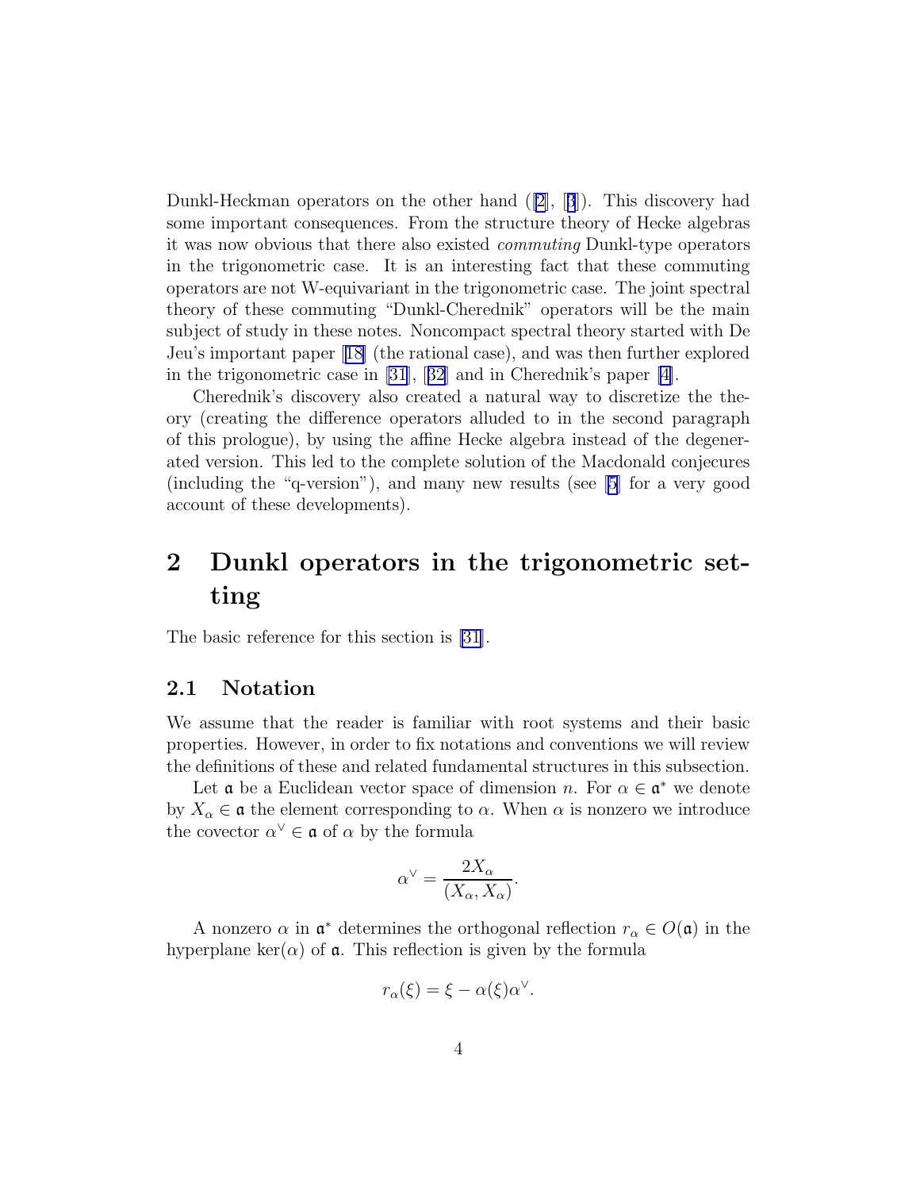Dunkl-Heckman operators on the other hand ([2], [3]). This discovery had some important consequences. From the structure theory of Hecke algebras it was now obvious that there also existed *commuting* Dunkl-type operators in the trigonometric case. It is an interesting fact that these commuting operators are not W-equivariant in the trigonometric case. The joint spectral theory of these commuting "Dunkl-Cherednik" operators will be the main subject of study in these notes. Noncompact spectral theory started with De Jeu's important paper [18] (the rational case), and was then further explored in the trigonometric case in [31], [32] and in Cherednik's paper [4].

Cherednik's discovery also created a natural way to discretize the theory (creating the difference operators alluded to in the second paragraph of this prologue), by using the affine Hecke algebra instead of the degenerated version. This led to the complete solution of the Macdonald conjecures (including the "q-version"), and many new results (see [5] for a very good account of these developments).

# 2 Dunkl operators in the trigonometric setting

The basic reference for this section is [31].

## 2.1 Notation

We assume that the reader is familiar with root systems and their basic properties. However, in order to fix notations and conventions we will review the definitions of these and related fundamental structures in this subsection.

Let $\mathfrak{a}$ be a Euclidean vector space of dimension $n$. For $\alpha \in \mathfrak{a}^*$ we denote by $X_\alpha \in \mathfrak{a}$ the element corresponding to $\alpha$. When $\alpha$ is nonzero we introduce the covector $\alpha^\vee \in \mathfrak{a}$ of $\alpha$ by the formula

$$\alpha^\vee = \frac{2X_\alpha}{(X_\alpha, X_\alpha)}.$$

A nonzero $\alpha$ in $\mathfrak{a}^*$ determines the orthogonal reflection $r_\alpha \in O(\mathfrak{a})$ in the hyperplane $\ker(\alpha)$ of $\mathfrak{a}$. This reflection is given by the formula

$$r_\alpha(\xi) = \xi - \alpha(\xi)\alpha^\vee.$$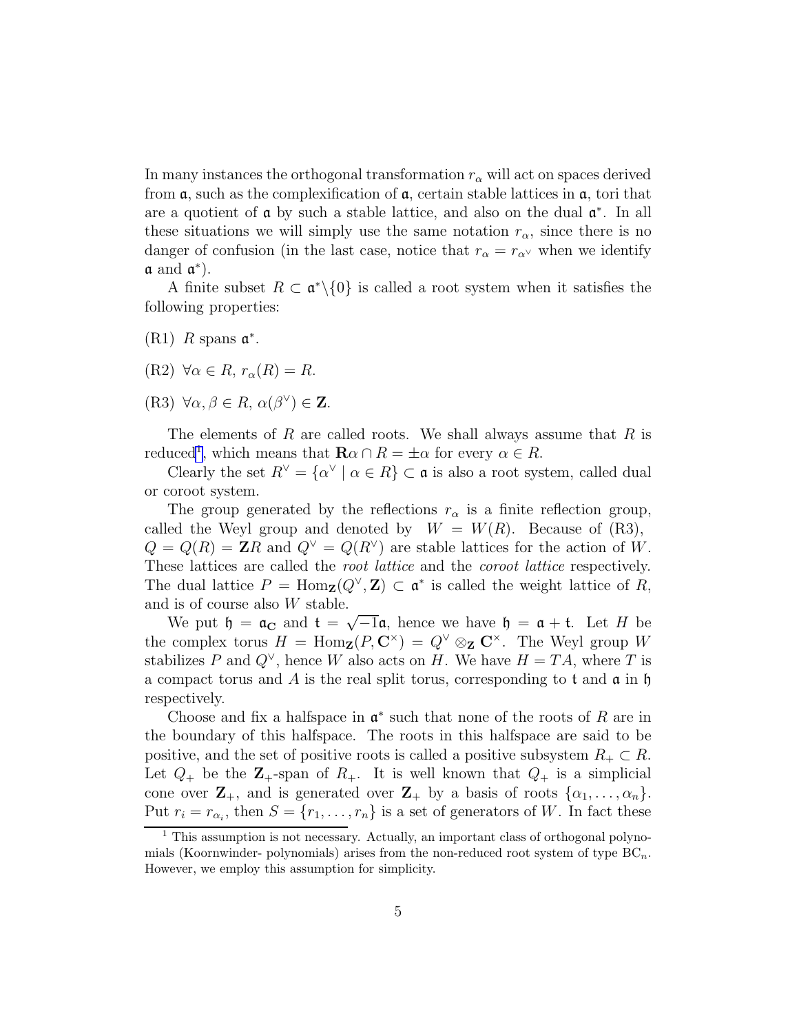In many instances the orthogonal transformation $r_\alpha$ will act on spaces derived from $\mathfrak{a}$, such as the complexification of $\mathfrak{a}$, certain stable lattices in $\mathfrak{a}$, tori that are a quotient of $\mathfrak{a}$ by such a stable lattice, and also on the dual $\mathfrak{a}^*$. In all these situations we will simply use the same notation $r_\alpha$, since there is no danger of confusion (in the last case, notice that $r_\alpha = r_{\alpha^\vee}$ when we identify $\mathfrak{a}$ and $\mathfrak{a}^*$).

A finite subset $R \subset \mathfrak{a}^* \backslash \{0\}$ is called a root system when it satisfies the following properties:

(R1) $R$ spans $\mathfrak{a}^*$.

(R2) $\forall \alpha \in R$, $r_\alpha(R) = R$.

(R3) $\forall \alpha, \beta \in R$, $\alpha(\beta^\vee) \in \mathbf{Z}$.

The elements of $R$ are called roots. We shall always assume that $R$ is reduced[1], which means that $\mathbf{R}\alpha \cap R = \pm\alpha$ for every $\alpha \in R$.

Clearly the set $R^\vee = \{\alpha^\vee \mid \alpha \in R\} \subset \mathfrak{a}$ is also a root system, called dual or coroot system.

The group generated by the reflections $r_\alpha$ is a finite reflection group, called the Weyl group and denoted by $W = W(R)$. Because of (R3), $Q = Q(R) = \mathbf{Z}R$ and $Q^\vee = Q(R^\vee)$ are stable lattices for the action of $W$. These lattices are called the *root lattice* and the *coroot lattice* respectively. The dual lattice $P = \mathrm{Hom}_{\mathbf{Z}}(Q^\vee, \mathbf{Z}) \subset \mathfrak{a}^*$ is called the weight lattice of $R$, and is of course also $W$ stable.

We put $\mathfrak{h} = \mathfrak{a}_{\mathbf{C}}$ and $\mathfrak{t} = \sqrt{-1}\mathfrak{a}$, hence we have $\mathfrak{h} = \mathfrak{a} + \mathfrak{t}$. Let $H$ be the complex torus $H = \mathrm{Hom}_{\mathbf{Z}}(P, \mathbf{C}^\times) = Q^\vee \otimes_{\mathbf{Z}} \mathbf{C}^\times$. The Weyl group $W$ stabilizes $P$ and $Q^\vee$, hence $W$ also acts on $H$. We have $H = TA$, where $T$ is a compact torus and $A$ is the real split torus, corresponding to $\mathfrak{t}$ and $\mathfrak{a}$ in $\mathfrak{h}$ respectively.

Choose and fix a halfspace in $\mathfrak{a}^*$ such that none of the roots of $R$ are in the boundary of this halfspace. The roots in this halfspace are said to be positive, and the set of positive roots is called a positive subsystem $R_+ \subset R$. Let $Q_+$ be the $\mathbf{Z}_+$-span of $R_+$. It is well known that $Q_+$ is a simplicial cone over $\mathbf{Z}_+$, and is generated over $\mathbf{Z}_+$ by a basis of roots $\{\alpha_1, \ldots, \alpha_n\}$. Put $r_i = r_{\alpha_i}$, then $S = \{r_1, \ldots, r_n\}$ is a set of generators of $W$. In fact these

[1] This assumption is not necessary. Actually, an important class of orthogonal polynomials (Koornwinder- polynomials) arises from the non-reduced root system of type $\mathrm{BC}_n$. However, we employ this assumption for simplicity.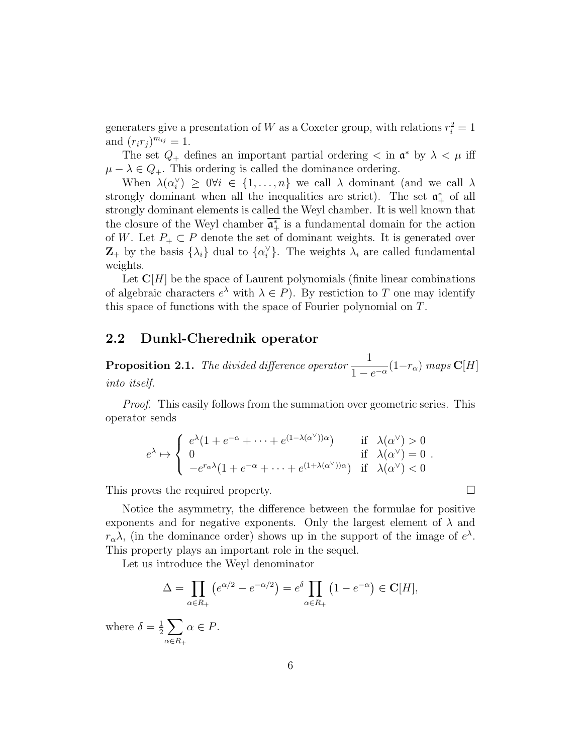generaters give a presentation of $W$ as a Coxeter group, with relations $r_i^2 = 1$ and $(r_i r_j)^{m_{ij}} = 1$.

The set $Q_+$ defines an important partial ordering $<$ in $\mathfrak{a}^*$ by $\lambda < \mu$ iff $\mu - \lambda \in Q_+$. This ordering is called the dominance ordering.

When $\lambda(\alpha_i^\vee) \geq 0 \forall i \in \{1, \ldots, n\}$ we call $\lambda$ dominant (and we call $\lambda$ strongly dominant when all the inequalities are strict). The set $\mathfrak{a}_+^*$ of all strongly dominant elements is called the Weyl chamber. It is well known that the closure of the Weyl chamber $\overline{\mathfrak{a}_+^*}$ is a fundamental domain for the action of $W$. Let $P_+ \subset P$ denote the set of dominant weights. It is generated over $\mathbf{Z}_+$ by the basis $\{\lambda_i\}$ dual to $\{\alpha_i^\vee\}$. The weights $\lambda_i$ are called fundamental weights.

Let $\mathbf{C}[H]$ be the space of Laurent polynomials (finite linear combinations of algebraic characters $e^\lambda$ with $\lambda \in P$). By restiction to $T$ one may identify this space of functions with the space of Fourier polynomial on $T$.

## 2.2 Dunkl-Cherednik operator

**Proposition 2.1.** *The divided difference operator* $\dfrac{1}{1 - e^{-\alpha}}(1 - r_\alpha)$ *maps* $\mathbf{C}[H]$ *into itself.*

*Proof.* This easily follows from the summation over geometric series. This operator sends

$$e^\lambda \mapsto \begin{cases} e^\lambda (1 + e^{-\alpha} + \cdots + e^{(1-\lambda(\alpha^\vee))\alpha}) & \text{if } \lambda(\alpha^\vee) > 0 \\ 0 & \text{if } \lambda(\alpha^\vee) = 0 \\ -e^{r_\alpha \lambda}(1 + e^{-\alpha} + \cdots + e^{(1+\lambda(\alpha^\vee))\alpha}) & \text{if } \lambda(\alpha^\vee) < 0 \end{cases}.$$

This proves the required property. □

Notice the asymmetry, the difference between the formulae for positive exponents and for negative exponents. Only the largest element of $\lambda$ and $r_\alpha \lambda$, (in the dominance order) shows up in the support of the image of $e^\lambda$. This property plays an important role in the sequel.

Let us introduce the Weyl denominator

$$\Delta = \prod_{\alpha \in R_+} \left( e^{\alpha/2} - e^{-\alpha/2} \right) = e^\delta \prod_{\alpha \in R_+} \left( 1 - e^{-\alpha} \right) \in \mathbf{C}[H],$$

where $\delta = \frac{1}{2} \sum_{\alpha \in R_+} \alpha \in P$.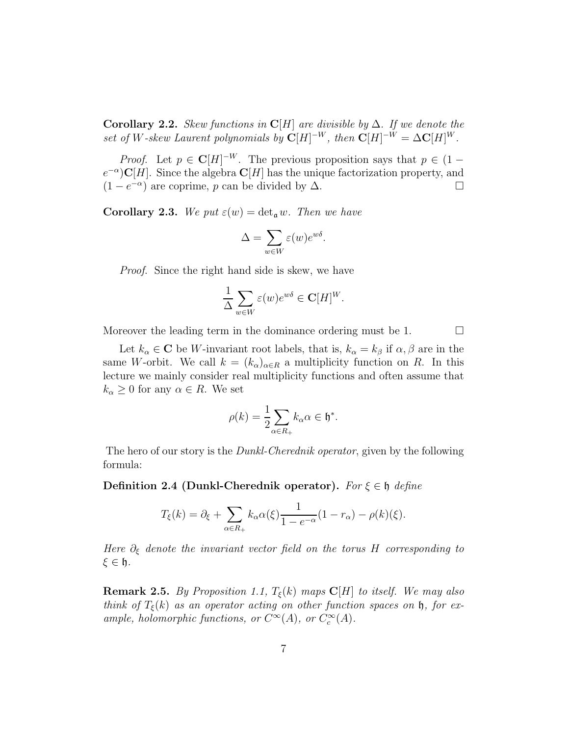**Corollary 2.2.** *Skew functions in $\mathbf{C}[H]$ are divisible by $\Delta$. If we denote the set of $W$-skew Laurent polynomials by $\mathbf{C}[H]^{-W}$, then $\mathbf{C}[H]^{-W} = \Delta\mathbf{C}[H]^W$.*

*Proof.* Let $p \in \mathbf{C}[H]^{-W}$. The previous proposition says that $p \in (1 - e^{-\alpha})\mathbf{C}[H]$. Since the algebra $\mathbf{C}[H]$ has the unique factorization property, and $(1 - e^{-\alpha})$ are coprime, $p$ can be divided by $\Delta$. $\square$

**Corollary 2.3.** *We put $\varepsilon(w) = \det_{\mathfrak{a}} w$. Then we have*

$$\Delta = \sum_{w \in W} \varepsilon(w) e^{w\delta}.$$

*Proof.* Since the right hand side is skew, we have

$$\frac{1}{\Delta} \sum_{w \in W} \varepsilon(w) e^{w\delta} \in \mathbf{C}[H]^W.$$

Moreover the leading term in the dominance ordering must be 1. $\square$

Let $k_\alpha \in \mathbf{C}$ be $W$-invariant root labels, that is, $k_\alpha = k_\beta$ if $\alpha, \beta$ are in the same $W$-orbit. We call $k = (k_\alpha)_{\alpha \in R}$ a multiplicity function on $R$. In this lecture we mainly consider real multiplicity functions and often assume that $k_\alpha \geq 0$ for any $\alpha \in R$. We set

$$\rho(k) = \frac{1}{2} \sum_{\alpha \in R_+} k_\alpha \alpha \in \mathfrak{h}^*.$$

The hero of our story is the *Dunkl-Cherednik operator*, given by the following formula:

**Definition 2.4 (Dunkl-Cherednik operator).** *For $\xi \in \mathfrak{h}$ define*

$$T_\xi(k) = \partial_\xi + \sum_{\alpha \in R_+} k_\alpha \alpha(\xi) \frac{1}{1 - e^{-\alpha}} (1 - r_\alpha) - \rho(k)(\xi).$$

*Here $\partial_\xi$ denote the invariant vector field on the torus $H$ corresponding to $\xi \in \mathfrak{h}$.*

**Remark 2.5.** *By Proposition 1.1, $T_\xi(k)$ maps $\mathbf{C}[H]$ to itself. We may also think of $T_\xi(k)$ as an operator acting on other function spaces on $\mathfrak{h}$, for example, holomorphic functions, or $C^\infty(A)$, or $C_c^\infty(A)$.*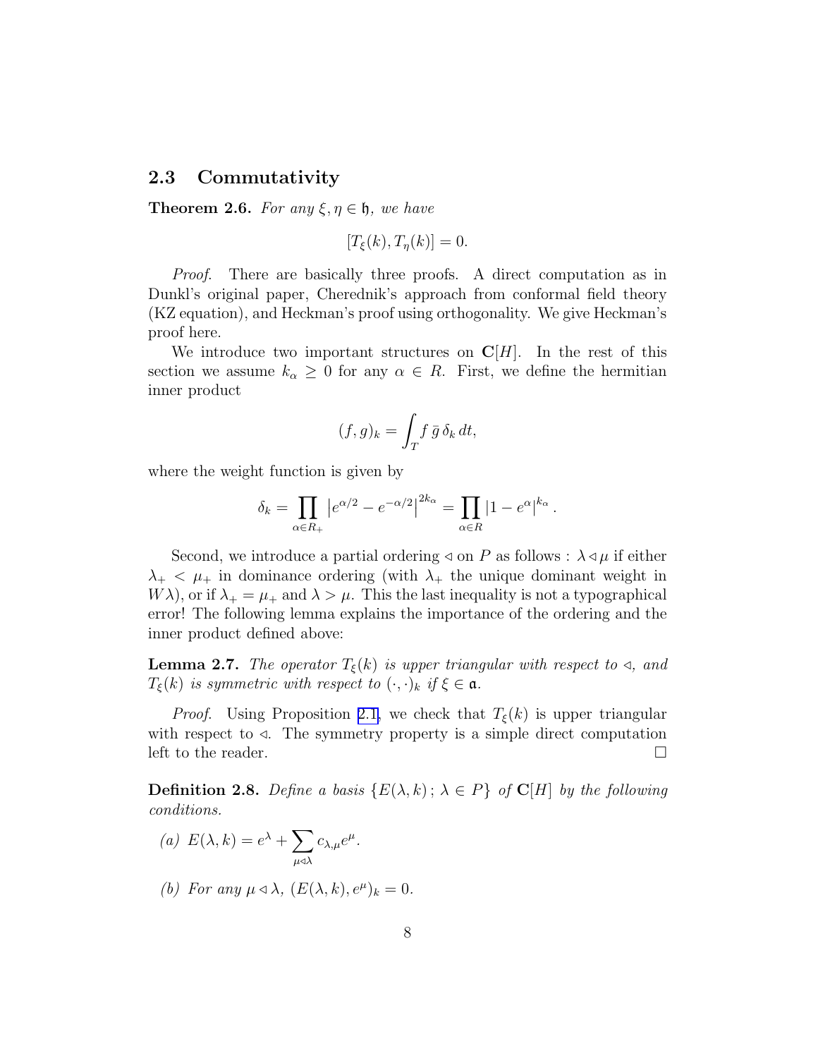## 2.3 Commutativity

**Theorem 2.6.** *For any $\xi, \eta \in \mathfrak{h}$, we have*

$$[T_\xi(k), T_\eta(k)] = 0.$$

*Proof.* There are basically three proofs. A direct computation as in Dunkl's original paper, Cherednik's approach from conformal field theory (KZ equation), and Heckman's proof using orthogonality. We give Heckman's proof here.

We introduce two important structures on $\mathbf{C}[H]$. In the rest of this section we assume $k_\alpha \geq 0$ for any $\alpha \in R$. First, we define the hermitian inner product

$$(f, g)_k = \int_T f\,\bar{g}\,\delta_k\,dt,$$

where the weight function is given by

$$\delta_k = \prod_{\alpha \in R_+} \left| e^{\alpha/2} - e^{-\alpha/2} \right|^{2k_\alpha} = \prod_{\alpha \in R} \left| 1 - e^{\alpha} \right|^{k_\alpha}.$$

Second, we introduce a partial ordering $\triangleleft$ on $P$ as follows : $\lambda \triangleleft \mu$ if either $\lambda_+ < \mu_+$ in dominance ordering (with $\lambda_+$ the unique dominant weight in $W\lambda$), or if $\lambda_+ = \mu_+$ and $\lambda > \mu$. This the last inequality is not a typographical error! The following lemma explains the importance of the ordering and the inner product defined above:

**Lemma 2.7.** *The operator $T_\xi(k)$ is upper triangular with respect to $\triangleleft$, and $T_\xi(k)$ is symmetric with respect to $(\cdot, \cdot)_k$ if $\xi \in \mathfrak{a}$.*

*Proof.* Using Proposition 2.1, we check that $T_\xi(k)$ is upper triangular with respect to $\triangleleft$. The symmetry property is a simple direct computation left to the reader. □

**Definition 2.8.** *Define a basis $\{E(\lambda, k)\,;\, \lambda \in P\}$ of $\mathbf{C}[H]$ by the following conditions.*

*(a)* $E(\lambda, k) = e^\lambda + \sum_{\mu \triangleleft \lambda} c_{\lambda,\mu} e^\mu$.

*(b) For any $\mu \triangleleft \lambda$, $(E(\lambda, k), e^\mu)_k = 0$.*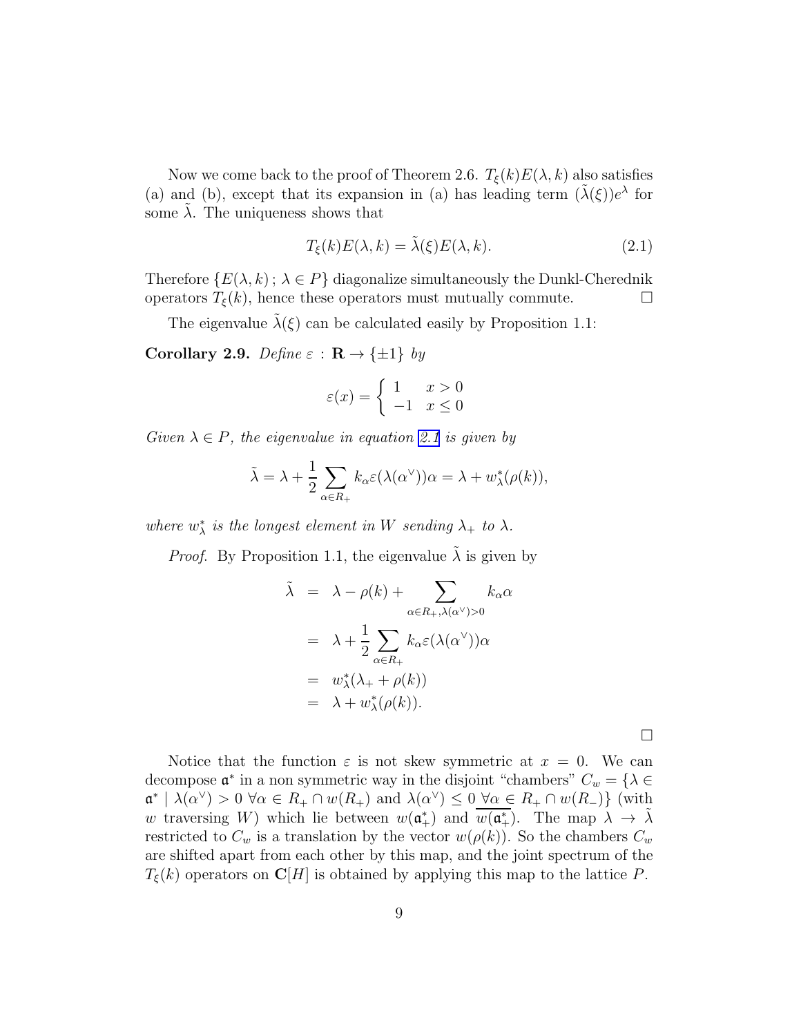Now we come back to the proof of Theorem 2.6. $T_\xi(k)E(\lambda,k)$ also satisfies (a) and (b), except that its expansion in (a) has leading term $(\tilde{\lambda}(\xi))e^\lambda$ for some $\tilde{\lambda}$. The uniqueness shows that

$$T_\xi(k)E(\lambda,k) = \tilde{\lambda}(\xi)E(\lambda,k). \tag{2.1}$$

Therefore $\{E(\lambda,k)\,;\,\lambda\in P\}$ diagonalize simultaneously the Dunkl-Cherednik operators $T_\xi(k)$, hence these operators must mutually commute. $\square$

The eigenvalue $\tilde{\lambda}(\xi)$ can be calculated easily by Proposition 1.1:

**Corollary 2.9.** *Define* $\varepsilon : \mathbf{R} \to \{\pm 1\}$ *by*

$$\varepsilon(x) = \begin{cases} 1 & x > 0 \\ -1 & x \leq 0 \end{cases}$$

*Given* $\lambda \in P$*, the eigenvalue in equation 2.1 is given by*

$$\tilde{\lambda} = \lambda + \frac{1}{2}\sum_{\alpha\in R_+} k_\alpha \varepsilon(\lambda(\alpha^\vee))\alpha = \lambda + w_\lambda^*(\rho(k)),$$

*where* $w_\lambda^*$ *is the longest element in* $W$ *sending* $\lambda_+$ *to* $\lambda$*.*

*Proof.* By Proposition 1.1, the eigenvalue $\tilde{\lambda}$ is given by

$$\begin{aligned}
\tilde{\lambda} &= \lambda - \rho(k) + \sum_{\alpha\in R_+,\lambda(\alpha^\vee)>0} k_\alpha \alpha \\
&= \lambda + \frac{1}{2}\sum_{\alpha\in R_+} k_\alpha \varepsilon(\lambda(\alpha^\vee))\alpha \\
&= w_\lambda^*(\lambda_+ + \rho(k)) \\
&= \lambda + w_\lambda^*(\rho(k)).
\end{aligned}$$

$\square$

Notice that the function $\varepsilon$ is not skew symmetric at $x = 0$. We can decompose $\mathfrak{a}^*$ in a non symmetric way in the disjoint "chambers" $C_w = \{\lambda \in \mathfrak{a}^* \mid \lambda(\alpha^\vee) > 0 \ \forall \alpha \in R_+ \cap w(R_+) \text{ and } \lambda(\alpha^\vee) \leq 0 \ \forall \alpha \in R_+ \cap w(R_-)\}$ (with $w$ traversing $W$) which lie between $w(\mathfrak{a}_+^*)$ and $\overline{w(\mathfrak{a}_+^*)}$. The map $\lambda \to \tilde{\lambda}$ restricted to $C_w$ is a translation by the vector $w(\rho(k))$. So the chambers $C_w$ are shifted apart from each other by this map, and the joint spectrum of the $T_\xi(k)$ operators on $\mathbf{C}[H]$ is obtained by applying this map to the lattice $P$.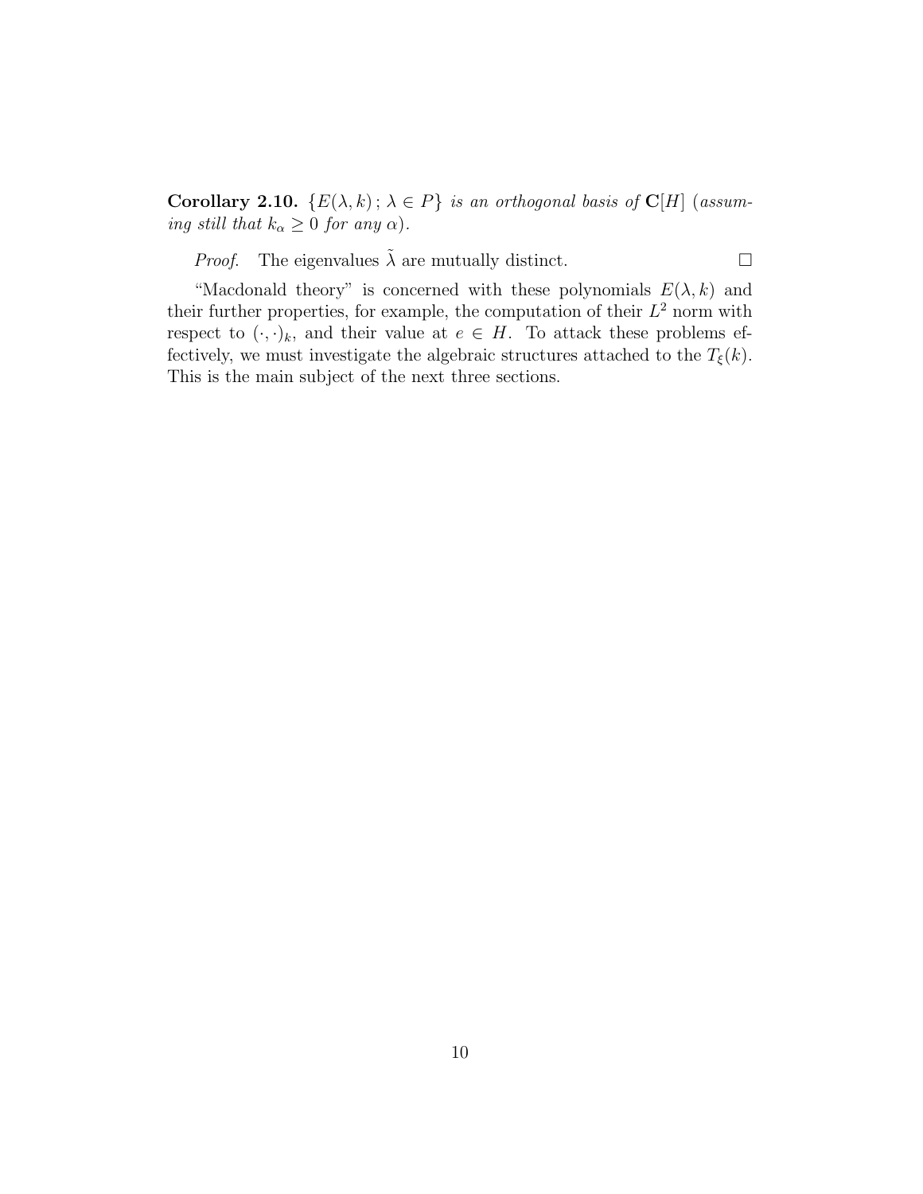**Corollary 2.10.** $\{E(\lambda, k)\,;\, \lambda \in P\}$ *is an orthogonal basis of* $\mathbf{C}[H]$ *(assuming still that* $k_\alpha \geq 0$ *for any* $\alpha$*).*

*Proof.* The eigenvalues $\tilde{\lambda}$ are mutually distinct. □

"Macdonald theory" is concerned with these polynomials $E(\lambda, k)$ and their further properties, for example, the computation of their $L^2$ norm with respect to $(\cdot, \cdot)_k$, and their value at $e \in H$. To attack these problems effectively, we must investigate the algebraic structures attached to the $T_\xi(k)$. This is the main subject of the next three sections.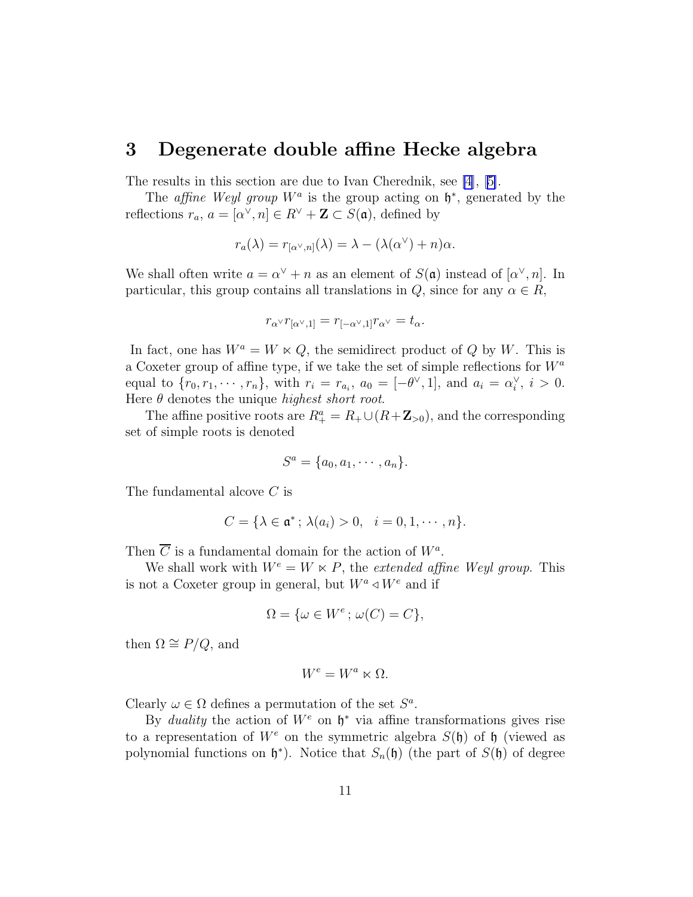# 3 Degenerate double affine Hecke algebra

The results in this section are due to Ivan Cherednik, see [4], [5].

The *affine Weyl group* $W^a$ is the group acting on $\mathfrak{h}^*$, generated by the reflections $r_a$, $a = [\alpha^\vee, n] \in R^\vee + \mathbf{Z} \subset S(\mathfrak{a})$, defined by

$$r_a(\lambda) = r_{[\alpha^\vee, n]}(\lambda) = \lambda - (\lambda(\alpha^\vee) + n)\alpha.$$

We shall often write $a = \alpha^\vee + n$ as an element of $S(\mathfrak{a})$ instead of $[\alpha^\vee, n]$. In particular, this group contains all translations in $Q$, since for any $\alpha \in R$,

$$r_{\alpha^\vee} r_{[\alpha^\vee, 1]} = r_{[-\alpha^\vee, 1]} r_{\alpha^\vee} = t_\alpha.$$

In fact, one has $W^a = W \ltimes Q$, the semidirect product of $Q$ by $W$. This is a Coxeter group of affine type, if we take the set of simple reflections for $W^a$ equal to $\{r_0, r_1, \cdots, r_n\}$, with $r_i = r_{a_i}$, $a_0 = [-\theta^\vee, 1]$, and $a_i = \alpha_i^\vee$, $i > 0$. Here $\theta$ denotes the unique *highest short root*.

The affine positive roots are $R_+^a = R_+ \cup (R + \mathbf{Z}_{>0})$, and the corresponding set of simple roots is denoted

$$S^a = \{a_0, a_1, \cdots, a_n\}.$$

The fundamental alcove $C$ is

$$C = \{\lambda \in \mathfrak{a}^* \,;\, \lambda(a_i) > 0, \quad i = 0, 1, \cdots, n\}.$$

Then $\overline{C}$ is a fundamental domain for the action of $W^a$.

We shall work with $W^e = W \ltimes P$, the *extended affine Weyl group*. This is not a Coxeter group in general, but $W^a \lhd W^e$ and if

$$\Omega = \{\omega \in W^e \,;\, \omega(C) = C\},$$

then $\Omega \cong P/Q$, and

$$W^e = W^a \ltimes \Omega.$$

Clearly $\omega \in \Omega$ defines a permutation of the set $S^a$.

By *duality* the action of $W^e$ on $\mathfrak{h}^*$ via affine transformations gives rise to a representation of $W^e$ on the symmetric algebra $S(\mathfrak{h})$ of $\mathfrak{h}$ (viewed as polynomial functions on $\mathfrak{h}^*$). Notice that $S_n(\mathfrak{h})$ (the part of $S(\mathfrak{h})$ of degree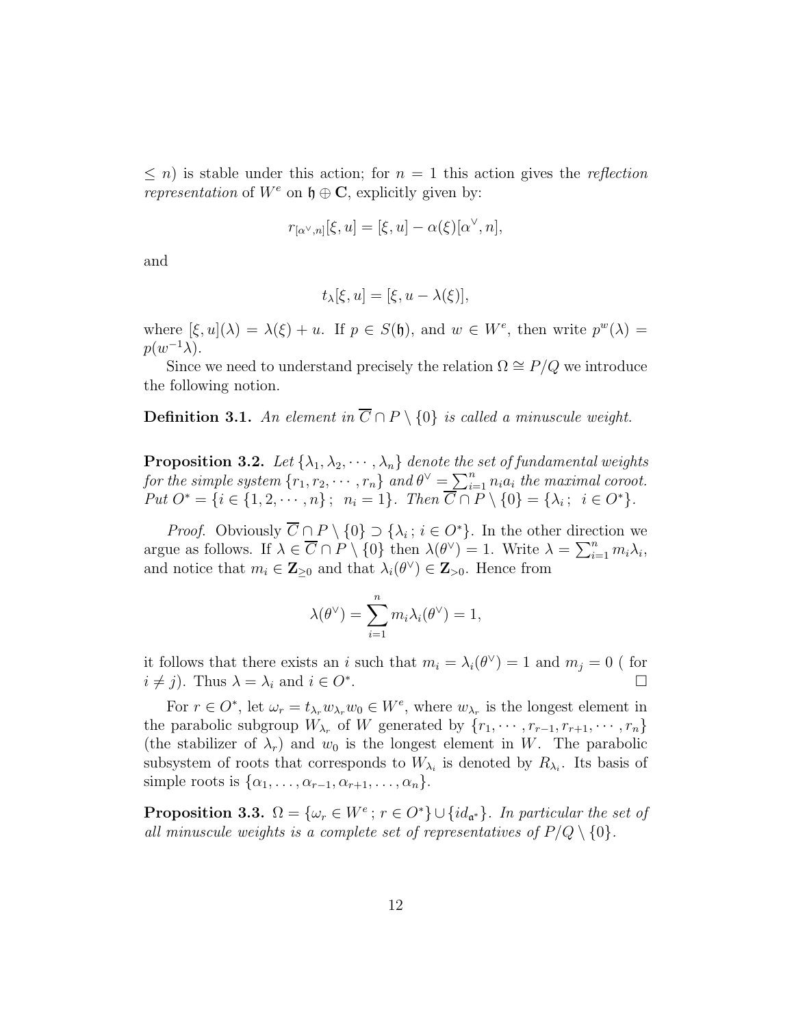$\leq n$) is stable under this action; for $n = 1$ this action gives the *reflection representation* of $W^e$ on $\mathfrak{h} \oplus \mathbf{C}$, explicitly given by:

$$r_{[\alpha^\vee, n]}[\xi, u] = [\xi, u] - \alpha(\xi)[\alpha^\vee, n],$$

and

$$t_\lambda[\xi, u] = [\xi, u - \lambda(\xi)],$$

where $[\xi, u](\lambda) = \lambda(\xi) + u$. If $p \in S(\mathfrak{h})$, and $w \in W^e$, then write $p^w(\lambda) = p(w^{-1}\lambda)$.

Since we need to understand precisely the relation $\Omega \cong P/Q$ we introduce the following notion.

**Definition 3.1.** *An element in $\overline{C} \cap P \setminus \{0\}$ is called a minuscule weight.*

**Proposition 3.2.** *Let $\{\lambda_1, \lambda_2, \cdots, \lambda_n\}$ denote the set of fundamental weights for the simple system $\{r_1, r_2, \cdots, r_n\}$ and $\theta^\vee = \sum_{i=1}^n n_i a_i$ the maximal coroot. Put $O^* = \{i \in \{1, 2, \cdots, n\}\, ;\ n_i = 1\}$. Then $\overline{C} \cap P \setminus \{0\} = \{\lambda_i\, ;\ i \in O^*\}$.*

*Proof.* Obviously $\overline{C} \cap P \setminus \{0\} \supset \{\lambda_i\, ;\, i \in O^*\}$. In the other direction we argue as follows. If $\lambda \in \overline{C} \cap P \setminus \{0\}$ then $\lambda(\theta^\vee) = 1$. Write $\lambda = \sum_{i=1}^n m_i \lambda_i$, and notice that $m_i \in \mathbf{Z}_{\geq 0}$ and that $\lambda_i(\theta^\vee) \in \mathbf{Z}_{>0}$. Hence from

$$\lambda(\theta^\vee) = \sum_{i=1}^n m_i \lambda_i(\theta^\vee) = 1,$$

it follows that there exists an $i$ such that $m_i = \lambda_i(\theta^\vee) = 1$ and $m_j = 0$ ( for $i \neq j$). Thus $\lambda = \lambda_i$ and $i \in O^*$. $\square$

For $r \in O^*$, let $\omega_r = t_{\lambda_r} w_{\lambda_r} w_0 \in W^e$, where $w_{\lambda_r}$ is the longest element in the parabolic subgroup $W_{\lambda_r}$ of $W$ generated by $\{r_1, \cdots, r_{r-1}, r_{r+1}, \cdots, r_n\}$ (the stabilizer of $\lambda_r$) and $w_0$ is the longest element in $W$. The parabolic subsystem of roots that corresponds to $W_{\lambda_i}$ is denoted by $R_{\lambda_i}$. Its basis of simple roots is $\{\alpha_1, \ldots, \alpha_{r-1}, \alpha_{r+1}, \ldots, \alpha_n\}$.

**Proposition 3.3.** $\Omega = \{\omega_r \in W^e\, ;\, r \in O^*\} \cup \{id_{\mathfrak{a}^*}\}$. *In particular the set of all minuscule weights is a complete set of representatives of $P/Q \setminus \{0\}$.*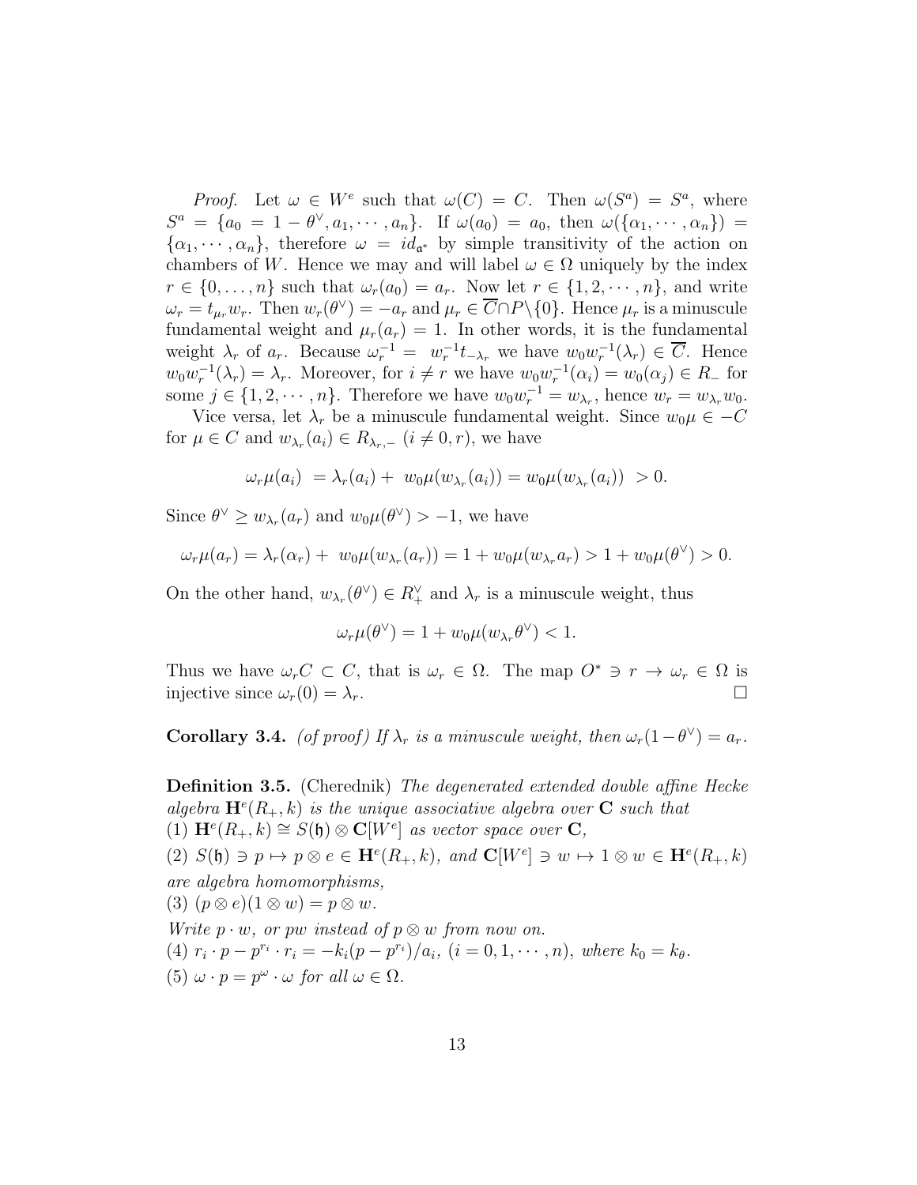*Proof.* Let $\omega \in W^e$ such that $\omega(C) = C$. Then $\omega(S^a) = S^a$, where $S^a = \{a_0 = 1 - \theta^\vee, a_1, \cdots, a_n\}$. If $\omega(a_0) = a_0$, then $\omega(\{\alpha_1, \cdots, \alpha_n\}) = \{\alpha_1, \cdots, \alpha_n\}$, therefore $\omega = id_{\mathfrak{a}^*}$ by simple transitivity of the action on chambers of $W$. Hence we may and will label $\omega \in \Omega$ uniquely by the index $r \in \{0, \ldots, n\}$ such that $\omega_r(a_0) = a_r$. Now let $r \in \{1, 2, \cdots, n\}$, and write $\omega_r = t_{\mu_r} w_r$. Then $w_r(\theta^\vee) = -a_r$ and $\mu_r \in \overline{C} \cap P \backslash \{0\}$. Hence $\mu_r$ is a minuscule fundamental weight and $\mu_r(a_r) = 1$. In other words, it is the fundamental weight $\lambda_r$ of $a_r$. Because $\omega_r^{-1} = w_r^{-1} t_{-\lambda_r}$ we have $w_0 w_r^{-1}(\lambda_r) \in \overline{C}$. Hence $w_0 w_r^{-1}(\lambda_r) = \lambda_r$. Moreover, for $i \neq r$ we have $w_0 w_r^{-1}(\alpha_i) = w_0(\alpha_j) \in R_-$ for some $j \in \{1, 2, \cdots, n\}$. Therefore we have $w_0 w_r^{-1} = w_{\lambda_r}$, hence $w_r = w_{\lambda_r} w_0$.

Vice versa, let $\lambda_r$ be a minuscule fundamental weight. Since $w_0 \mu \in -C$ for $\mu \in C$ and $w_{\lambda_r}(a_i) \in R_{\lambda_r,-}$ $(i \neq 0, r)$, we have

$$\omega_r \mu(a_i) = \lambda_r(a_i) + w_0\mu(w_{\lambda_r}(a_i)) = w_0\mu(w_{\lambda_r}(a_i)) > 0.$$

Since $\theta^\vee \geq w_{\lambda_r}(a_r)$ and $w_0\mu(\theta^\vee) > -1$, we have

$$\omega_r \mu(a_r) = \lambda_r(\alpha_r) + w_0\mu(w_{\lambda_r}(a_r)) = 1 + w_0\mu(w_{\lambda_r} a_r) > 1 + w_0\mu(\theta^\vee) > 0.$$

On the other hand, $w_{\lambda_r}(\theta^\vee) \in R_+^\vee$ and $\lambda_r$ is a minuscule weight, thus

$$\omega_r \mu(\theta^\vee) = 1 + w_0\mu(w_{\lambda_r}\theta^\vee) < 1.$$

Thus we have $\omega_r C \subset C$, that is $\omega_r \in \Omega$. The map $O^* \ni r \to \omega_r \in \Omega$ is injective since $\omega_r(0) = \lambda_r$. $\square$

**Corollary 3.4.** *(of proof) If $\lambda_r$ is a minuscule weight, then $\omega_r(1 - \theta^\vee) = a_r$.*

**Definition 3.5.** (Cherednik) *The degenerated extended double affine Hecke algebra $\mathbf{H}^e(R_+, k)$ is the unique associative algebra over $\mathbf{C}$ such that*
(1) $\mathbf{H}^e(R_+, k) \cong S(\mathfrak{h}) \otimes \mathbf{C}[W^e]$ *as vector space over* $\mathbf{C}$,
(2) $S(\mathfrak{h}) \ni p \mapsto p \otimes e \in \mathbf{H}^e(R_+, k)$*, and* $\mathbf{C}[W^e] \ni w \mapsto 1 \otimes w \in \mathbf{H}^e(R_+, k)$ *are algebra homomorphisms,*
(3) $(p \otimes e)(1 \otimes w) = p \otimes w$.
*Write $p \cdot w$, or $pw$ instead of $p \otimes w$ from now on.*
(4) $r_i \cdot p - p^{r_i} \cdot r_i = -k_i(p - p^{r_i})/a_i$, $(i = 0, 1, \cdots, n)$*, where* $k_0 = k_\theta$.
(5) $\omega \cdot p = p^\omega \cdot \omega$ *for all* $\omega \in \Omega$.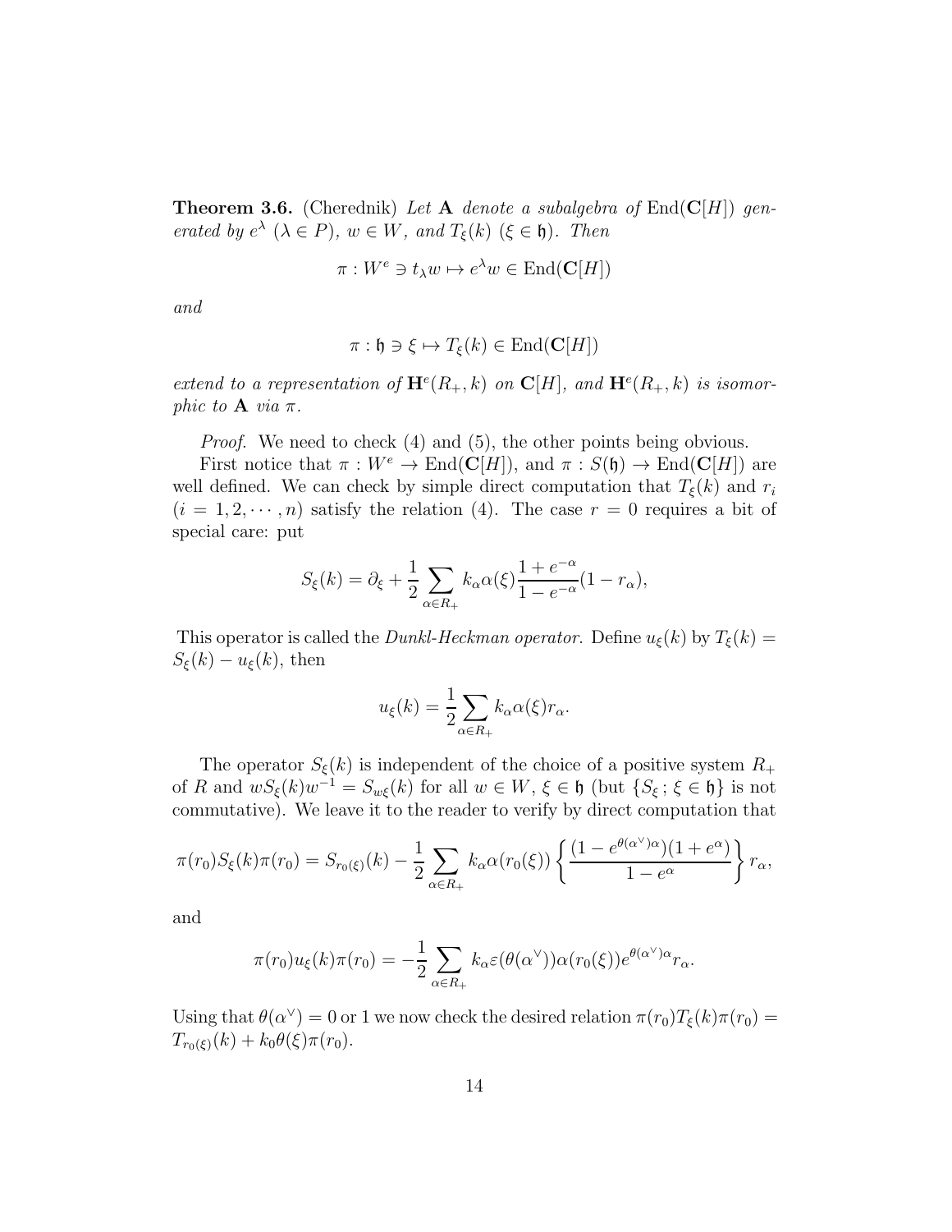**Theorem 3.6.** (Cherednik) *Let* $\mathbf{A}$ *denote a subalgebra of* $\mathrm{End}(\mathbf{C}[H])$ *generated by* $e^\lambda$ $(\lambda \in P)$*,* $w \in W$*, and* $T_\xi(k)$ $(\xi \in \mathfrak{h})$*. Then*

$$\pi : W^e \ni t_\lambda w \mapsto e^\lambda w \in \mathrm{End}(\mathbf{C}[H])$$

*and*

$$\pi : \mathfrak{h} \ni \xi \mapsto T_\xi(k) \in \mathrm{End}(\mathbf{C}[H])$$

*extend to a representation of* $\mathbf{H}^e(R_+, k)$ *on* $\mathbf{C}[H]$*, and* $\mathbf{H}^e(R_+, k)$ *is isomorphic to* $\mathbf{A}$ *via* $\pi$.

*Proof.* We need to check (4) and (5), the other points being obvious.

First notice that $\pi : W^e \to \mathrm{End}(\mathbf{C}[H])$, and $\pi : S(\mathfrak{h}) \to \mathrm{End}(\mathbf{C}[H])$ are well defined. We can check by simple direct computation that $T_\xi(k)$ and $r_i$ $(i = 1, 2, \cdots, n)$ satisfy the relation (4). The case $r = 0$ requires a bit of special care: put

$$S_\xi(k) = \partial_\xi + \frac{1}{2} \sum_{\alpha \in R_+} k_\alpha \alpha(\xi) \frac{1 + e^{-\alpha}}{1 - e^{-\alpha}} (1 - r_\alpha),$$

This operator is called the *Dunkl-Heckman operator*. Define $u_\xi(k)$ by $T_\xi(k) = S_\xi(k) - u_\xi(k)$, then

$$u_\xi(k) = \frac{1}{2} \sum_{\alpha \in R_+} k_\alpha \alpha(\xi) r_\alpha.$$

The operator $S_\xi(k)$ is independent of the choice of a positive system $R_+$ of $R$ and $w S_\xi(k) w^{-1} = S_{w\xi}(k)$ for all $w \in W$, $\xi \in \mathfrak{h}$ (but $\{S_\xi \,;\, \xi \in \mathfrak{h}\}$ is not commutative). We leave it to the reader to verify by direct computation that

$$\pi(r_0) S_\xi(k) \pi(r_0) = S_{r_0(\xi)}(k) - \frac{1}{2} \sum_{\alpha \in R_+} k_\alpha \alpha(r_0(\xi)) \left\{ \frac{(1 - e^{\theta(\alpha^\vee)\alpha})(1 + e^\alpha)}{1 - e^\alpha} \right\} r_\alpha,$$

and

$$\pi(r_0) u_\xi(k) \pi(r_0) = -\frac{1}{2} \sum_{\alpha \in R_+} k_\alpha \varepsilon(\theta(\alpha^\vee)) \alpha(r_0(\xi)) e^{\theta(\alpha^\vee)\alpha} r_\alpha.$$

Using that $\theta(\alpha^\vee) = 0$ or $1$ we now check the desired relation $\pi(r_0) T_\xi(k) \pi(r_0) = T_{r_0(\xi)}(k) + k_0 \theta(\xi) \pi(r_0)$.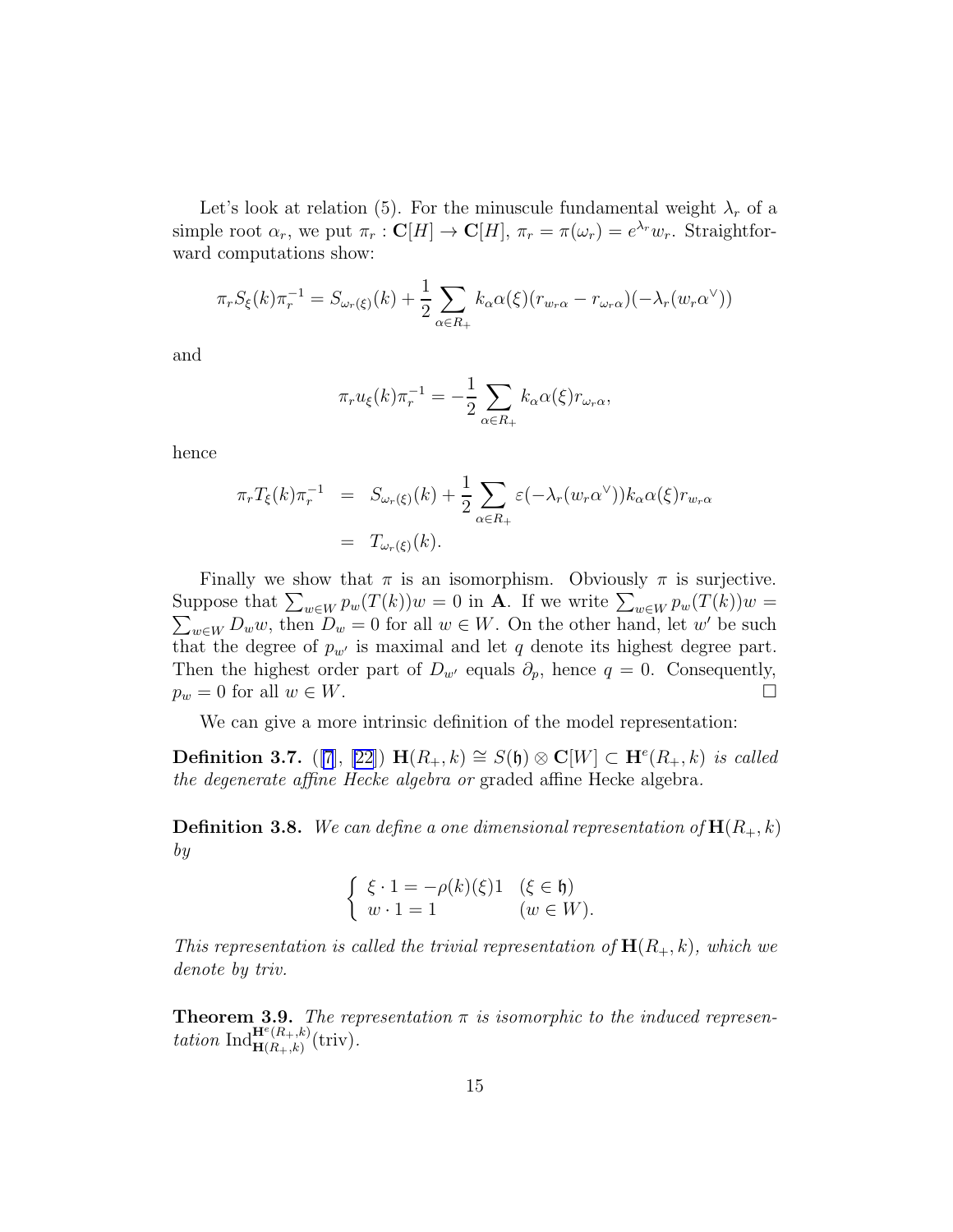Let's look at relation (5). For the minuscule fundamental weight $\lambda_r$ of a simple root $\alpha_r$, we put $\pi_r : \mathbf{C}[H] \to \mathbf{C}[H]$, $\pi_r = \pi(\omega_r) = e^{\lambda_r} w_r$. Straightforward computations show:

$$\pi_r S_\xi(k) \pi_r^{-1} = S_{\omega_r(\xi)}(k) + \frac{1}{2} \sum_{\alpha \in R_+} k_\alpha \alpha(\xi)(r_{w_r\alpha} - r_{\omega_r\alpha})(-\lambda_r(w_r\alpha^\vee))$$

and

$$\pi_r u_\xi(k) \pi_r^{-1} = -\frac{1}{2} \sum_{\alpha \in R_+} k_\alpha \alpha(\xi) r_{\omega_r\alpha},$$

hence

$$\begin{aligned} \pi_r T_\xi(k) \pi_r^{-1} &= S_{\omega_r(\xi)}(k) + \frac{1}{2} \sum_{\alpha \in R_+} \varepsilon(-\lambda_r(w_r\alpha^\vee)) k_\alpha \alpha(\xi) r_{w_r\alpha} \\ &= T_{\omega_r(\xi)}(k). \end{aligned}$$

Finally we show that $\pi$ is an isomorphism. Obviously $\pi$ is surjective. Suppose that $\sum_{w \in W} p_w(T(k))w = 0$ in $\mathbf{A}$. If we write $\sum_{w \in W} p_w(T(k))w = \sum_{w \in W} D_w w$, then $D_w = 0$ for all $w \in W$. On the other hand, let $w'$ be such that the degree of $p_{w'}$ is maximal and let $q$ denote its highest degree part. Then the highest order part of $D_{w'}$ equals $\partial_p$, hence $q = 0$. Consequently, $p_w = 0$ for all $w \in W$. □

We can give a more intrinsic definition of the model representation:

**Definition 3.7.** ([7], [22]) *$\mathbf{H}(R_+, k) \cong S(\mathfrak{h}) \otimes \mathbf{C}[W] \subset \mathbf{H}^e(R_+, k)$ is called the degenerate affine Hecke algebra or* graded affine Hecke algebra.

**Definition 3.8.** *We can define a one dimensional representation of $\mathbf{H}(R_+, k)$ by*

$$\begin{cases} \xi \cdot 1 = -\rho(k)(\xi) 1 & (\xi \in \mathfrak{h}) \\ w \cdot 1 = 1 & (w \in W). \end{cases}$$

*This representation is called the trivial representation of $\mathbf{H}(R_+, k)$, which we denote by triv.*

**Theorem 3.9.** *The representation $\pi$ is isomorphic to the induced representation $\mathrm{Ind}_{\mathbf{H}(R_+,k)}^{\mathbf{H}^e(R_+,k)}(\mathrm{triv})$.*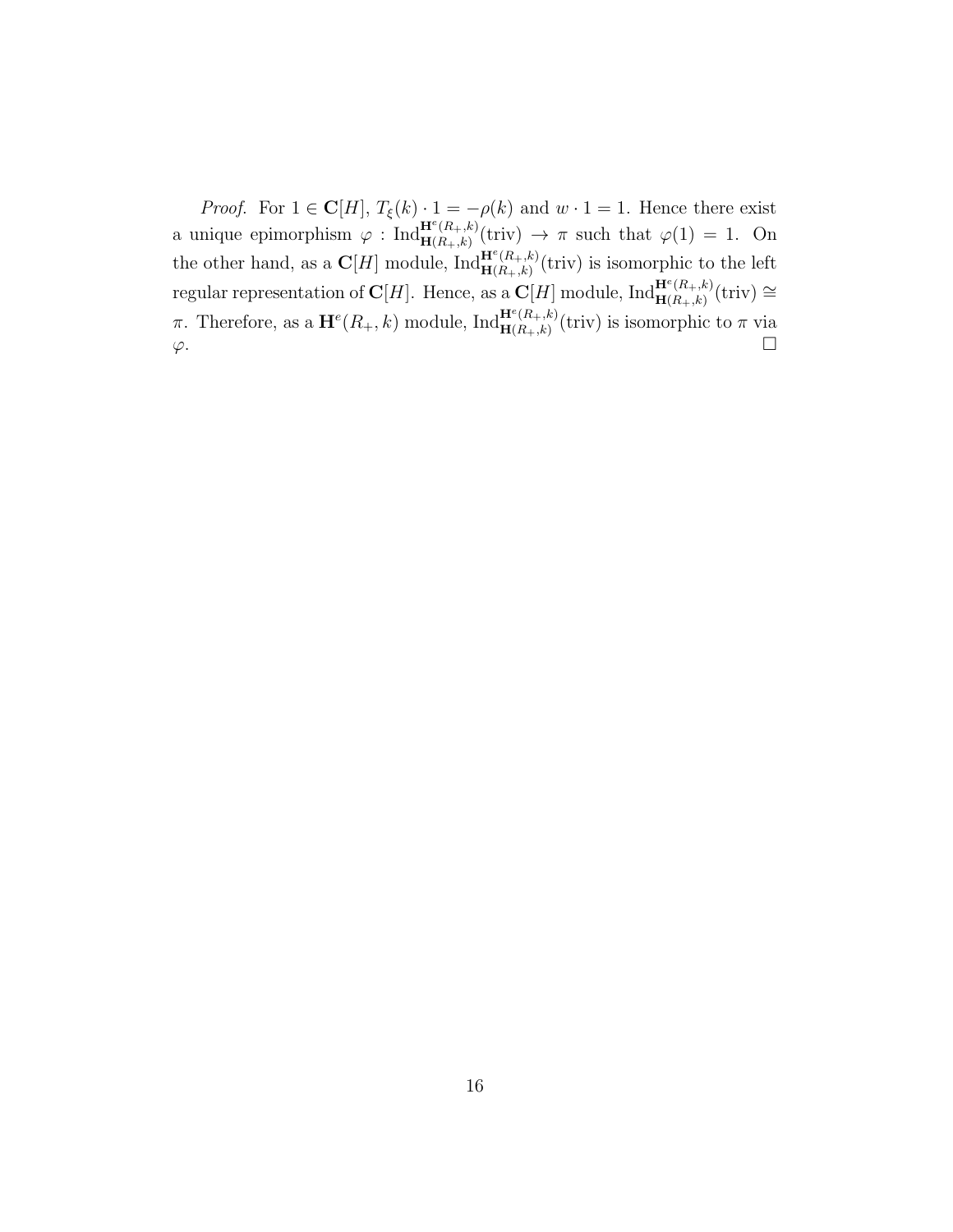*Proof.* For $1 \in \mathbf{C}[H]$, $T_\xi(k) \cdot 1 = -\rho(k)$ and $w \cdot 1 = 1$. Hence there exist a unique epimorphism $\varphi : \mathrm{Ind}_{\mathbf{H}(R_+,k)}^{\mathbf{H}^e(R_+,k)}(\mathrm{triv}) \to \pi$ such that $\varphi(1) = 1$. On the other hand, as a $\mathbf{C}[H]$ module, $\mathrm{Ind}_{\mathbf{H}(R_+,k)}^{\mathbf{H}^e(R_+,k)}(\mathrm{triv})$ is isomorphic to the left regular representation of $\mathbf{C}[H]$. Hence, as a $\mathbf{C}[H]$ module, $\mathrm{Ind}_{\mathbf{H}(R_+,k)}^{\mathbf{H}^e(R_+,k)}(\mathrm{triv}) \cong \pi$. Therefore, as a $\mathbf{H}^e(R_+,k)$ module, $\mathrm{Ind}_{\mathbf{H}(R_+,k)}^{\mathbf{H}^e(R_+,k)}(\mathrm{triv})$ is isomorphic to $\pi$ via $\varphi$. $\square$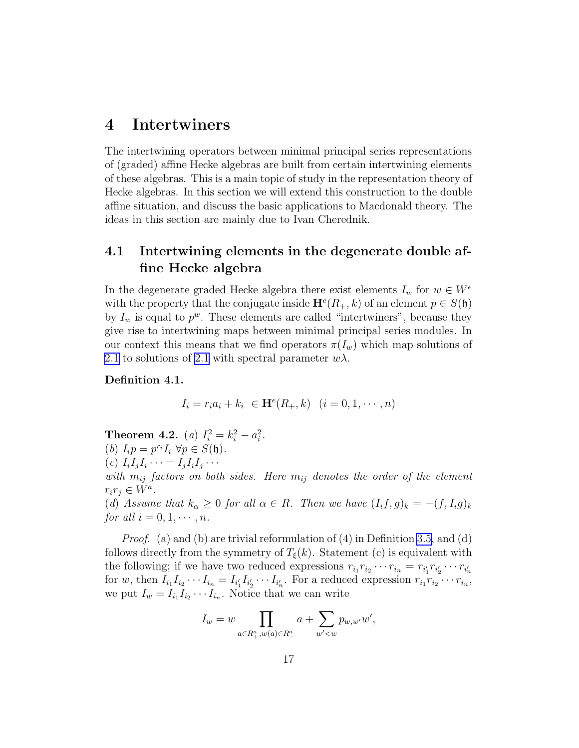# 4 Intertwiners

The intertwining operators between minimal principal series representations of (graded) affine Hecke algebras are built from certain intertwining elements of these algebras. This is a main topic of study in the representation theory of Hecke algebras. In this section we will extend this construction to the double affine situation, and discuss the basic applications to Macdonald theory. The ideas in this section are mainly due to Ivan Cherednik.

## 4.1 Intertwining elements in the degenerate double affine Hecke algebra

In the degenerate graded Hecke algebra there exist elements $I_w$ for $w \in W^e$ with the property that the conjugate inside $\mathbf{H}^e(R_+, k)$ of an element $p \in S(\mathfrak{h})$ by $I_w$ is equal to $p^w$. These elements are called "intertwiners", because they give rise to intertwining maps between minimal principal series modules. In our context this means that we find operators $\pi(I_w)$ which map solutions of 2.1 to solutions of 2.1 with spectral parameter $w\lambda$.

**Definition 4.1.**

$$I_i = r_i a_i + k_i \ \in \mathbf{H}^e(R_+, k) \ \ (i = 0, 1, \cdots, n)$$

**Theorem 4.2.** *(a) $I_i^2 = k_i^2 - a_i^2$.*
*(b) $I_i p = p^{r_i} I_i \ \forall p \in S(\mathfrak{h})$.*
*(c) $I_i I_j I_i \cdots = I_j I_i I_j \cdots$*
*with $m_{ij}$ factors on both sides. Here $m_{ij}$ denotes the order of the element $r_i r_j \in W^a$.*
*(d) Assume that $k_\alpha \geq 0$ for all $\alpha \in R$. Then we have $(I_i f, g)_k = -(f, I_i g)_k$ for all $i = 0, 1, \cdots, n$.*

*Proof.* (a) and (b) are trivial reformulation of (4) in Definition 3.5, and (d) follows directly from the symmetry of $T_\xi(k)$. Statement (c) is equivalent with the following; if we have two reduced expressions $r_{i_1} r_{i_2} \cdots r_{i_n} = r_{i'_1} r_{i'_2} \cdots r_{i'_n}$ for $w$, then $I_{i_1} I_{i_2} \cdots I_{i_n} = I_{i'_1} I_{i'_2} \cdots I_{i'_n}$. For a reduced expression $r_{i_1} r_{i_2} \cdots r_{i_n}$, we put $I_w = I_{i_1} I_{i_2} \cdots I_{i_n}$. Notice that we can write

$$I_w = w \prod_{a \in R^a_+, w(a) \in R^a_-} a + \sum_{w' < w} p_{w,w'} w',$$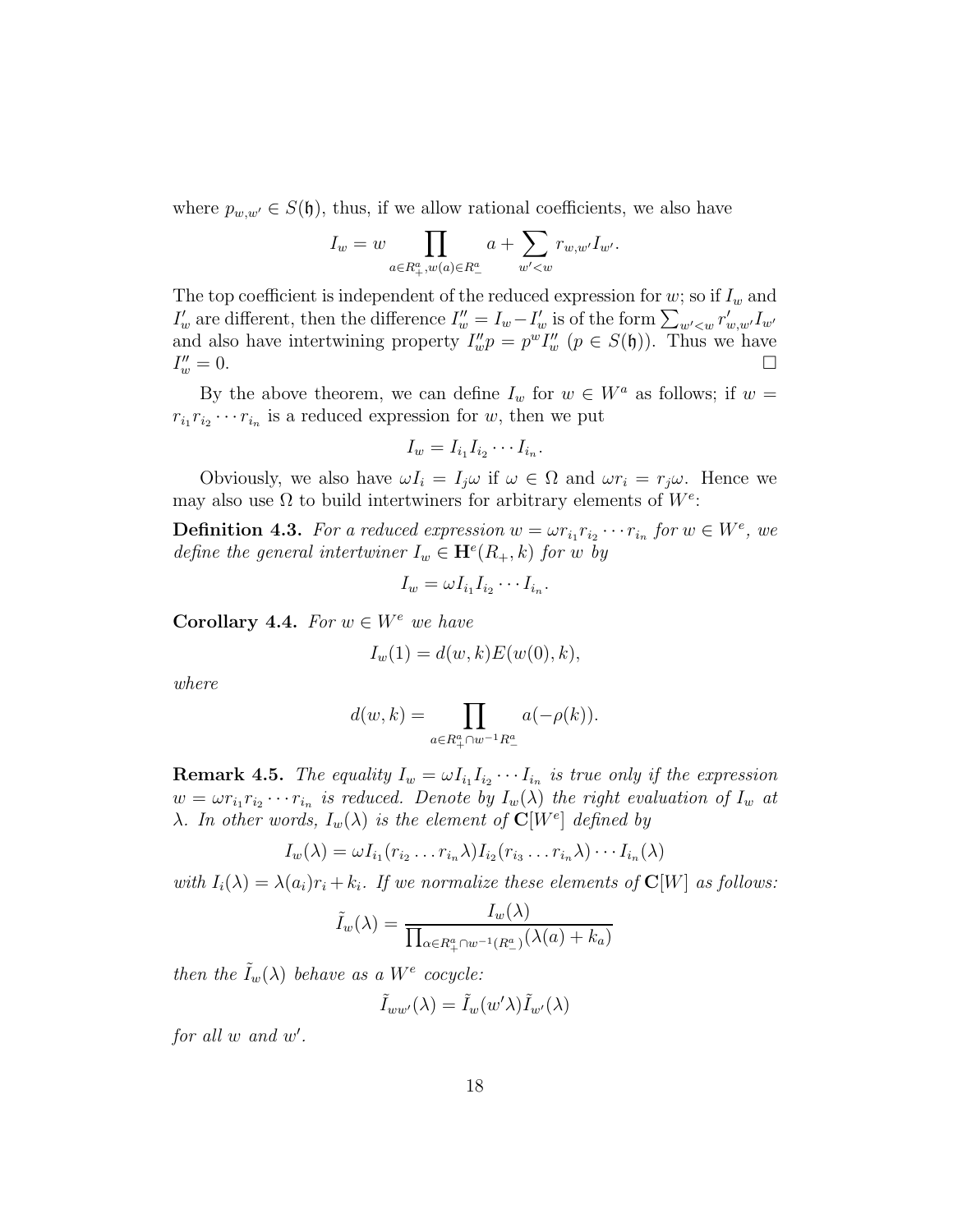where $p_{w,w'} \in S(\mathfrak{h})$, thus, if we allow rational coefficients, we also have

$$I_w = w \prod_{a \in R_+^a, w(a) \in R_-^a} a + \sum_{w' < w} r_{w,w'} I_{w'}.$$

The top coefficient is independent of the reduced expression for $w$; so if $I_w$ and $I'_w$ are different, then the difference $I''_w = I_w - I'_w$ is of the form $\sum_{w'<w} r'_{w,w'} I_{w'}$ and also have intertwining property $I''_w p = p^w I''_w$ $(p \in S(\mathfrak{h}))$. Thus we have $I''_w = 0$. $\square$

By the above theorem, we can define $I_w$ for $w \in W^a$ as follows; if $w = r_{i_1} r_{i_2} \cdots r_{i_n}$ is a reduced expression for $w$, then we put

$$I_w = I_{i_1} I_{i_2} \cdots I_{i_n}.$$

Obviously, we also have $\omega I_i = I_j \omega$ if $\omega \in \Omega$ and $\omega r_i = r_j \omega$. Hence we may also use $\Omega$ to build intertwiners for arbitrary elements of $W^e$:

**Definition 4.3.** *For a reduced expression $w = \omega r_{i_1} r_{i_2} \cdots r_{i_n}$ for $w \in W^e$, we define the general intertwiner $I_w \in \mathbf{H}^e(R_+, k)$ for $w$ by*

$$I_w = \omega I_{i_1} I_{i_2} \cdots I_{i_n}.$$

**Corollary 4.4.** *For $w \in W^e$ we have*

$$I_w(1) = d(w,k) E(w(0), k),$$

*where*

$$d(w,k) = \prod_{a \in R_+^a \cap w^{-1} R_-^a} a(-\rho(k)).$$

**Remark 4.5.** *The equality $I_w = \omega I_{i_1} I_{i_2} \cdots I_{i_n}$ is true only if the expression $w = \omega r_{i_1} r_{i_2} \cdots r_{i_n}$ is reduced. Denote by $I_w(\lambda)$ the right evaluation of $I_w$ at $\lambda$. In other words, $I_w(\lambda)$ is the element of $\mathbf{C}[W^e]$ defined by*

$$I_w(\lambda) = \omega I_{i_1}(r_{i_2} \ldots r_{i_n} \lambda) I_{i_2}(r_{i_3} \ldots r_{i_n} \lambda) \cdots I_{i_n}(\lambda)$$

*with $I_i(\lambda) = \lambda(a_i) r_i + k_i$. If we normalize these elements of $\mathbf{C}[W]$ as follows:*

$$\tilde{I}_w(\lambda) = \frac{I_w(\lambda)}{\prod_{\alpha \in R_+^a \cap w^{-1}(R_-^a)} (\lambda(a) + k_a)}$$

*then the $\tilde{I}_w(\lambda)$ behave as a $W^e$ cocycle:*

$$\tilde{I}_{ww'}(\lambda) = \tilde{I}_w(w'\lambda) \tilde{I}_{w'}(\lambda)$$

*for all $w$ and $w'$.*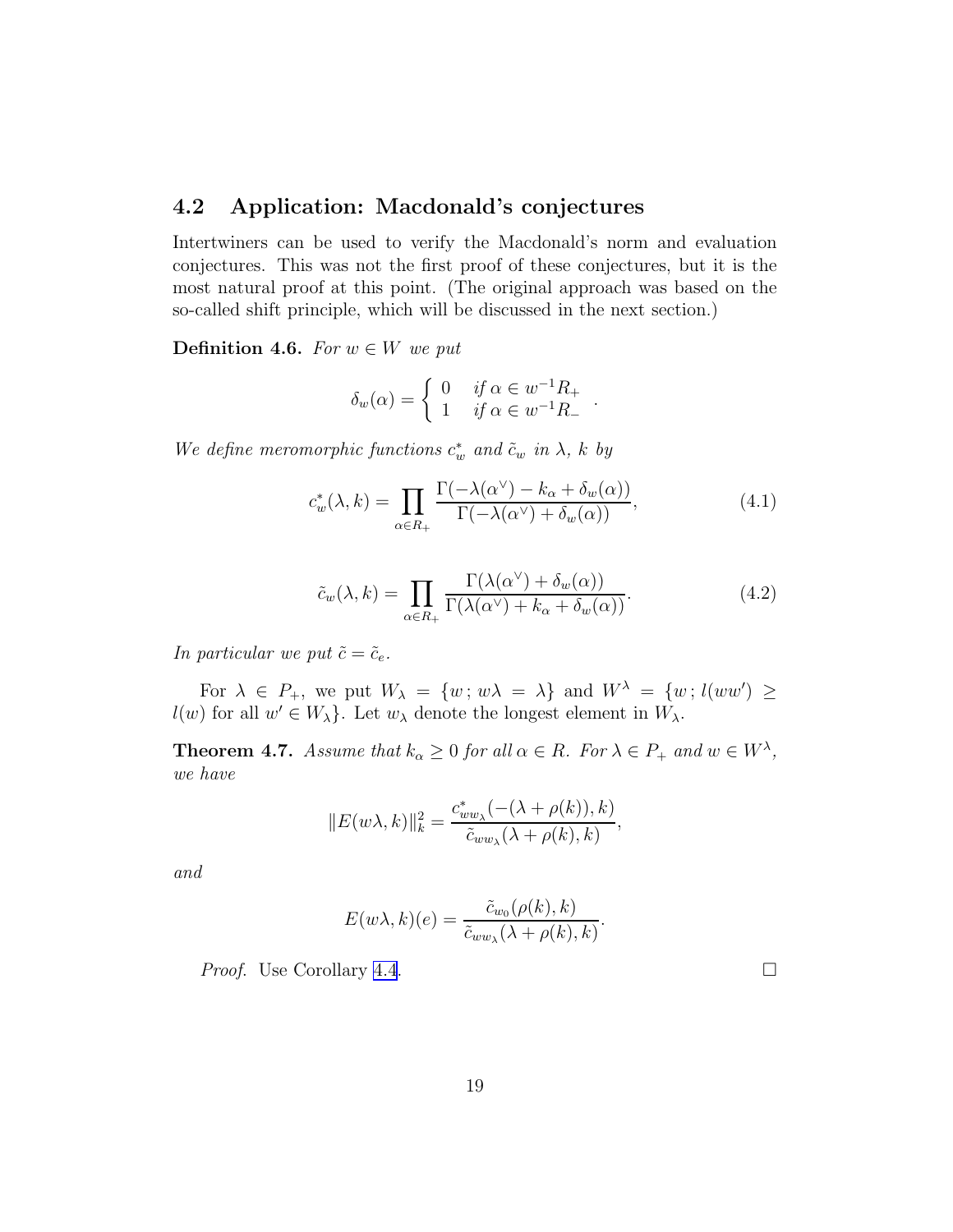## 4.2 Application: Macdonald's conjectures

Intertwiners can be used to verify the Macdonald's norm and evaluation conjectures. This was not the first proof of these conjectures, but it is the most natural proof at this point. (The original approach was based on the so-called shift principle, which will be discussed in the next section.)

**Definition 4.6.** *For $w \in W$ we put*

$$\delta_w(\alpha) = \begin{cases} 0 & \text{if } \alpha \in w^{-1}R_+ \\ 1 & \text{if } \alpha \in w^{-1}R_- \end{cases} .$$

*We define meromorphic functions $c_w^*$ and $\tilde{c}_w$ in $\lambda$, $k$ by*

$$c_w^*(\lambda, k) = \prod_{\alpha \in R_+} \frac{\Gamma(-\lambda(\alpha^\vee) - k_\alpha + \delta_w(\alpha))}{\Gamma(-\lambda(\alpha^\vee) + \delta_w(\alpha))}, \tag{4.1}$$

$$\tilde{c}_w(\lambda, k) = \prod_{\alpha \in R_+} \frac{\Gamma(\lambda(\alpha^\vee) + \delta_w(\alpha))}{\Gamma(\lambda(\alpha^\vee) + k_\alpha + \delta_w(\alpha))}. \tag{4.2}$$

*In particular we put $\tilde{c} = \tilde{c}_e$.*

For $\lambda \in P_+$, we put $W_\lambda = \{w\,;\, w\lambda = \lambda\}$ and $W^\lambda = \{w\,;\, l(ww') \geq l(w) \text{ for all } w' \in W_\lambda\}$. Let $w_\lambda$ denote the longest element in $W_\lambda$.

**Theorem 4.7.** *Assume that $k_\alpha \geq 0$ for all $\alpha \in R$. For $\lambda \in P_+$ and $w \in W^\lambda$, we have*

$$\|E(w\lambda, k)\|_k^2 = \frac{c^*_{ww_\lambda}(-(\lambda + \rho(k)), k)}{\tilde{c}_{ww_\lambda}(\lambda + \rho(k), k)},$$

*and*

$$E(w\lambda, k)(e) = \frac{\tilde{c}_{w_0}(\rho(k), k)}{\tilde{c}_{ww_\lambda}(\lambda + \rho(k), k)}.$$

*Proof.* Use Corollary 4.4. $\square$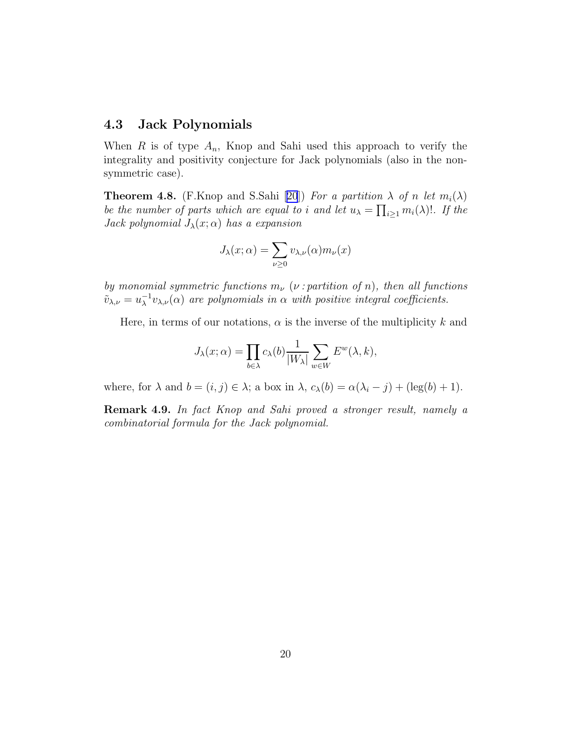### 4.3 Jack Polynomials

When $R$ is of type $A_n$, Knop and Sahi used this approach to verify the integrality and positivity conjecture for Jack polynomials (also in the non-symmetric case).

**Theorem 4.8.** (F.Knop and S.Sahi [20]) *For a partition $\lambda$ of $n$ let $m_i(\lambda)$ be the number of parts which are equal to $i$ and let $u_\lambda = \prod_{i \geq 1} m_i(\lambda)!$. If the Jack polynomial $J_\lambda(x; \alpha)$ has a expansion*

$$J_\lambda(x; \alpha) = \sum_{\nu \geq 0} v_{\lambda,\nu}(\alpha) m_\nu(x)$$

*by monomial symmetric functions $m_\nu$ ($\nu$ : partition of $n$), then all functions $\tilde{v}_{\lambda,\nu} = u_\lambda^{-1} v_{\lambda,\nu}(\alpha)$ are polynomials in $\alpha$ with positive integral coefficients.*

Here, in terms of our notations, $\alpha$ is the inverse of the multiplicity $k$ and

$$J_\lambda(x; \alpha) = \prod_{b \in \lambda} c_\lambda(b) \frac{1}{|W_\lambda|} \sum_{w \in W} E^w(\lambda, k),$$

where, for $\lambda$ and $b = (i, j) \in \lambda$; a box in $\lambda$, $c_\lambda(b) = \alpha(\lambda_i - j) + (\text{leg}(b) + 1)$.

**Remark 4.9.** *In fact Knop and Sahi proved a stronger result, namely a combinatorial formula for the Jack polynomial.*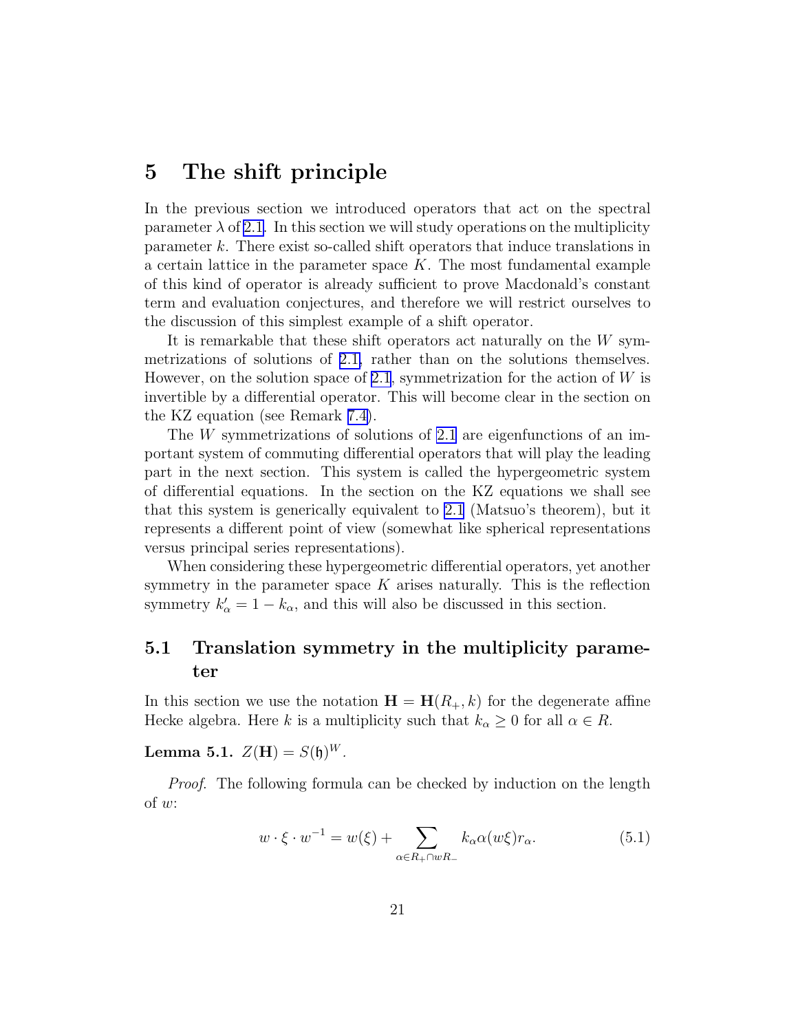## 5 The shift principle

In the previous section we introduced operators that act on the spectral parameter $\lambda$ of 2.1. In this section we will study operations on the multiplicity parameter $k$. There exist so-called shift operators that induce translations in a certain lattice in the parameter space $K$. The most fundamental example of this kind of operator is already sufficient to prove Macdonald's constant term and evaluation conjectures, and therefore we will restrict ourselves to the discussion of this simplest example of a shift operator.

It is remarkable that these shift operators act naturally on the $W$ symmetrizations of solutions of 2.1, rather than on the solutions themselves. However, on the solution space of 2.1, symmetrization for the action of $W$ is invertible by a differential operator. This will become clear in the section on the KZ equation (see Remark 7.4).

The $W$ symmetrizations of solutions of 2.1 are eigenfunctions of an important system of commuting differential operators that will play the leading part in the next section. This system is called the hypergeometric system of differential equations. In the section on the KZ equations we shall see that this system is generically equivalent to 2.1 (Matsuo's theorem), but it represents a different point of view (somewhat like spherical representations versus principal series representations).

When considering these hypergeometric differential operators, yet another symmetry in the parameter space $K$ arises naturally. This is the reflection symmetry $k'_\alpha = 1 - k_\alpha$, and this will also be discussed in this section.

### 5.1 Translation symmetry in the multiplicity parameter

In this section we use the notation $\mathbf{H} = \mathbf{H}(R_+, k)$ for the degenerate affine Hecke algebra. Here $k$ is a multiplicity such that $k_\alpha \geq 0$ for all $\alpha \in R$.

**Lemma 5.1.** $Z(\mathbf{H}) = S(\mathfrak{h})^W$.

*Proof.* The following formula can be checked by induction on the length of $w$:

$$w \cdot \xi \cdot w^{-1} = w(\xi) + \sum_{\alpha \in R_+ \cap wR_-} k_\alpha \alpha(w\xi) r_\alpha. \tag{5.1}$$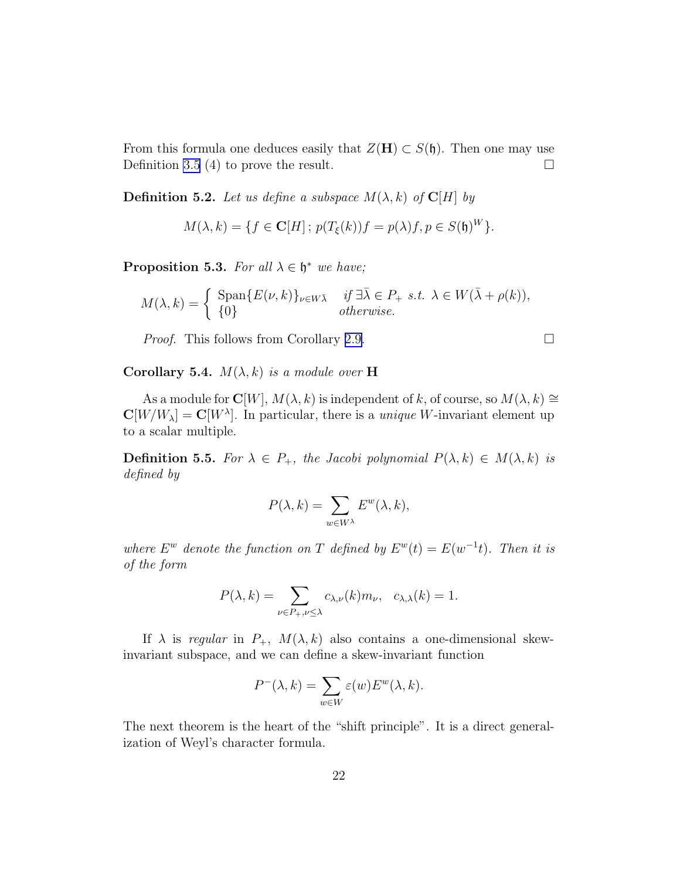From this formula one deduces easily that $Z(\mathbf{H}) \subset S(\mathfrak{h})$. Then one may use Definition 3.5 (4) to prove the result. $\square$

**Definition 5.2.** *Let us define a subspace $M(\lambda, k)$ of $\mathbf{C}[H]$ by*

$$M(\lambda, k) = \{f \in \mathbf{C}[H]\,;\, p(T_\xi(k))f = p(\lambda)f, p \in S(\mathfrak{h})^W\}.$$

**Proposition 5.3.** *For all $\lambda \in \mathfrak{h}^*$ we have;*

$$M(\lambda, k) = \begin{cases} \mathrm{Span}\{E(\nu, k)\}_{\nu \in W\bar{\lambda}} & \text{if } \exists \bar{\lambda} \in P_+ \text{ s.t. } \lambda \in W(\bar{\lambda} + \rho(k)), \\ \{0\} & \text{otherwise.} \end{cases}$$

*Proof.* This follows from Corollary 2.9. $\square$

**Corollary 5.4.** *$M(\lambda, k)$ is a module over $\mathbf{H}$*

As a module for $\mathbf{C}[W]$, $M(\lambda, k)$ is independent of $k$, of course, so $M(\lambda, k) \cong \mathbf{C}[W/W_\lambda] = \mathbf{C}[W^\lambda]$. In particular, there is a *unique* $W$-invariant element up to a scalar multiple.

**Definition 5.5.** *For $\lambda \in P_+$, the Jacobi polynomial $P(\lambda, k) \in M(\lambda, k)$ is defined by*

$$P(\lambda, k) = \sum_{w \in W^\lambda} E^w(\lambda, k),$$

*where $E^w$ denote the function on $T$ defined by $E^w(t) = E(w^{-1}t)$. Then it is of the form*

$$P(\lambda, k) = \sum_{\nu \in P_+, \nu \leq \lambda} c_{\lambda,\nu}(k) m_\nu, \quad c_{\lambda,\lambda}(k) = 1.$$

If $\lambda$ is *regular* in $P_+$, $M(\lambda, k)$ also contains a one-dimensional skew-invariant subspace, and we can define a skew-invariant function

$$P^-(\lambda, k) = \sum_{w \in W} \varepsilon(w) E^w(\lambda, k).$$

The next theorem is the heart of the "shift principle". It is a direct generalization of Weyl's character formula.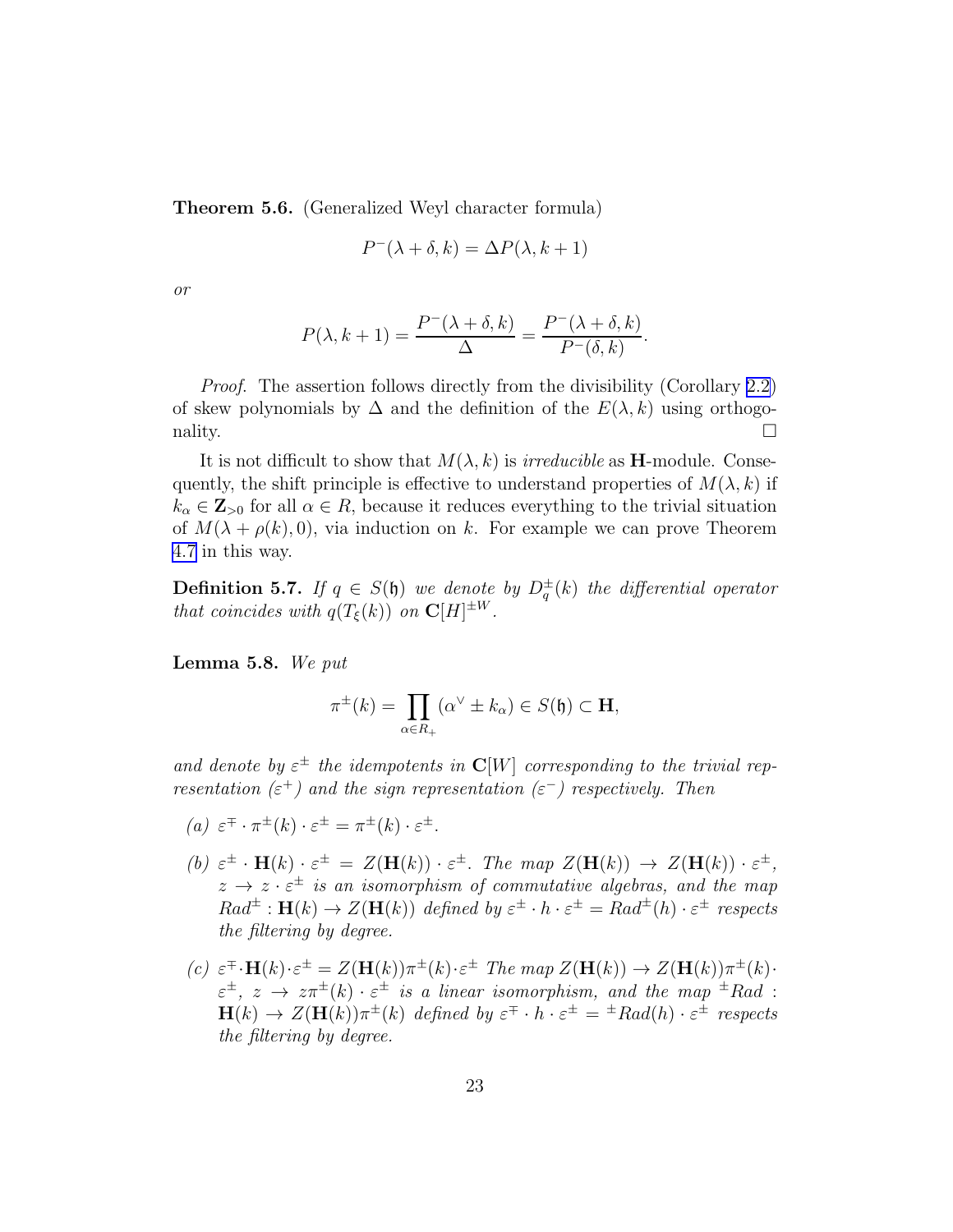**Theorem 5.6.** (Generalized Weyl character formula)

$$P^{-}(\lambda+\delta,k) = \Delta P(\lambda,k+1)$$

*or*

$$P(\lambda,k+1) = \frac{P^{-}(\lambda+\delta,k)}{\Delta} = \frac{P^{-}(\lambda+\delta,k)}{P^{-}(\delta,k)}.$$

*Proof.* The assertion follows directly from the divisibility (Corollary 2.2) of skew polynomials by $\Delta$ and the definition of the $E(\lambda,k)$ using orthogonality. □

It is not difficult to show that $M(\lambda,k)$ is *irreducible* as $\mathbf{H}$-module. Consequently, the shift principle is effective to understand properties of $M(\lambda,k)$ if $k_\alpha \in \mathbf{Z}_{>0}$ for all $\alpha \in R$, because it reduces everything to the trivial situation of $M(\lambda+\rho(k),0)$, via induction on $k$. For example we can prove Theorem 4.7 in this way.

**Definition 5.7.** *If $q \in S(\mathfrak{h})$ we denote by $D_q^{\pm}(k)$ the differential operator that coincides with $q(T_\xi(k))$ on $\mathbf{C}[H]^{\pm W}$.*

**Lemma 5.8.** *We put*

$$\pi^{\pm}(k) = \prod_{\alpha\in R_+}(\alpha^\vee \pm k_\alpha) \in S(\mathfrak{h}) \subset \mathbf{H},$$

*and denote by $\varepsilon^{\pm}$ the idempotents in $\mathbf{C}[W]$ corresponding to the trivial representation ($\varepsilon^+$) and the sign representation ($\varepsilon^-$) respectively. Then*

- *(a) $\varepsilon^{\mp}\cdot\pi^{\pm}(k)\cdot\varepsilon^{\pm} = \pi^{\pm}(k)\cdot\varepsilon^{\pm}$.*
- *(b) $\varepsilon^{\pm}\cdot\mathbf{H}(k)\cdot\varepsilon^{\pm} = Z(\mathbf{H}(k))\cdot\varepsilon^{\pm}$. The map $Z(\mathbf{H}(k)) \to Z(\mathbf{H}(k))\cdot\varepsilon^{\pm}$, $z \to z\cdot\varepsilon^{\pm}$ is an isomorphism of commutative algebras, and the map $Rad^{\pm} : \mathbf{H}(k) \to Z(\mathbf{H}(k))$ defined by $\varepsilon^{\pm}\cdot h\cdot\varepsilon^{\pm} = Rad^{\pm}(h)\cdot\varepsilon^{\pm}$ respects the filtering by degree.*
- *(c) $\varepsilon^{\mp}\cdot\mathbf{H}(k)\cdot\varepsilon^{\pm} = Z(\mathbf{H}(k))\pi^{\pm}(k)\cdot\varepsilon^{\pm}$ The map $Z(\mathbf{H}(k)) \to Z(\mathbf{H}(k))\pi^{\pm}(k)\cdot\varepsilon^{\pm}$, $z \to z\pi^{\pm}(k)\cdot\varepsilon^{\pm}$ is a linear isomorphism, and the map ${}^{\pm}Rad : \mathbf{H}(k) \to Z(\mathbf{H}(k))\pi^{\pm}(k)$ defined by $\varepsilon^{\mp}\cdot h\cdot\varepsilon^{\pm} = {}^{\pm}Rad(h)\cdot\varepsilon^{\pm}$ respects the filtering by degree.*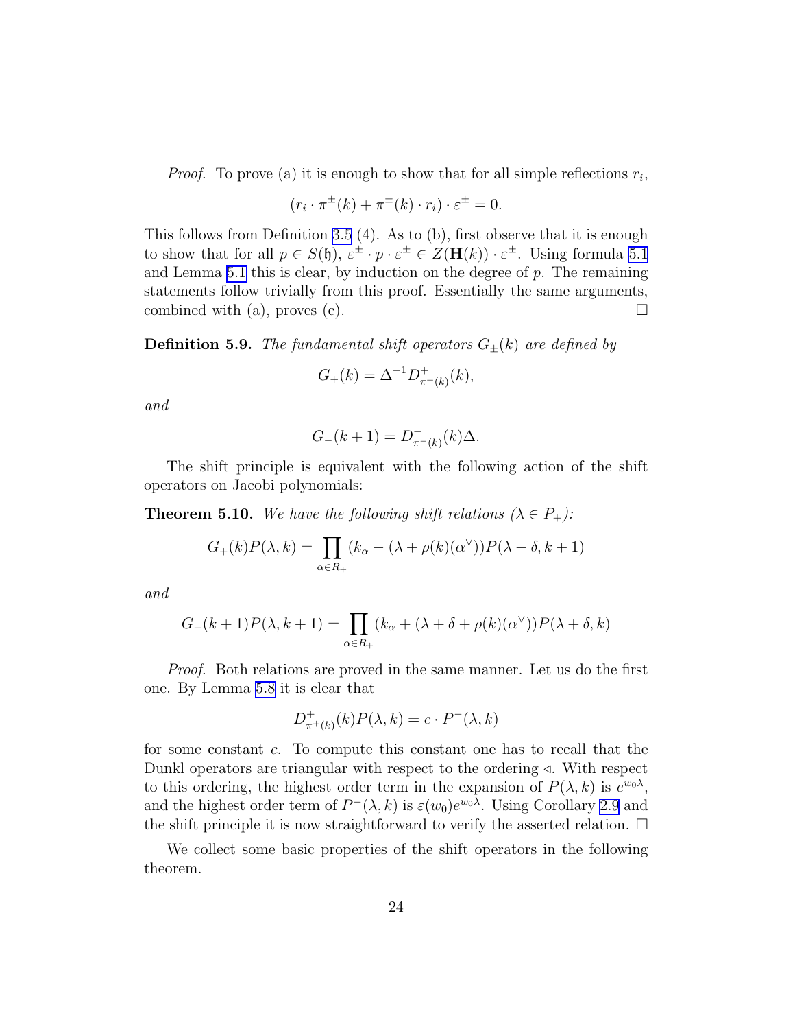*Proof.* To prove (a) it is enough to show that for all simple reflections $r_i$,

$$(r_i \cdot \pi^{\pm}(k) + \pi^{\pm}(k) \cdot r_i) \cdot \varepsilon^{\pm} = 0.$$

This follows from Definition 3.5 (4). As to (b), first observe that it is enough to show that for all $p \in S(\mathfrak{h})$, $\varepsilon^{\pm} \cdot p \cdot \varepsilon^{\pm} \in Z(\mathbf{H}(k)) \cdot \varepsilon^{\pm}$. Using formula 5.1 and Lemma 5.1 this is clear, by induction on the degree of $p$. The remaining statements follow trivially from this proof. Essentially the same arguments, combined with (a), proves (c). $\square$

**Definition 5.9.** *The fundamental shift operators $G_{\pm}(k)$ are defined by*

$$G_{+}(k) = \Delta^{-1} D^{+}_{\pi^{+}(k)}(k),$$

*and*

$$G_{-}(k+1) = D^{-}_{\pi^{-}(k)}(k)\Delta.$$

The shift principle is equivalent with the following action of the shift operators on Jacobi polynomials:

**Theorem 5.10.** *We have the following shift relations ($\lambda \in P_+$):*

$$G_{+}(k)P(\lambda, k) = \prod_{\alpha \in R_+} (k_\alpha - (\lambda + \rho(k)(\alpha^\vee))P(\lambda - \delta, k+1)$$

*and*

$$G_{-}(k+1)P(\lambda, k+1) = \prod_{\alpha \in R_+} (k_\alpha + (\lambda + \delta + \rho(k)(\alpha^\vee))P(\lambda + \delta, k)$$

*Proof.* Both relations are proved in the same manner. Let us do the first one. By Lemma 5.8 it is clear that

$$D^{+}_{\pi^{+}(k)}(k)P(\lambda, k) = c \cdot P^{-}(\lambda, k)$$

for some constant $c$. To compute this constant one has to recall that the Dunkl operators are triangular with respect to the ordering $\triangleleft$. With respect to this ordering, the highest order term in the expansion of $P(\lambda, k)$ is $e^{w_0\lambda}$, and the highest order term of $P^{-}(\lambda, k)$ is $\varepsilon(w_0)e^{w_0\lambda}$. Using Corollary 2.9 and the shift principle it is now straightforward to verify the asserted relation. $\square$

We collect some basic properties of the shift operators in the following theorem.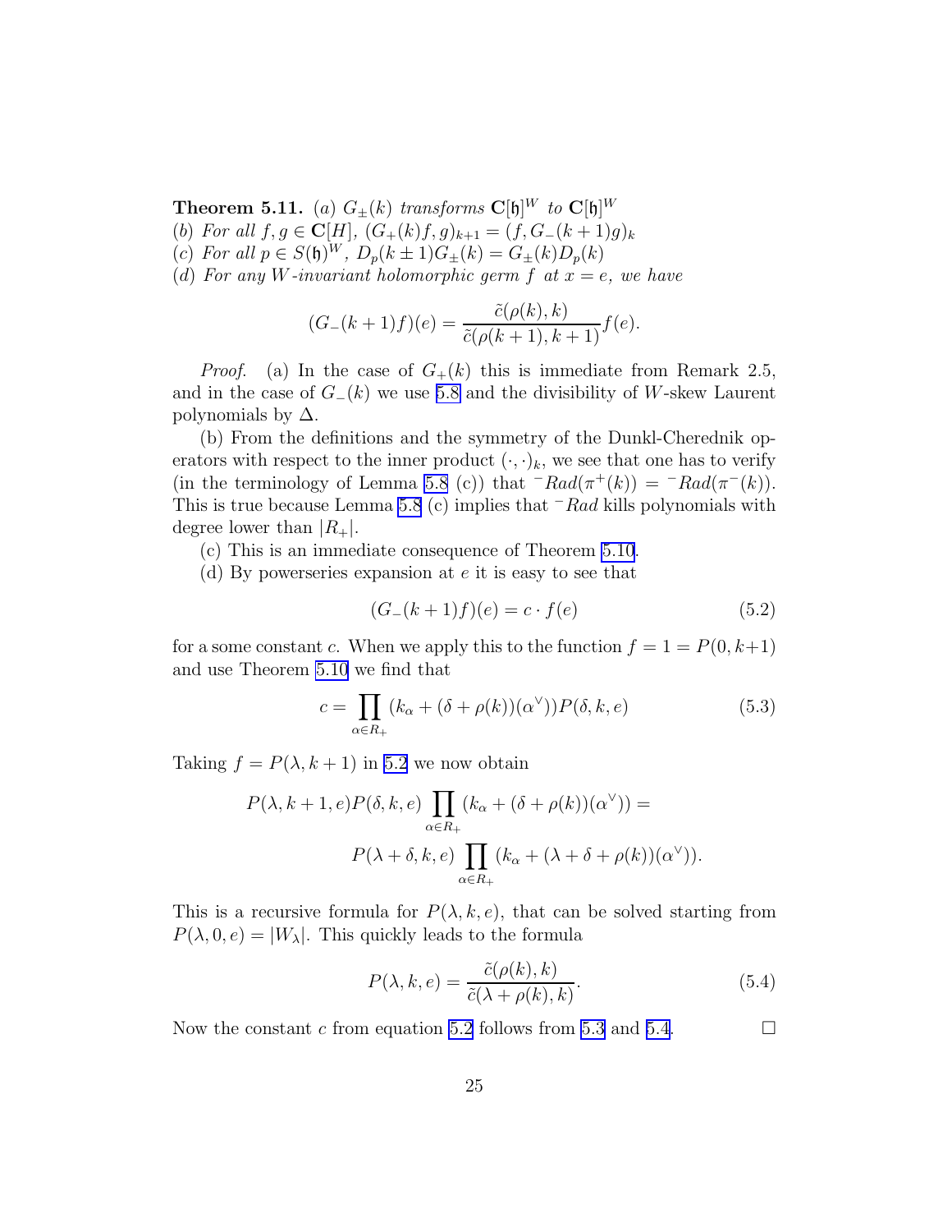**Theorem 5.11.** *(a) $G_\pm(k)$ transforms $\mathbf{C}[\mathfrak{h}]^W$ to $\mathbf{C}[\mathfrak{h}]^W$*
*(b) For all $f, g \in \mathbf{C}[H]$, $(G_+(k)f, g)_{k+1} = (f, G_-(k+1)g)_k$*
*(c) For all $p \in S(\mathfrak{h})^W$, $D_p(k \pm 1)G_\pm(k) = G_\pm(k)D_p(k)$*
*(d) For any $W$-invariant holomorphic germ $f$ at $x = e$, we have*

$$(G_-(k+1)f)(e) = \frac{\tilde{c}(\rho(k), k)}{\tilde{c}(\rho(k+1), k+1)} f(e).$$

*Proof.* (a) In the case of $G_+(k)$ this is immediate from Remark 2.5, and in the case of $G_-(k)$ we use 5.8 and the divisibility of $W$-skew Laurent polynomials by $\Delta$.

(b) From the definitions and the symmetry of the Dunkl-Cherednik operators with respect to the inner product $(\cdot, \cdot)_k$, we see that one has to verify (in the terminology of Lemma 5.8 (c)) that ${}^-Rad(\pi^+(k)) = {}^-Rad(\pi^-(k))$. This is true because Lemma 5.8 (c) implies that ${}^-Rad$ kills polynomials with degree lower than $|R_+|$.

(c) This is an immediate consequence of Theorem 5.10.

(d) By powerseries expansion at $e$ it is easy to see that

$$(G_-(k+1)f)(e) = c \cdot f(e) \tag{5.2}$$

for a some constant $c$. When we apply this to the function $f = 1 = P(0, k+1)$ and use Theorem 5.10 we find that

$$c = \prod_{\alpha \in R_+} (k_\alpha + (\delta + \rho(k))(\alpha^\vee))P(\delta, k, e) \tag{5.3}$$

Taking $f = P(\lambda, k+1)$ in 5.2 we now obtain

$$P(\lambda, k+1, e)P(\delta, k, e) \prod_{\alpha \in R_+} (k_\alpha + (\delta + \rho(k))(\alpha^\vee)) = P(\lambda + \delta, k, e) \prod_{\alpha \in R_+} (k_\alpha + (\lambda + \delta + \rho(k))(\alpha^\vee)).$$

This is a recursive formula for $P(\lambda, k, e)$, that can be solved starting from $P(\lambda, 0, e) = |W_\lambda|$. This quickly leads to the formula

$$P(\lambda, k, e) = \frac{\tilde{c}(\rho(k), k)}{\tilde{c}(\lambda + \rho(k), k)}. \tag{5.4}$$

Now the constant $c$ from equation 5.2 follows from 5.3 and 5.4. $\square$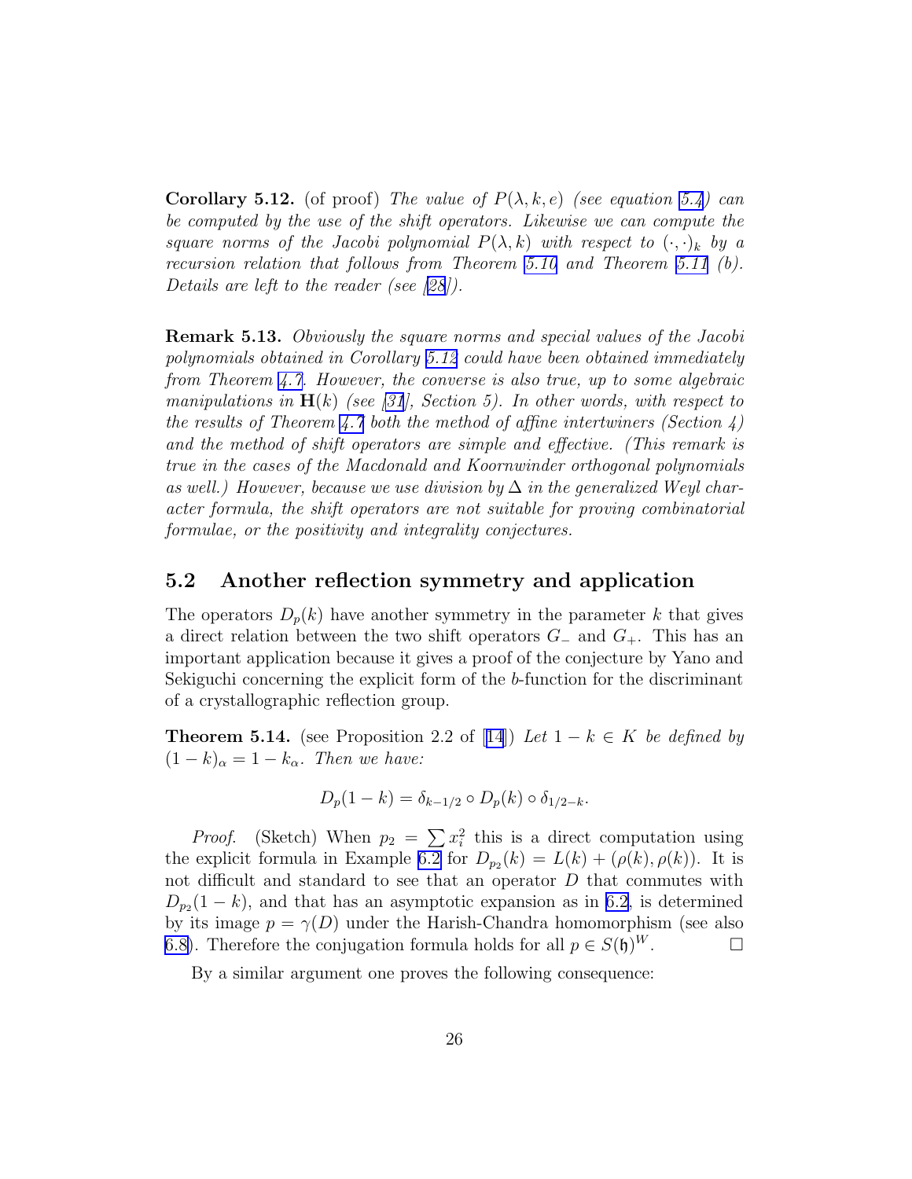**Corollary 5.12.** (of proof) *The value of $P(\lambda, k, e)$ (see equation 5.4) can be computed by the use of the shift operators. Likewise we can compute the square norms of the Jacobi polynomial $P(\lambda, k)$ with respect to $(\cdot,\cdot)_k$ by a recursion relation that follows from Theorem 5.10 and Theorem 5.11 (b). Details are left to the reader (see [28]).*

**Remark 5.13.** *Obviously the square norms and special values of the Jacobi polynomials obtained in Corollary 5.12 could have been obtained immediately from Theorem 4.7. However, the converse is also true, up to some algebraic manipulations in $\mathbf{H}(k)$ (see [31], Section 5). In other words, with respect to the results of Theorem 4.7 both the method of affine intertwiners (Section 4) and the method of shift operators are simple and effective. (This remark is true in the cases of the Macdonald and Koornwinder orthogonal polynomials as well.) However, because we use division by $\Delta$ in the generalized Weyl character formula, the shift operators are not suitable for proving combinatorial formulae, or the positivity and integrality conjectures.*

## 5.2 Another reflection symmetry and application

The operators $D_p(k)$ have another symmetry in the parameter $k$ that gives a direct relation between the two shift operators $G_-$ and $G_+$. This has an important application because it gives a proof of the conjecture by Yano and Sekiguchi concerning the explicit form of the $b$-function for the discriminant of a crystallographic reflection group.

**Theorem 5.14.** (see Proposition 2.2 of [14]) *Let $1-k \in K$ be defined by $(1-k)_\alpha = 1-k_\alpha$. Then we have:*

$$D_p(1-k) = \delta_{k-1/2} \circ D_p(k) \circ \delta_{1/2-k}.$$

*Proof.* (Sketch) When $p_2 = \sum x_i^2$ this is a direct computation using the explicit formula in Example 6.2 for $D_{p_2}(k) = L(k) + (\rho(k), \rho(k))$. It is not difficult and standard to see that an operator $D$ that commutes with $D_{p_2}(1-k)$, and that has an asymptotic expansion as in 6.2, is determined by its image $p = \gamma(D)$ under the Harish-Chandra homomorphism (see also 6.8). Therefore the conjugation formula holds for all $p \in S(\mathfrak{h})^W$. □

By a similar argument one proves the following consequence: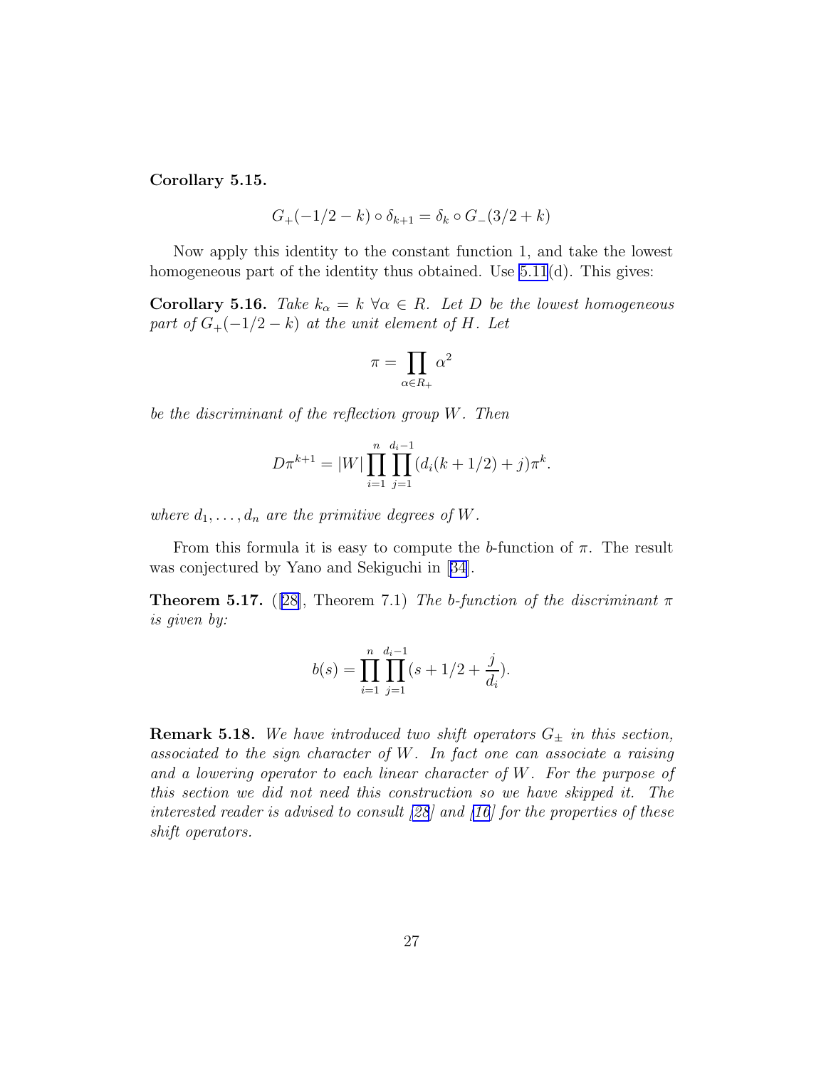**Corollary 5.15.**

$$G_+(-1/2-k) \circ \delta_{k+1} = \delta_k \circ G_-(3/2+k)$$

Now apply this identity to the constant function 1, and take the lowest homogeneous part of the identity thus obtained. Use 5.11(d). This gives:

**Corollary 5.16.** *Take $k_\alpha = k \ \forall \alpha \in R$. Let $D$ be the lowest homogeneous part of $G_+(-1/2-k)$ at the unit element of $H$. Let*

$$\pi = \prod_{\alpha \in R_+} \alpha^2$$

*be the discriminant of the reflection group $W$. Then*

$$D\pi^{k+1} = |W| \prod_{i=1}^{n} \prod_{j=1}^{d_i - 1} (d_i(k+1/2)+j)\pi^k.$$

*where $d_1, \ldots, d_n$ are the primitive degrees of $W$.*

From this formula it is easy to compute the $b$-function of $\pi$. The result was conjectured by Yano and Sekiguchi in [34].

**Theorem 5.17.** ([28], Theorem 7.1) *The b-function of the discriminant $\pi$ is given by:*

$$b(s) = \prod_{i=1}^{n} \prod_{j=1}^{d_i-1} (s + 1/2 + \frac{j}{d_i}).$$

**Remark 5.18.** *We have introduced two shift operators $G_\pm$ in this section, associated to the sign character of $W$. In fact one can associate a raising and a lowering operator to each linear character of $W$. For the purpose of this section we did not need this construction so we have skipped it. The interested reader is advised to consult [28] and [16] for the properties of these shift operators.*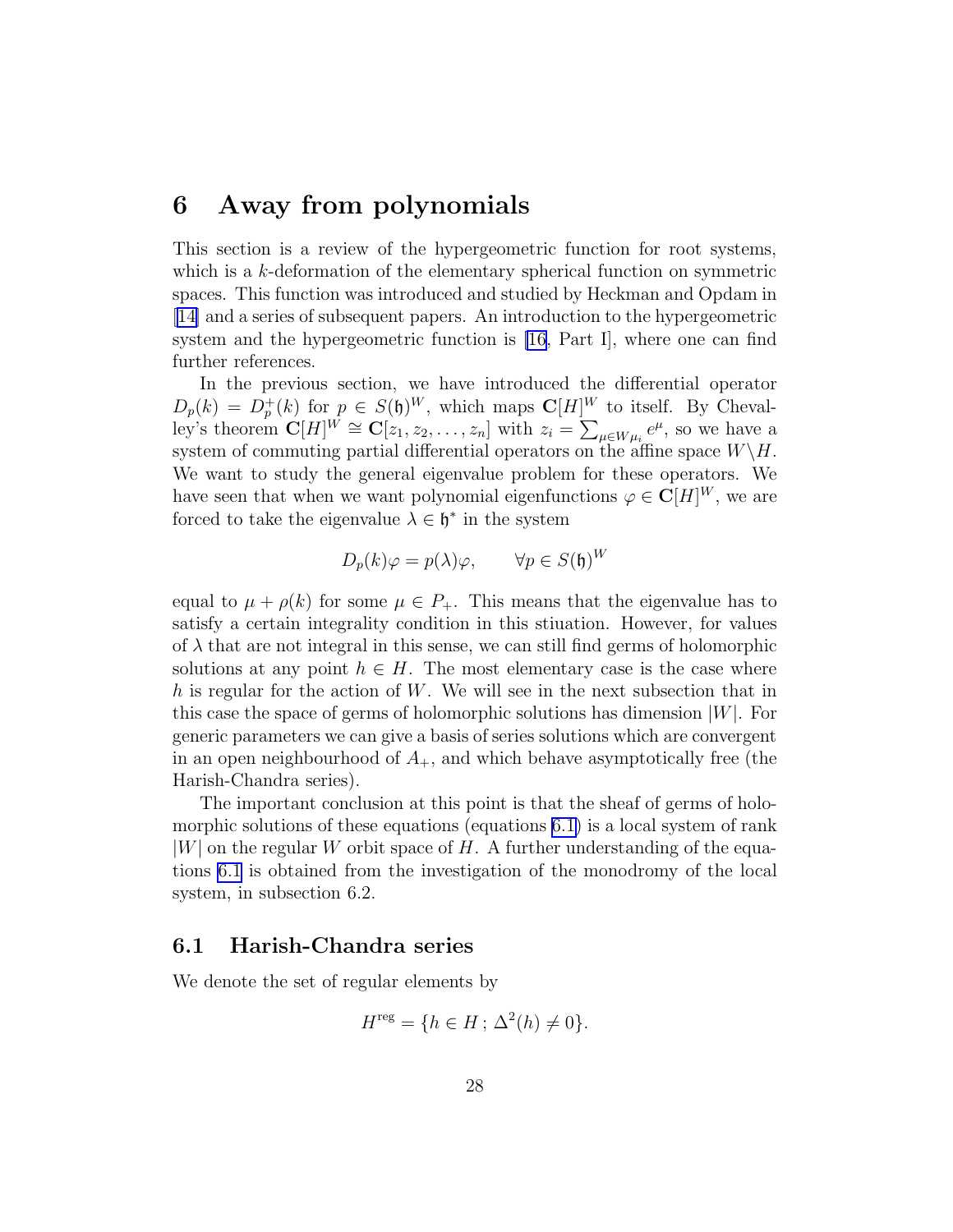# 6 Away from polynomials

This section is a review of the hypergeometric function for root systems, which is a $k$-deformation of the elementary spherical function on symmetric spaces. This function was introduced and studied by Heckman and Opdam in [14] and a series of subsequent papers. An introduction to the hypergeometric system and the hypergeometric function is [16, Part I], where one can find further references.

In the previous section, we have introduced the differential operator $D_p(k) = D_p^+(k)$ for $p \in S(\mathfrak{h})^W$, which maps $\mathbf{C}[H]^W$ to itself. By Chevalley's theorem $\mathbf{C}[H]^W \cong \mathbf{C}[z_1, z_2, \ldots, z_n]$ with $z_i = \sum_{\mu \in W\mu_i} e^\mu$, so we have a system of commuting partial differential operators on the affine space $W\backslash H$. We want to study the general eigenvalue problem for these operators. We have seen that when we want polynomial eigenfunctions $\varphi \in \mathbf{C}[H]^W$, we are forced to take the eigenvalue $\lambda \in \mathfrak{h}^*$ in the system

$$D_p(k)\varphi = p(\lambda)\varphi, \qquad \forall p \in S(\mathfrak{h})^W$$

equal to $\mu + \rho(k)$ for some $\mu \in P_+$. This means that the eigenvalue has to satisfy a certain integrality condition in this stiuation. However, for values of $\lambda$ that are not integral in this sense, we can still find germs of holomorphic solutions at any point $h \in H$. The most elementary case is the case where $h$ is regular for the action of $W$. We will see in the next subsection that in this case the space of germs of holomorphic solutions has dimension $|W|$. For generic parameters we can give a basis of series solutions which are convergent in an open neighbourhood of $A_+$, and which behave asymptotically free (the Harish-Chandra series).

The important conclusion at this point is that the sheaf of germs of holomorphic solutions of these equations (equations 6.1) is a local system of rank $|W|$ on the regular $W$ orbit space of $H$. A further understanding of the equations 6.1 is obtained from the investigation of the monodromy of the local system, in subsection 6.2.

## 6.1 Harish-Chandra series

We denote the set of regular elements by

$$H^{\text{reg}} = \{h \in H\,;\, \Delta^2(h) \neq 0\}.$$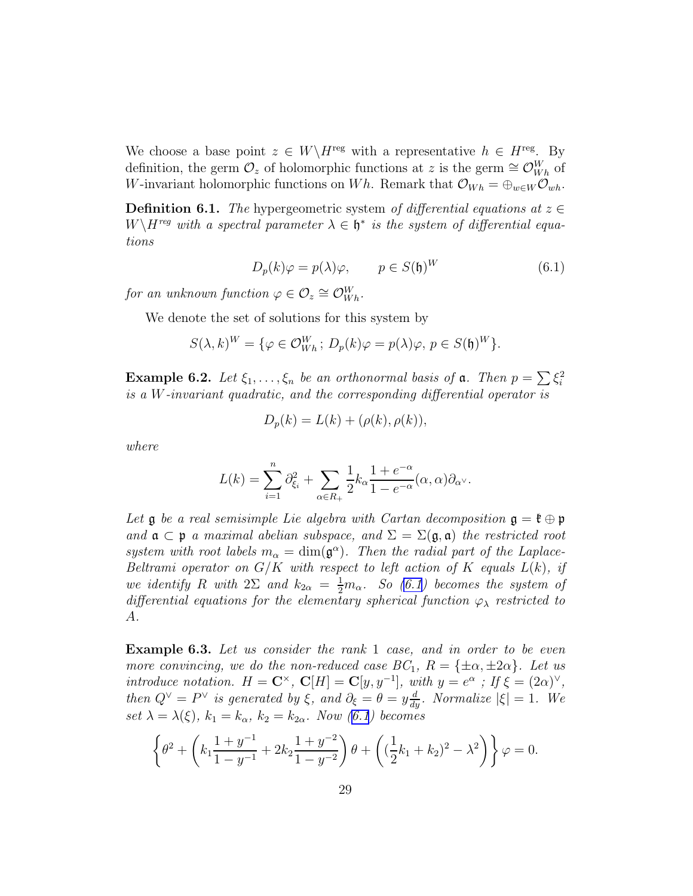We choose a base point $z \in W\backslash H^{\text{reg}}$ with a representative $h \in H^{\text{reg}}$. By definition, the germ $\mathcal{O}_z$ of holomorphic functions at $z$ is the germ $\cong \mathcal{O}_{Wh}^W$ of $W$-invariant holomorphic functions on $Wh$. Remark that $\mathcal{O}_{Wh} = \oplus_{w \in W} \mathcal{O}_{wh}$.

**Definition 6.1.** *The* hypergeometric system *of differential equations at $z \in W\backslash H^{reg}$ with a spectral parameter $\lambda \in \mathfrak{h}^*$ is the system of differential equations*

$$D_p(k)\varphi = p(\lambda)\varphi, \qquad p \in S(\mathfrak{h})^W \tag{6.1}$$

*for an unknown function $\varphi \in \mathcal{O}_z \cong \mathcal{O}_{Wh}^W$.*

We denote the set of solutions for this system by

$$S(\lambda, k)^W = \{\varphi \in \mathcal{O}_{Wh}^W \,;\, D_p(k)\varphi = p(\lambda)\varphi,\, p \in S(\mathfrak{h})^W\}.$$

**Example 6.2.** *Let $\xi_1, \ldots, \xi_n$ be an orthonormal basis of $\mathfrak{a}$. Then $p = \sum \xi_i^2$ is a $W$-invariant quadratic, and the corresponding differential operator is*

$$D_p(k) = L(k) + (\rho(k), \rho(k)),$$

*where*

$$L(k) = \sum_{i=1}^n \partial_{\xi_i}^2 + \sum_{\alpha \in R_+} \frac{1}{2} k_\alpha \frac{1 + e^{-\alpha}}{1 - e^{-\alpha}} (\alpha, \alpha) \partial_{\alpha^\vee}.$$

*Let $\mathfrak{g}$ be a real semisimple Lie algebra with Cartan decomposition $\mathfrak{g} = \mathfrak{k} \oplus \mathfrak{p}$ and $\mathfrak{a} \subset \mathfrak{p}$ a maximal abelian subspace, and $\Sigma = \Sigma(\mathfrak{g}, \mathfrak{a})$ the restricted root system with root labels $m_\alpha = \dim(\mathfrak{g}^\alpha)$. Then the radial part of the Laplace-Beltrami operator on $G/K$ with respect to left action of $K$ equals $L(k)$, if we identify $R$ with $2\Sigma$ and $k_{2\alpha} = \frac{1}{2} m_\alpha$. So (6.1) becomes the system of differential equations for the elementary spherical function $\varphi_\lambda$ restricted to $A$.*

**Example 6.3.** *Let us consider the rank 1 case, and in order to be even more convincing, we do the non-reduced case $BC_1$, $R = \{\pm\alpha, \pm 2\alpha\}$. Let us introduce notation. $H = \mathbf{C}^\times$, $\mathbf{C}[H] = \mathbf{C}[y, y^{-1}]$, with $y = e^\alpha$ ; If $\xi = (2\alpha)^\vee$, then $Q^\vee = P^\vee$ is generated by $\xi$, and $\partial_\xi = \theta = y\frac{d}{dy}$. Normalize $|\xi| = 1$. We set $\lambda = \lambda(\xi)$, $k_1 = k_\alpha$, $k_2 = k_{2\alpha}$. Now (6.1) becomes*

$$\left\{ \theta^2 + \left( k_1 \frac{1 + y^{-1}}{1 - y^{-1}} + 2k_2 \frac{1 + y^{-2}}{1 - y^{-2}} \right) \theta + \left( (\frac{1}{2}k_1 + k_2)^2 - \lambda^2 \right) \right\} \varphi = 0.$$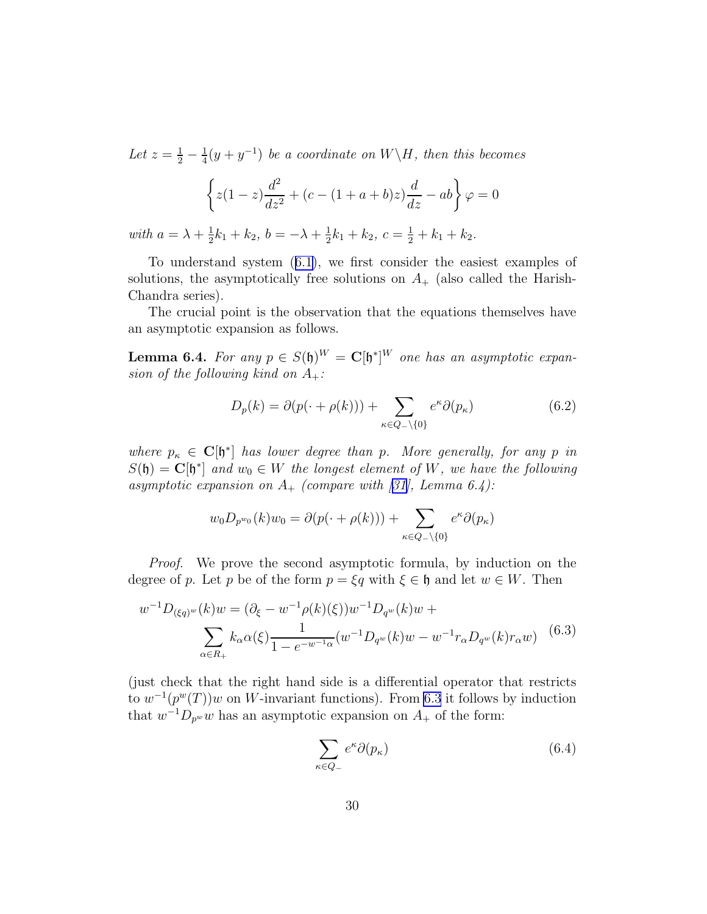*Let* $z = \frac{1}{2} - \frac{1}{4}(y + y^{-1})$ *be a coordinate on* $W\backslash H$*, then this becomes*

$$\left\{ z(1-z)\frac{d^2}{dz^2} + (c - (1+a+b)z)\frac{d}{dz} - ab \right\} \varphi = 0$$

*with* $a = \lambda + \frac{1}{2}k_1 + k_2$*,* $b = -\lambda + \frac{1}{2}k_1 + k_2$*,* $c = \frac{1}{2} + k_1 + k_2$*.*

To understand system (6.1), we first consider the easiest examples of solutions, the asymptotically free solutions on $A_+$ (also called the Harish-Chandra series).

The crucial point is the observation that the equations themselves have an asymptotic expansion as follows.

**Lemma 6.4.** *For any* $p \in S(\mathfrak{h})^W = \mathbf{C}[\mathfrak{h}^*]^W$ *one has an asymptotic expansion of the following kind on* $A_+$*:*

$$D_p(k) = \partial(p(\cdot + \rho(k))) + \sum_{\kappa \in Q_- \setminus \{0\}} e^\kappa \partial(p_\kappa) \tag{6.2}$$

*where* $p_\kappa \in \mathbf{C}[\mathfrak{h}^*]$ *has lower degree than* $p$*. More generally, for any* $p$ *in* $S(\mathfrak{h}) = \mathbf{C}[\mathfrak{h}^*]$ *and* $w_0 \in W$ *the longest element of* $W$*, we have the following asymptotic expansion on* $A_+$ *(compare with [31], Lemma 6.4):*

$$w_0 D_{p^{w_0}}(k) w_0 = \partial(p(\cdot + \rho(k))) + \sum_{\kappa \in Q_- \setminus \{0\}} e^\kappa \partial(p_\kappa)$$

*Proof.* We prove the second asymptotic formula, by induction on the degree of $p$. Let $p$ be of the form $p = \xi q$ with $\xi \in \mathfrak{h}$ and let $w \in W$. Then

$$\begin{aligned} w^{-1} D_{(\xi q)^w}(k) w = (\partial_\xi - w^{-1}\rho(k)(\xi)) w^{-1} D_{q^w}(k) w + \\ \sum_{\alpha \in R_+} k_\alpha \alpha(\xi) \frac{1}{1 - e^{-w^{-1}\alpha}} (w^{-1} D_{q^w}(k) w - w^{-1} r_\alpha D_{q^w}(k) r_\alpha w) \end{aligned} \tag{6.3}$$

(just check that the right hand side is a differential operator that restricts to $w^{-1}(p^w(T))w$ on $W$-invariant functions). From 6.3 it follows by induction that $w^{-1} D_{p^w} w$ has an asymptotic expansion on $A_+$ of the form:

$$\sum_{\kappa \in Q_-} e^\kappa \partial(p_\kappa) \tag{6.4}$$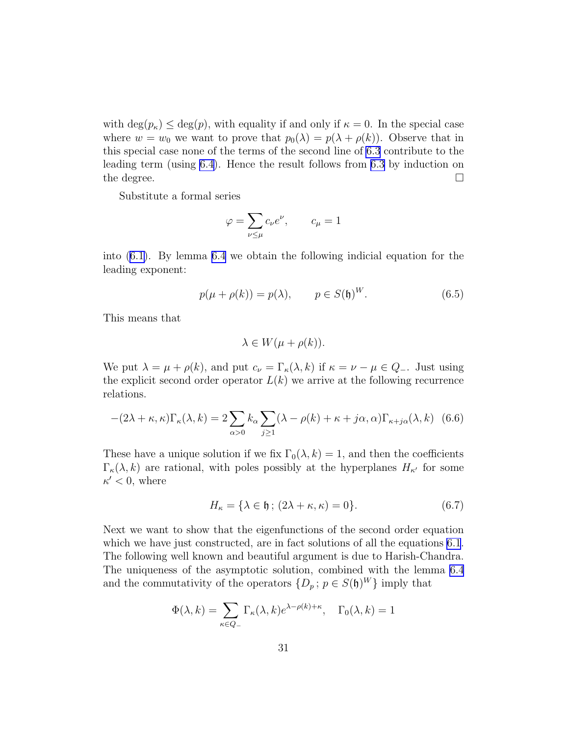with $\deg(p_\kappa) \leq \deg(p)$, with equality if and only if $\kappa = 0$. In the special case where $w = w_0$ we want to prove that $p_0(\lambda) = p(\lambda + \rho(k))$. Observe that in this special case none of the terms of the second line of 6.3 contribute to the leading term (using 6.4). Hence the result follows from 6.3 by induction on the degree. □

Substitute a formal series

$$\varphi = \sum_{\nu \leq \mu} c_\nu e^\nu, \qquad c_\mu = 1$$

into (6.1). By lemma 6.4 we obtain the following indicial equation for the leading exponent:

$$p(\mu + \rho(k)) = p(\lambda), \qquad p \in S(\mathfrak{h})^W. \tag{6.5}$$

This means that

$$\lambda \in W(\mu + \rho(k)).$$

We put $\lambda = \mu + \rho(k)$, and put $c_\nu = \Gamma_\kappa(\lambda, k)$ if $\kappa = \nu - \mu \in Q_-$. Just using the explicit second order operator $L(k)$ we arrive at the following recurrence relations.

$$-(2\lambda + \kappa, \kappa)\Gamma_\kappa(\lambda, k) = 2\sum_{\alpha > 0} k_\alpha \sum_{j \geq 1} (\lambda - \rho(k) + \kappa + j\alpha, \alpha)\Gamma_{\kappa + j\alpha}(\lambda, k) \tag{6.6}$$

These have a unique solution if we fix $\Gamma_0(\lambda, k) = 1$, and then the coefficients $\Gamma_\kappa(\lambda, k)$ are rational, with poles possibly at the hyperplanes $H_{\kappa'}$ for some $\kappa' < 0$, where

$$H_\kappa = \{\lambda \in \mathfrak{h}\,;\, (2\lambda + \kappa, \kappa) = 0\}. \tag{6.7}$$

Next we want to show that the eigenfunctions of the second order equation which we have just constructed, are in fact solutions of all the equations 6.1. The following well known and beautiful argument is due to Harish-Chandra. The uniqueness of the asymptotic solution, combined with the lemma 6.4 and the commutativity of the operators $\{D_p\,;\, p \in S(\mathfrak{h})^W\}$ imply that

$$\Phi(\lambda, k) = \sum_{\kappa \in Q_-} \Gamma_\kappa(\lambda, k) e^{\lambda - \rho(k) + \kappa}, \quad \Gamma_0(\lambda, k) = 1$$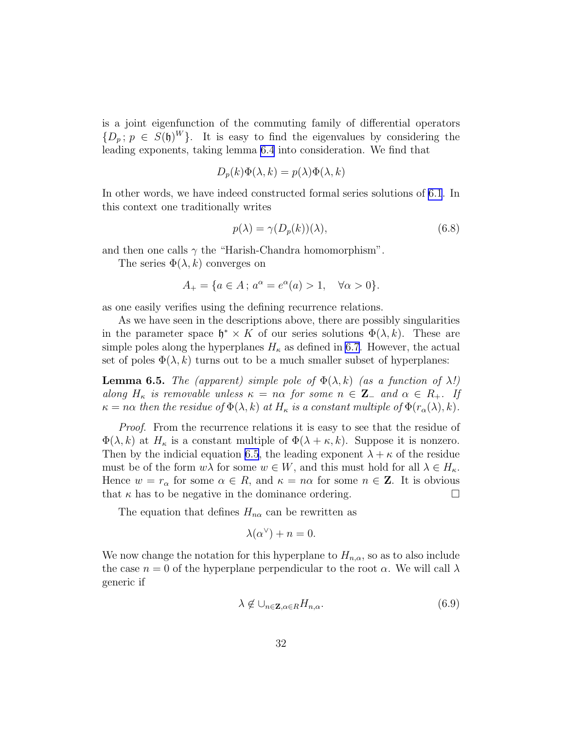is a joint eigenfunction of the commuting family of differential operators $\{D_p\,;\,p \in S(\mathfrak{h})^W\}$. It is easy to find the eigenvalues by considering the leading exponents, taking lemma 6.4 into consideration. We find that

$$D_p(k)\Phi(\lambda, k) = p(\lambda)\Phi(\lambda, k)$$

In other words, we have indeed constructed formal series solutions of 6.1. In this context one traditionally writes

$$p(\lambda) = \gamma(D_p(k))(\lambda), \tag{6.8}$$

and then one calls $\gamma$ the "Harish-Chandra homomorphism".

The series $\Phi(\lambda, k)$ converges on

$$A_+ = \{a \in A\,;\, a^\alpha = e^\alpha(a) > 1, \quad \forall \alpha > 0\}.$$

as one easily verifies using the defining recurrence relations.

As we have seen in the descriptions above, there are possibly singularities in the parameter space $\mathfrak{h}^* \times K$ of our series solutions $\Phi(\lambda, k)$. These are simple poles along the hyperplanes $H_\kappa$ as defined in 6.7. However, the actual set of poles $\Phi(\lambda, k)$ turns out to be a much smaller subset of hyperplanes:

**Lemma 6.5.** *The (apparent) simple pole of $\Phi(\lambda, k)$ (as a function of $\lambda$!) along $H_\kappa$ is removable unless $\kappa = n\alpha$ for some $n \in \mathbf{Z}_-$ and $\alpha \in R_+$. If $\kappa = n\alpha$ then the residue of $\Phi(\lambda, k)$ at $H_\kappa$ is a constant multiple of $\Phi(r_\alpha(\lambda), k)$.*

*Proof.* From the recurrence relations it is easy to see that the residue of $\Phi(\lambda, k)$ at $H_\kappa$ is a constant multiple of $\Phi(\lambda + \kappa, k)$. Suppose it is nonzero. Then by the indicial equation 6.5, the leading exponent $\lambda + \kappa$ of the residue must be of the form $w\lambda$ for some $w \in W$, and this must hold for all $\lambda \in H_\kappa$. Hence $w = r_\alpha$ for some $\alpha \in R$, and $\kappa = n\alpha$ for some $n \in \mathbf{Z}$. It is obvious that $\kappa$ has to be negative in the dominance ordering. $\square$

The equation that defines $H_{n\alpha}$ can be rewritten as

$$\lambda(\alpha^\vee) + n = 0.$$

We now change the notation for this hyperplane to $H_{n,\alpha}$, so as to also include the case $n = 0$ of the hyperplane perpendicular to the root $\alpha$. We will call $\lambda$ generic if

$$\lambda \notin \cup_{n \in \mathbf{Z}, \alpha \in R} H_{n,\alpha}. \tag{6.9}$$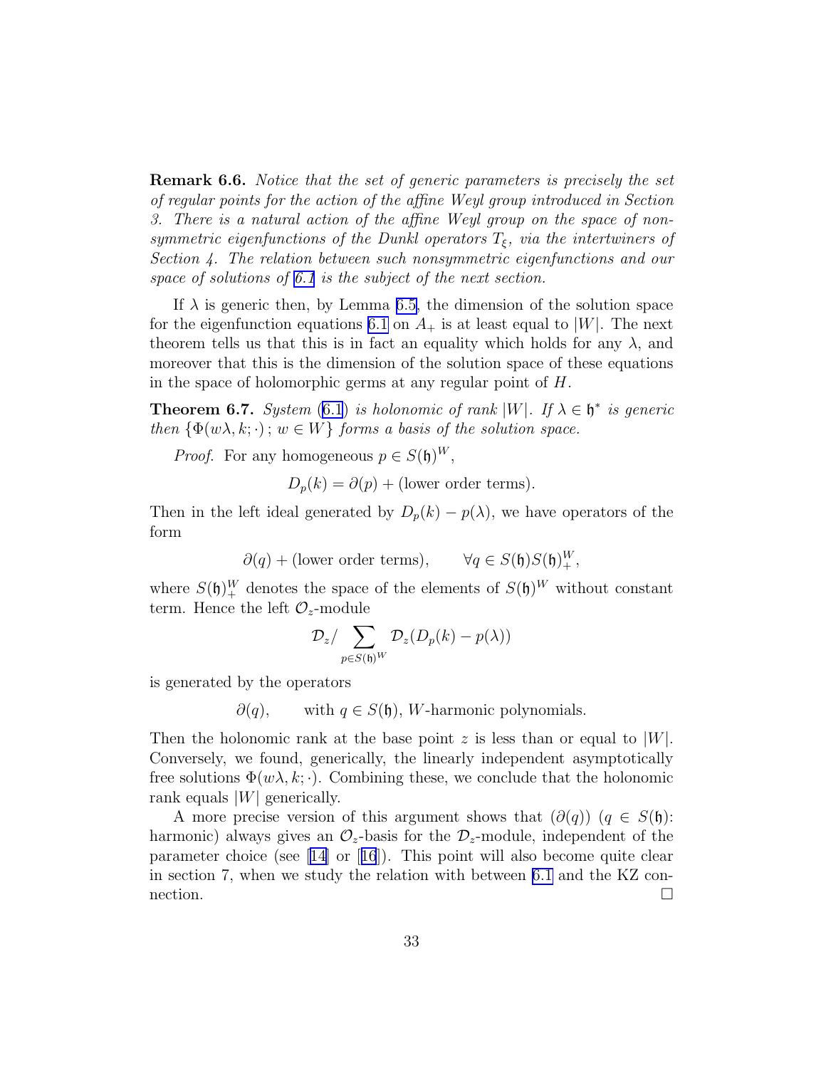**Remark 6.6.** *Notice that the set of generic parameters is precisely the set of regular points for the action of the affine Weyl group introduced in Section 3. There is a natural action of the affine Weyl group on the space of nonsymmetric eigenfunctions of the Dunkl operators $T_\xi$, via the intertwiners of Section 4. The relation between such nonsymmetric eigenfunctions and our space of solutions of 6.1 is the subject of the next section.*

If $\lambda$ is generic then, by Lemma 6.5, the dimension of the solution space for the eigenfunction equations 6.1 on $A_+$ is at least equal to $|W|$. The next theorem tells us that this is in fact an equality which holds for any $\lambda$, and moreover that this is the dimension of the solution space of these equations in the space of holomorphic germs at any regular point of $H$.

**Theorem 6.7.** *System (6.1) is holonomic of rank $|W|$. If $\lambda \in \mathfrak{h}^*$ is generic then $\{\Phi(w\lambda, k; \cdot)\,;\, w \in W\}$ forms a basis of the solution space.*

*Proof.* For any homogeneous $p \in S(\mathfrak{h})^W$,

$$D_p(k) = \partial(p) + (\text{lower order terms}).$$

Then in the left ideal generated by $D_p(k) - p(\lambda)$, we have operators of the form

$$\partial(q) + (\text{lower order terms}), \qquad \forall q \in S(\mathfrak{h})S(\mathfrak{h})^W_+,$$

where $S(\mathfrak{h})^W_+$ denotes the space of the elements of $S(\mathfrak{h})^W$ without constant term. Hence the left $\mathcal{O}_z$-module

$$\mathcal{D}_z / \sum_{p \in S(\mathfrak{h})^W} \mathcal{D}_z(D_p(k) - p(\lambda))$$

is generated by the operators

$$\partial(q), \qquad \text{with } q \in S(\mathfrak{h}),\ W\text{-harmonic polynomials.}$$

Then the holonomic rank at the base point $z$ is less than or equal to $|W|$. Conversely, we found, generically, the linearly independent asymptotically free solutions $\Phi(w\lambda, k; \cdot)$. Combining these, we conclude that the holonomic rank equals $|W|$ generically.

A more precise version of this argument shows that $(\partial(q))$ ($q \in S(\mathfrak{h})$: harmonic) always gives an $\mathcal{O}_z$-basis for the $\mathcal{D}_z$-module, independent of the parameter choice (see [14] or [16]). This point will also become quite clear in section 7, when we study the relation with between 6.1 and the KZ connection. $\square$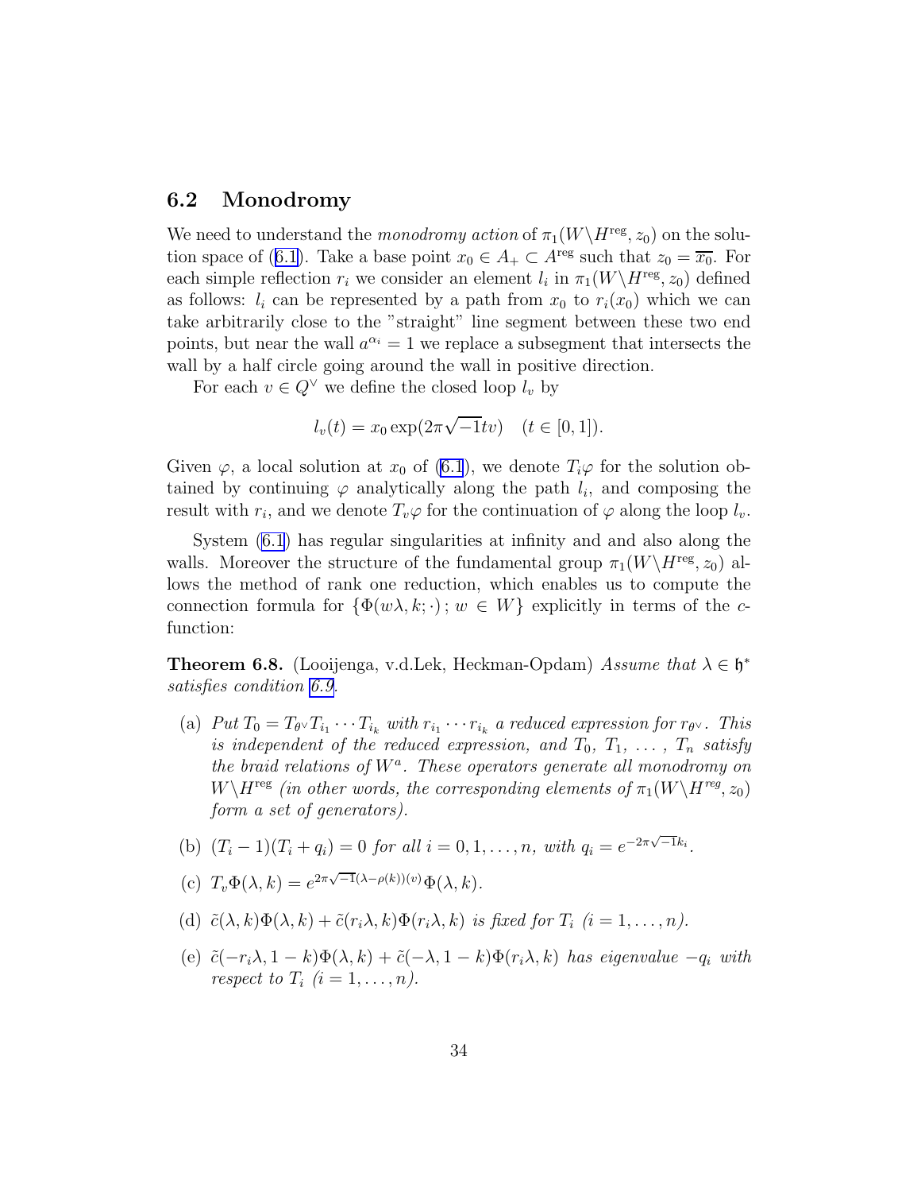## 6.2 Monodromy

We need to understand the *monodromy action* of $\pi_1(W\backslash H^{\text{reg}}, z_0)$ on the solution space of (6.1). Take a base point $x_0 \in A_+ \subset A^{\text{reg}}$ such that $z_0 = \overline{x_0}$. For each simple reflection $r_i$ we consider an element $l_i$ in $\pi_1(W\backslash H^{\text{reg}}, z_0)$ defined as follows: $l_i$ can be represented by a path from $x_0$ to $r_i(x_0)$ which we can take arbitrarily close to the "straight" line segment between these two end points, but near the wall $a^{\alpha_i} = 1$ we replace a subsegment that intersects the wall by a half circle going around the wall in positive direction.

For each $v \in Q^\vee$ we define the closed loop $l_v$ by

$$l_v(t) = x_0 \exp(2\pi\sqrt{-1}tv) \quad (t \in [0, 1]).$$

Given $\varphi$, a local solution at $x_0$ of (6.1), we denote $T_i\varphi$ for the solution obtained by continuing $\varphi$ analytically along the path $l_i$, and composing the result with $r_i$, and we denote $T_v\varphi$ for the continuation of $\varphi$ along the loop $l_v$.

System (6.1) has regular singularities at infinity and and also along the walls. Moreover the structure of the fundamental group $\pi_1(W\backslash H^{\text{reg}}, z_0)$ allows the method of rank one reduction, which enables us to compute the connection formula for $\{\Phi(w\lambda, k; \cdot)\,;\, w \in W\}$ explicitly in terms of the $c$-function:

**Theorem 6.8.** (Looijenga, v.d.Lek, Heckman-Opdam) *Assume that $\lambda \in \mathfrak{h}^*$ satisfies condition 6.9.*

(a) *Put $T_0 = T_{\theta^\vee} T_{i_1} \cdots T_{i_k}$ with $r_{i_1} \cdots r_{i_k}$ a reduced expression for $r_{\theta^\vee}$. This is independent of the reduced expression, and $T_0$, $T_1$, ... , $T_n$ satisfy the braid relations of $W^a$. These operators generate all monodromy on $W\backslash H^{\text{reg}}$ (in other words, the corresponding elements of $\pi_1(W\backslash H^{reg}, z_0)$ form a set of generators).*

(b) *$(T_i - 1)(T_i + q_i) = 0$ for all $i = 0, 1, \ldots, n$, with $q_i = e^{-2\pi\sqrt{-1}k_i}$.*

(c) *$T_v\Phi(\lambda, k) = e^{2\pi\sqrt{-1}(\lambda-\rho(k))(v)}\Phi(\lambda, k)$.*

(d) *$\tilde{c}(\lambda, k)\Phi(\lambda, k) + \tilde{c}(r_i\lambda, k)\Phi(r_i\lambda, k)$ is fixed for $T_i$ $(i = 1, \ldots, n)$.*

(e) *$\tilde{c}(-r_i\lambda, 1-k)\Phi(\lambda, k) + \tilde{c}(-\lambda, 1-k)\Phi(r_i\lambda, k)$ has eigenvalue $-q_i$ with respect to $T_i$ $(i = 1, \ldots, n)$.*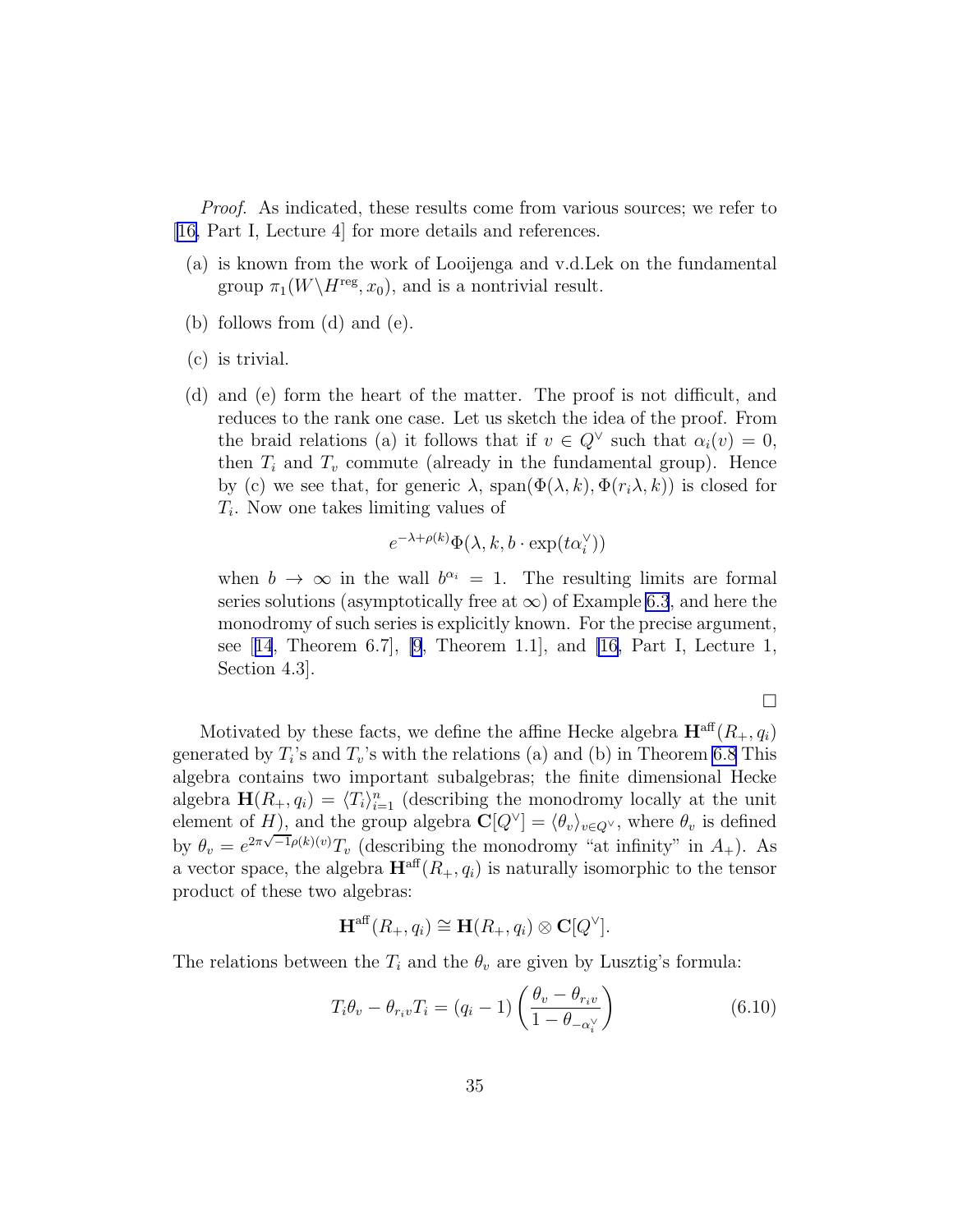*Proof.* As indicated, these results come from various sources; we refer to [16, Part I, Lecture 4] for more details and references.

(a) is known from the work of Looijenga and v.d.Lek on the fundamental group $\pi_1(W\backslash H^{\mathrm{reg}}, x_0)$, and is a nontrivial result.

(b) follows from (d) and (e).

(c) is trivial.

(d) and (e) form the heart of the matter. The proof is not difficult, and reduces to the rank one case. Let us sketch the idea of the proof. From the braid relations (a) it follows that if $v \in Q^\vee$ such that $\alpha_i(v) = 0$, then $T_i$ and $T_v$ commute (already in the fundamental group). Hence by (c) we see that, for generic $\lambda$, $\mathrm{span}(\Phi(\lambda, k), \Phi(r_i\lambda, k))$ is closed for $T_i$. Now one takes limiting values of

$$e^{-\lambda+\rho(k)}\Phi(\lambda, k, b \cdot \exp(t\alpha_i^\vee))$$

when $b \to \infty$ in the wall $b^{\alpha_i} = 1$. The resulting limits are formal series solutions (asymptotically free at $\infty$) of Example 6.3, and here the monodromy of such series is explicitly known. For the precise argument, see [14, Theorem 6.7], [9, Theorem 1.1], and [16, Part I, Lecture 1, Section 4.3].

□

Motivated by these facts, we define the affine Hecke algebra $\mathbf{H}^{\mathrm{aff}}(R_+, q_i)$ generated by $T_i$'s and $T_v$'s with the relations (a) and (b) in Theorem 6.8 This algebra contains two important subalgebras; the finite dimensional Hecke algebra $\mathbf{H}(R_+, q_i) = \langle T_i \rangle_{i=1}^n$ (describing the monodromy locally at the unit element of $H$), and the group algebra $\mathbf{C}[Q^\vee] = \langle \theta_v \rangle_{v \in Q^\vee}$, where $\theta_v$ is defined by $\theta_v = e^{2\pi\sqrt{-1}\rho(k)(v)} T_v$ (describing the monodromy "at infinity" in $A_+$). As a vector space, the algebra $\mathbf{H}^{\mathrm{aff}}(R_+, q_i)$ is naturally isomorphic to the tensor product of these two algebras:

$$\mathbf{H}^{\mathrm{aff}}(R_+, q_i) \cong \mathbf{H}(R_+, q_i) \otimes \mathbf{C}[Q^\vee].$$

The relations between the $T_i$ and the $\theta_v$ are given by Lusztig's formula:

$$T_i\theta_v - \theta_{r_iv}T_i = (q_i - 1)\left(\frac{\theta_v - \theta_{r_iv}}{1 - \theta_{-\alpha_i^\vee}}\right) \tag{6.10}$$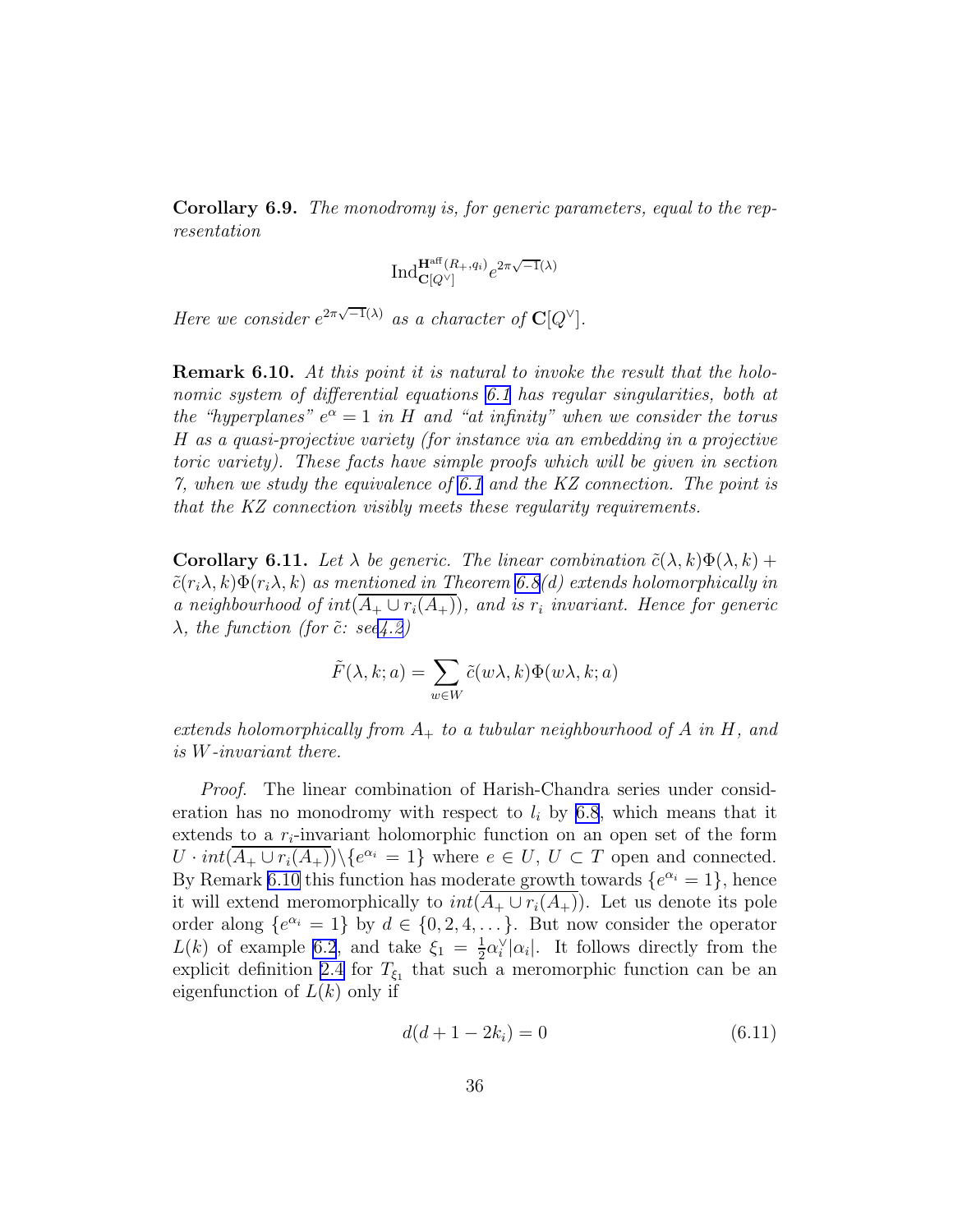**Corollary 6.9.** *The monodromy is, for generic parameters, equal to the representation*

$$\mathrm{Ind}_{\mathbf{C}[Q^\vee]}^{\mathbf{H}^{\mathrm{aff}}(R_+,q_i)} e^{2\pi\sqrt{-1}(\lambda)}$$

*Here we consider $e^{2\pi\sqrt{-1}(\lambda)}$ as a character of $\mathbf{C}[Q^\vee]$.*

**Remark 6.10.** *At this point it is natural to invoke the result that the holonomic system of differential equations 6.1 has regular singularities, both at the "hyperplanes" $e^\alpha = 1$ in $H$ and "at infinity" when we consider the torus $H$ as a quasi-projective variety (for instance via an embedding in a projective toric variety). These facts have simple proofs which will be given in section 7, when we study the equivalence of 6.1 and the KZ connection. The point is that the KZ connection visibly meets these regularity requirements.*

**Corollary 6.11.** *Let $\lambda$ be generic. The linear combination $\tilde{c}(\lambda, k)\Phi(\lambda, k) + \tilde{c}(r_i\lambda, k)\Phi(r_i\lambda, k)$ as mentioned in Theorem 6.8(d) extends holomorphically in a neighbourhood of $int(\overline{A_+ \cup r_i(A_+)})$, and is $r_i$ invariant. Hence for generic $\lambda$, the function (for $\tilde{c}$: see 4.2)*

$$\tilde{F}(\lambda, k; a) = \sum_{w \in W} \tilde{c}(w\lambda, k)\Phi(w\lambda, k; a)$$

*extends holomorphically from $A_+$ to a tubular neighbourhood of $A$ in $H$, and is $W$-invariant there.*

*Proof.* The linear combination of Harish-Chandra series under consideration has no monodromy with respect to $l_i$ by 6.8, which means that it extends to a $r_i$-invariant holomorphic function on an open set of the form $U \cdot int(\overline{A_+ \cup r_i(A_+)}) \backslash \{e^{\alpha_i} = 1\}$ where $e \in U$, $U \subset T$ open and connected. By Remark 6.10 this function has moderate growth towards $\{e^{\alpha_i} = 1\}$, hence it will extend meromorphically to $int(\overline{A_+ \cup r_i(A_+)})$. Let us denote its pole order along $\{e^{\alpha_i} = 1\}$ by $d \in \{0, 2, 4, \dots\}$. But now consider the operator $L(k)$ of example 6.2, and take $\xi_1 = \frac{1}{2}\alpha_i^\vee|\alpha_i|$. It follows directly from the explicit definition 2.4 for $T_{\xi_1}$ that such a meromorphic function can be an eigenfunction of $L(k)$ only if

$$d(d + 1 - 2k_i) = 0 \tag{6.11}$$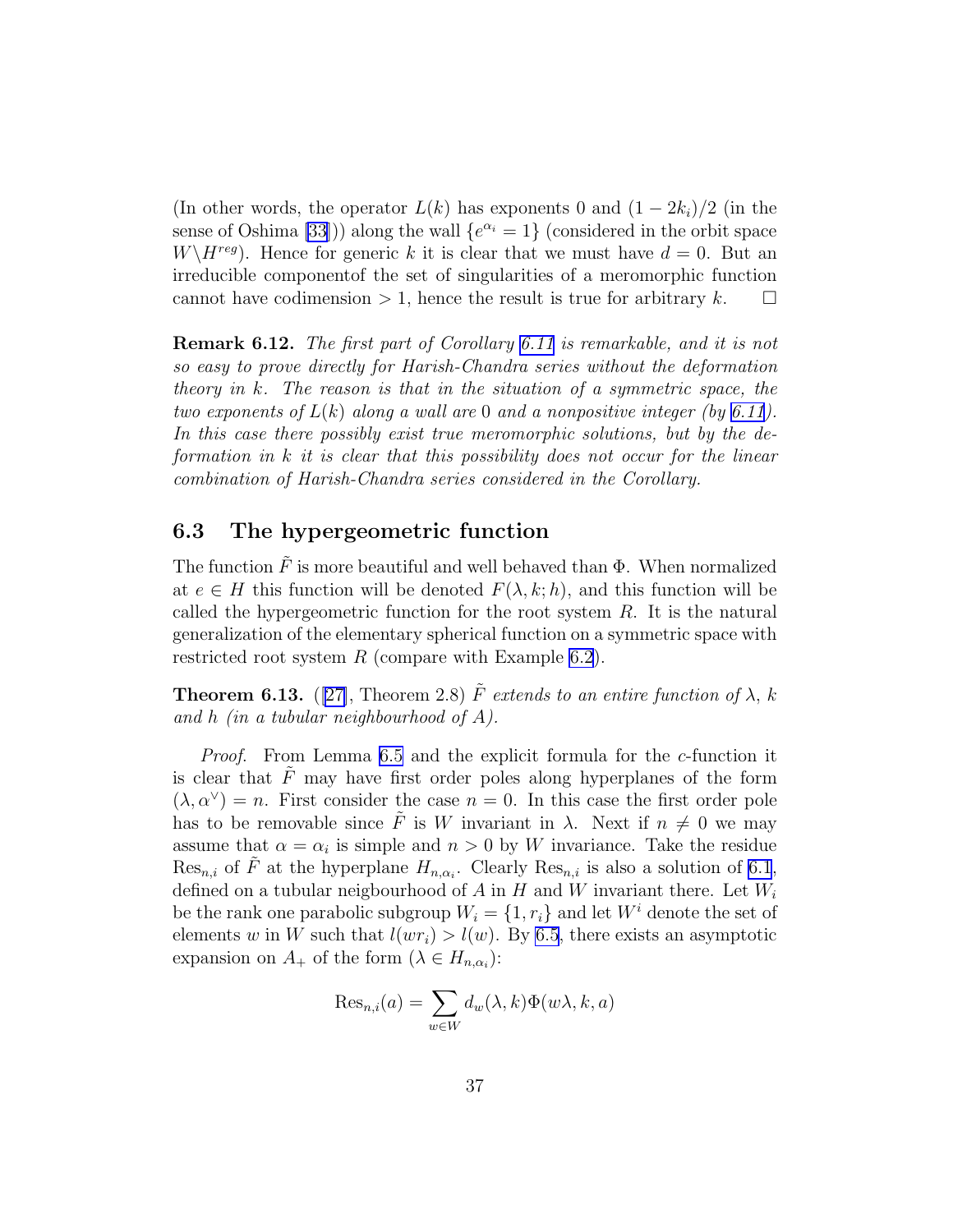(In other words, the operator $L(k)$ has exponents 0 and $(1-2k_i)/2$ (in the sense of Oshima [33])) along the wall $\{e^{\alpha_i}=1\}$ (considered in the orbit space $W\backslash H^{reg}$). Hence for generic $k$ it is clear that we must have $d=0$. But an irreducible componentof the set of singularities of a meromorphic function cannot have codimension $>1$, hence the result is true for arbitrary $k$. $\square$

**Remark 6.12.** *The first part of Corollary 6.11 is remarkable, and it is not so easy to prove directly for Harish-Chandra series without the deformation theory in $k$. The reason is that in the situation of a symmetric space, the two exponents of $L(k)$ along a wall are 0 and a nonpositive integer (by 6.11). In this case there possibly exist true meromorphic solutions, but by the deformation in $k$ it is clear that this possibility does not occur for the linear combination of Harish-Chandra series considered in the Corollary.*

## 6.3 The hypergeometric function

The function $\tilde{F}$ is more beautiful and well behaved than $\Phi$. When normalized at $e \in H$ this function will be denoted $F(\lambda,k;h)$, and this function will be called the hypergeometric function for the root system $R$. It is the natural generalization of the elementary spherical function on a symmetric space with restricted root system $R$ (compare with Example 6.2).

**Theorem 6.13.** ([27], Theorem 2.8) *$\tilde{F}$ extends to an entire function of $\lambda$, $k$ and $h$ (in a tubular neighbourhood of $A$).*

*Proof.* From Lemma 6.5 and the explicit formula for the $c$-function it is clear that $\tilde{F}$ may have first order poles along hyperplanes of the form $(\lambda,\alpha^\vee)=n$. First consider the case $n=0$. In this case the first order pole has to be removable since $\tilde{F}$ is $W$ invariant in $\lambda$. Next if $n\neq 0$ we may assume that $\alpha=\alpha_i$ is simple and $n>0$ by $W$ invariance. Take the residue $\mathrm{Res}_{n,i}$ of $\tilde{F}$ at the hyperplane $H_{n,\alpha_i}$. Clearly $\mathrm{Res}_{n,i}$ is also a solution of 6.1, defined on a tubular neigbourhood of $A$ in $H$ and $W$ invariant there. Let $W_i$ be the rank one parabolic subgroup $W_i=\{1,r_i\}$ and let $W^i$ denote the set of elements $w$ in $W$ such that $l(wr_i)>l(w)$. By 6.5, there exists an asymptotic expansion on $A_+$ of the form ($\lambda\in H_{n,\alpha_i}$):

$$\mathrm{Res}_{n,i}(a)=\sum_{w\in W} d_w(\lambda,k)\Phi(w\lambda,k,a)$$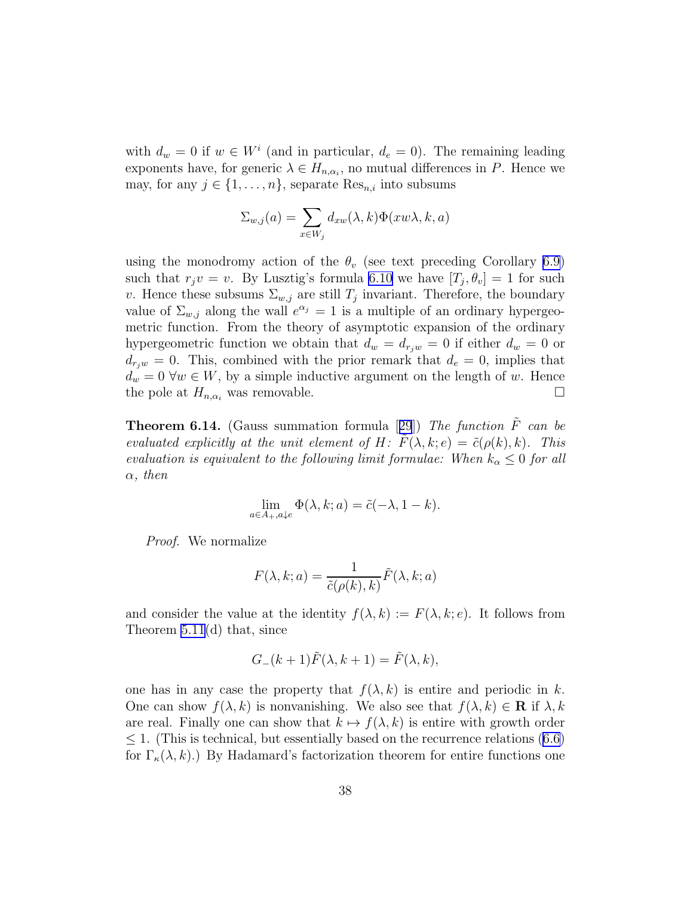with $d_w = 0$ if $w \in W^i$ (and in particular, $d_e = 0$). The remaining leading exponents have, for generic $\lambda \in H_{n,\alpha_i}$, no mutual differences in $P$. Hence we may, for any $j \in \{1, \ldots, n\}$, separate $\mathrm{Res}_{n,i}$ into subsums

$$\Sigma_{w,j}(a) = \sum_{x \in W_j} d_{xw}(\lambda, k)\Phi(xw\lambda, k, a)$$

using the monodromy action of the $\theta_v$ (see text preceding Corollary 6.9) such that $r_j v = v$. By Lusztig's formula 6.10 we have $[T_j, \theta_v] = 1$ for such $v$. Hence these subsums $\Sigma_{w,j}$ are still $T_j$ invariant. Therefore, the boundary value of $\Sigma_{w,j}$ along the wall $e^{\alpha_j} = 1$ is a multiple of an ordinary hypergeometric function. From the theory of asymptotic expansion of the ordinary hypergeometric function we obtain that $d_w = d_{r_j w} = 0$ if either $d_w = 0$ or $d_{r_j w} = 0$. This, combined with the prior remark that $d_e = 0$, implies that $d_w = 0 \ \forall w \in W$, by a simple inductive argument on the length of $w$. Hence the pole at $H_{n,\alpha_i}$ was removable. □

**Theorem 6.14.** (Gauss summation formula [29]) *The function $\tilde{F}$ can be evaluated explicitly at the unit element of $H$: $\tilde{F}(\lambda, k; e) = \tilde{c}(\rho(k), k)$. This evaluation is equivalent to the following limit formulae: When $k_\alpha \leq 0$ for all $\alpha$, then*

$$\lim_{a \in A_+, a \downarrow e} \Phi(\lambda, k; a) = \tilde{c}(-\lambda, 1 - k).$$

*Proof.* We normalize

$$F(\lambda, k; a) = \frac{1}{\tilde{c}(\rho(k), k)} \tilde{F}(\lambda, k; a)$$

and consider the value at the identity $f(\lambda, k) := F(\lambda, k; e)$. It follows from Theorem 5.11(d) that, since

$$G_-(k+1)\tilde{F}(\lambda, k+1) = \tilde{F}(\lambda, k),$$

one has in any case the property that $f(\lambda, k)$ is entire and periodic in $k$. One can show $f(\lambda, k)$ is nonvanishing. We also see that $f(\lambda, k) \in \mathbf{R}$ if $\lambda, k$ are real. Finally one can show that $k \mapsto f(\lambda, k)$ is entire with growth order $\leq 1$. (This is technical, but essentially based on the recurrence relations (6.6) for $\Gamma_\kappa(\lambda, k)$.) By Hadamard's factorization theorem for entire functions one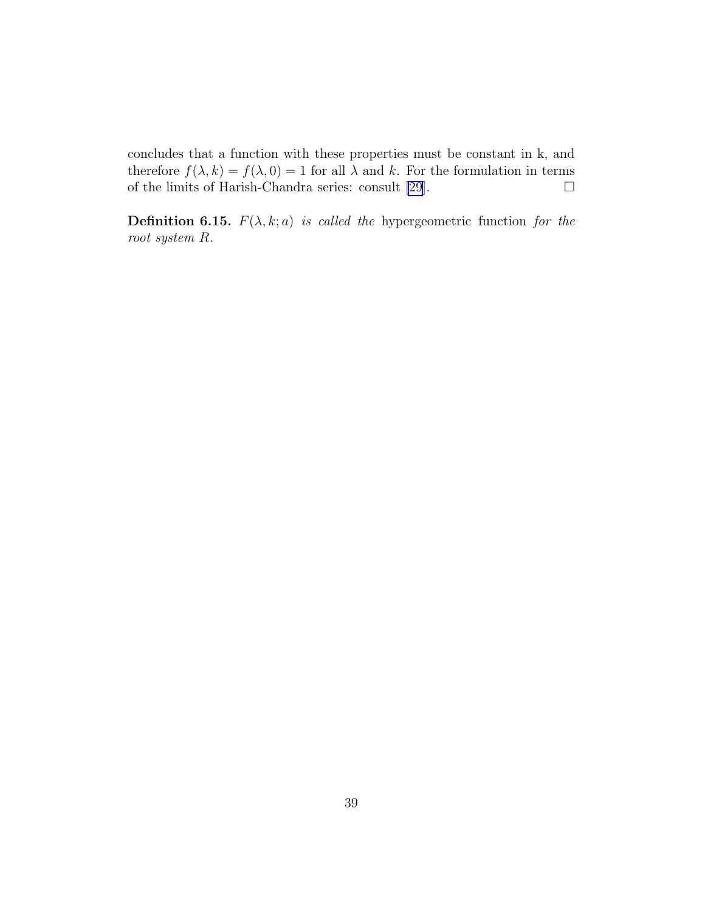concludes that a function with these properties must be constant in k, and therefore $f(\lambda, k) = f(\lambda, 0) = 1$ for all $\lambda$ and $k$. For the formulation in terms of the limits of Harish-Chandra series: consult [29]. $\square$

**Definition 6.15.** *$F(\lambda, k; a)$ is called the* hypergeometric function *for the root system $R$.*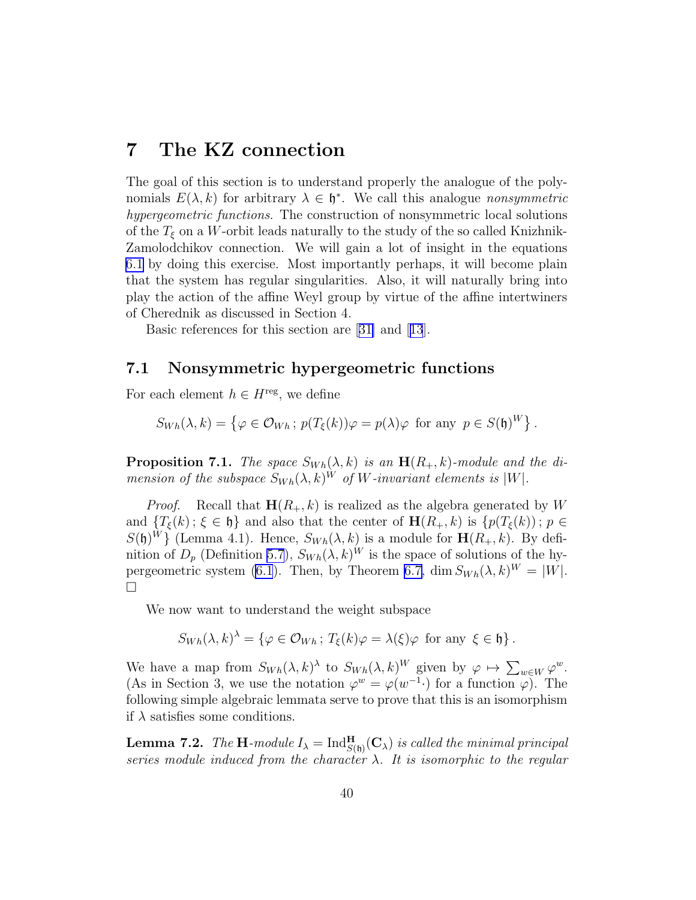# 7 The KZ connection

The goal of this section is to understand properly the analogue of the polynomials $E(\lambda, k)$ for arbitrary $\lambda \in \mathfrak{h}^*$. We call this analogue *nonsymmetric hypergeometric functions*. The construction of nonsymmetric local solutions of the $T_\xi$ on a $W$-orbit leads naturally to the study of the so called Knizhnik-Zamolodchikov connection. We will gain a lot of insight in the equations 6.1 by doing this exercise. Most importantly perhaps, it will become plain that the system has regular singularities. Also, it will naturally bring into play the action of the affine Weyl group by virtue of the affine intertwiners of Cherednik as discussed in Section 4.

Basic references for this section are [31] and [13].

## 7.1 Nonsymmetric hypergeometric functions

For each element $h \in H^{\text{reg}}$, we define

$$S_{Wh}(\lambda, k) = \left\{ \varphi \in \mathcal{O}_{Wh} \, ; \, p(T_\xi(k))\varphi = p(\lambda)\varphi \text{ for any } p \in S(\mathfrak{h})^W \right\}.$$

**Proposition 7.1.** *The space $S_{Wh}(\lambda, k)$ is an $\mathbf{H}(R_+, k)$-module and the dimension of the subspace $S_{Wh}(\lambda, k)^W$ of $W$-invariant elements is $|W|$.*

*Proof.* Recall that $\mathbf{H}(R_+, k)$ is realized as the algebra generated by $W$ and $\{T_\xi(k) \, ; \, \xi \in \mathfrak{h}\}$ and also that the center of $\mathbf{H}(R_+, k)$ is $\{p(T_\xi(k)) \, ; \, p \in S(\mathfrak{h})^W\}$ (Lemma 4.1). Hence, $S_{Wh}(\lambda, k)$ is a module for $\mathbf{H}(R_+, k)$. By definition of $D_p$ (Definition 5.7), $S_{Wh}(\lambda, k)^W$ is the space of solutions of the hypergeometric system (6.1). Then, by Theorem 6.7, $\dim S_{Wh}(\lambda, k)^W = |W|$. □

We now want to understand the weight subspace

$$S_{Wh}(\lambda, k)^\lambda = \{ \varphi \in \mathcal{O}_{Wh} \, ; \, T_\xi(k)\varphi = \lambda(\xi)\varphi \text{ for any } \xi \in \mathfrak{h} \}.$$

We have a map from $S_{Wh}(\lambda, k)^\lambda$ to $S_{Wh}(\lambda, k)^W$ given by $\varphi \mapsto \sum_{w \in W} \varphi^w$. (As in Section 3, we use the notation $\varphi^w = \varphi(w^{-1} \cdot)$ for a function $\varphi$). The following simple algebraic lemmata serve to prove that this is an isomorphism if $\lambda$ satisfies some conditions.

**Lemma 7.2.** *The $\mathbf{H}$-module $I_\lambda = \operatorname{Ind}_{S(\mathfrak{h})}^{\mathbf{H}}(\mathbf{C}_\lambda)$ is called the minimal principal series module induced from the character $\lambda$. It is isomorphic to the regular*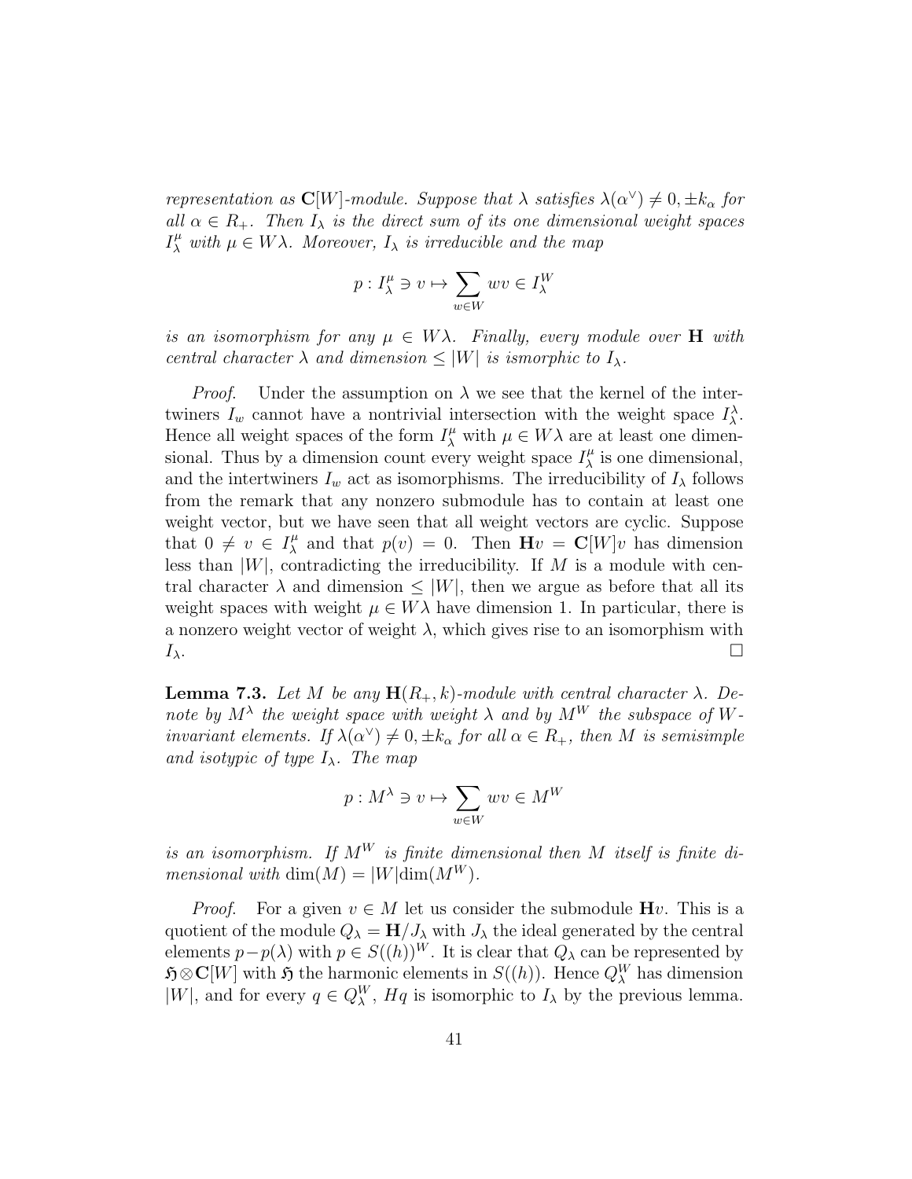*representation as $\mathbf{C}[W]$-module. Suppose that $\lambda$ satisfies $\lambda(\alpha^\vee) \neq 0, \pm k_\alpha$ for all $\alpha \in R_+$. Then $I_\lambda$ is the direct sum of its one dimensional weight spaces $I_\lambda^\mu$ with $\mu \in W\lambda$. Moreover, $I_\lambda$ is irreducible and the map*

$$p : I_\lambda^\mu \ni v \mapsto \sum_{w \in W} wv \in I_\lambda^W$$

*is an isomorphism for any $\mu \in W\lambda$. Finally, every module over $\mathbf{H}$ with central character $\lambda$ and dimension $\leq |W|$ is ismorphic to $I_\lambda$.*

*Proof.* Under the assumption on $\lambda$ we see that the kernel of the intertwiners $I_w$ cannot have a nontrivial intersection with the weight space $I_\lambda^\lambda$. Hence all weight spaces of the form $I_\lambda^\mu$ with $\mu \in W\lambda$ are at least one dimensional. Thus by a dimension count every weight space $I_\lambda^\mu$ is one dimensional, and the intertwiners $I_w$ act as isomorphisms. The irreducibility of $I_\lambda$ follows from the remark that any nonzero submodule has to contain at least one weight vector, but we have seen that all weight vectors are cyclic. Suppose that $0 \neq v \in I_\lambda^\mu$ and that $p(v) = 0$. Then $\mathbf{H}v = \mathbf{C}[W]v$ has dimension less than $|W|$, contradicting the irreducibility. If $M$ is a module with central character $\lambda$ and dimension $\leq |W|$, then we argue as before that all its weight spaces with weight $\mu \in W\lambda$ have dimension 1. In particular, there is a nonzero weight vector of weight $\lambda$, which gives rise to an isomorphism with $I_\lambda$. □

**Lemma 7.3.** *Let $M$ be any $\mathbf{H}(R_+, k)$-module with central character $\lambda$. Denote by $M^\lambda$ the weight space with weight $\lambda$ and by $M^W$ the subspace of $W$-invariant elements. If $\lambda(\alpha^\vee) \neq 0, \pm k_\alpha$ for all $\alpha \in R_+$, then $M$ is semisimple and isotypic of type $I_\lambda$. The map*

$$p : M^\lambda \ni v \mapsto \sum_{w \in W} wv \in M^W$$

*is an isomorphism. If $M^W$ is finite dimensional then $M$ itself is finite dimensional with $\dim(M) = |W|\dim(M^W)$.*

*Proof.* For a given $v \in M$ let us consider the submodule $\mathbf{H}v$. This is a quotient of the module $Q_\lambda = \mathbf{H}/J_\lambda$ with $J_\lambda$ the ideal generated by the central elements $p - p(\lambda)$ with $p \in S((h))^W$. It is clear that $Q_\lambda$ can be represented by $\mathfrak{H} \otimes \mathbf{C}[W]$ with $\mathfrak{H}$ the harmonic elements in $S((h))$. Hence $Q_\lambda^W$ has dimension $|W|$, and for every $q \in Q_\lambda^W$, $Hq$ is isomorphic to $I_\lambda$ by the previous lemma.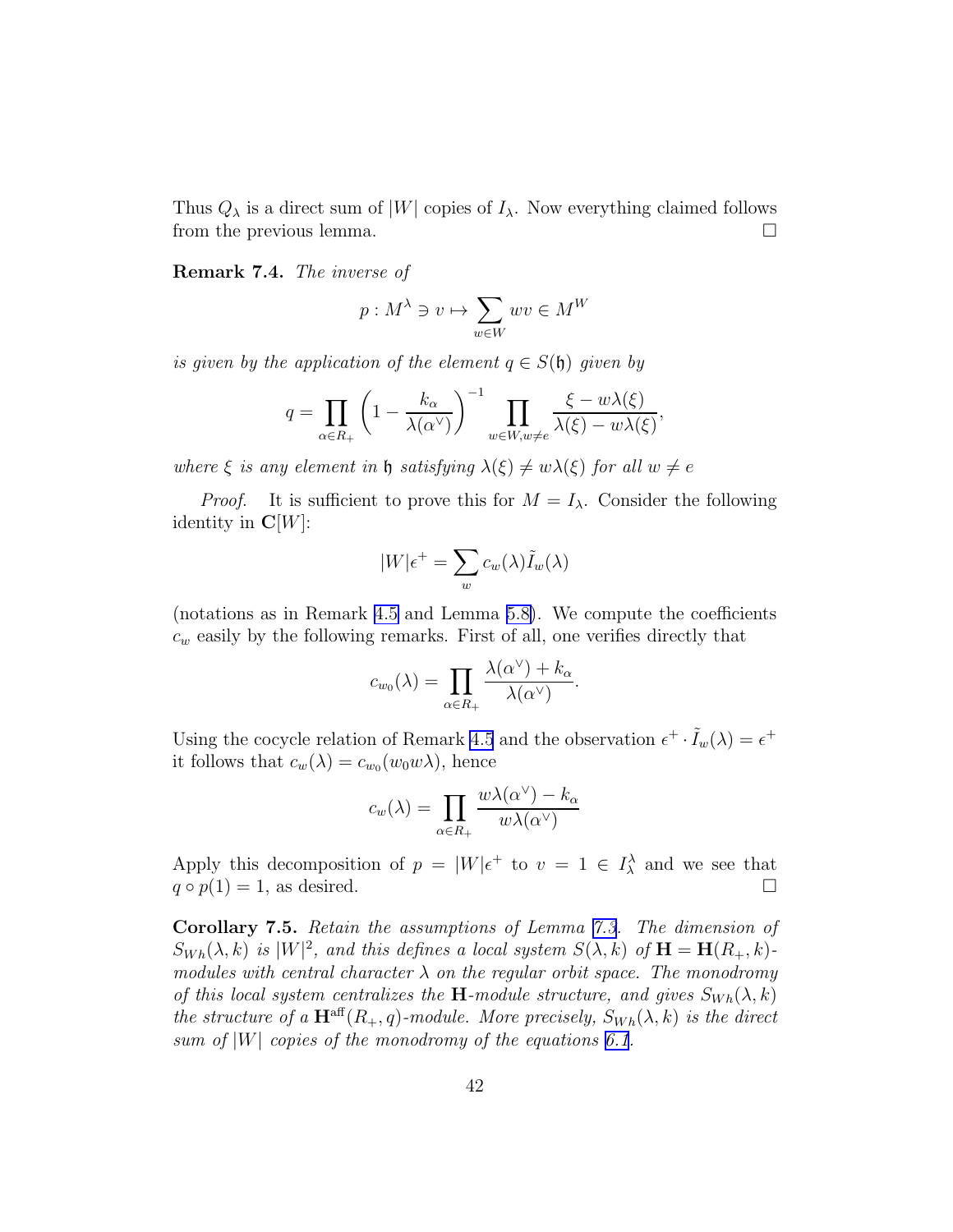Thus $Q_\lambda$ is a direct sum of $|W|$ copies of $I_\lambda$. Now everything claimed follows from the previous lemma. □

**Remark 7.4.** *The inverse of*

$$p : M^\lambda \ni v \mapsto \sum_{w \in W} wv \in M^W$$

*is given by the application of the element $q \in S(\mathfrak{h})$ given by*

$$q = \prod_{\alpha \in R_+} \left(1 - \frac{k_\alpha}{\lambda(\alpha^\vee)}\right)^{-1} \prod_{w \in W, w \neq e} \frac{\xi - w\lambda(\xi)}{\lambda(\xi) - w\lambda(\xi)},$$

*where $\xi$ is any element in $\mathfrak{h}$ satisfying $\lambda(\xi) \neq w\lambda(\xi)$ for all $w \neq e$*

*Proof.* It is sufficient to prove this for $M = I_\lambda$. Consider the following identity in $\mathbf{C}[W]$:

$$|W|\epsilon^+ = \sum_w c_w(\lambda)\tilde{I}_w(\lambda)$$

(notations as in Remark 4.5 and Lemma 5.8). We compute the coefficients $c_w$ easily by the following remarks. First of all, one verifies directly that

$$c_{w_0}(\lambda) = \prod_{\alpha \in R_+} \frac{\lambda(\alpha^\vee) + k_\alpha}{\lambda(\alpha^\vee)}.$$

Using the cocycle relation of Remark 4.5 and the observation $\epsilon^+ \cdot \tilde{I}_w(\lambda) = \epsilon^+$ it follows that $c_w(\lambda) = c_{w_0}(w_0 w\lambda)$, hence

$$c_w(\lambda) = \prod_{\alpha \in R_+} \frac{w\lambda(\alpha^\vee) - k_\alpha}{w\lambda(\alpha^\vee)}$$

Apply this decomposition of $p = |W|\epsilon^+$ to $v = 1 \in I_\lambda^\lambda$ and we see that $q \circ p(1) = 1$, as desired. □

**Corollary 7.5.** *Retain the assumptions of Lemma 7.3. The dimension of $S_{Wh}(\lambda, k)$ is $|W|^2$, and this defines a local system $S(\lambda, k)$ of $\mathbf{H} = \mathbf{H}(R_+, k)$-modules with central character $\lambda$ on the regular orbit space. The monodromy of this local system centralizes the $\mathbf{H}$-module structure, and gives $S_{Wh}(\lambda, k)$ the structure of a $\mathbf{H}^{\mathrm{aff}}(R_+, q)$-module. More precisely, $S_{Wh}(\lambda, k)$ is the direct sum of $|W|$ copies of the monodromy of the equations 6.1.*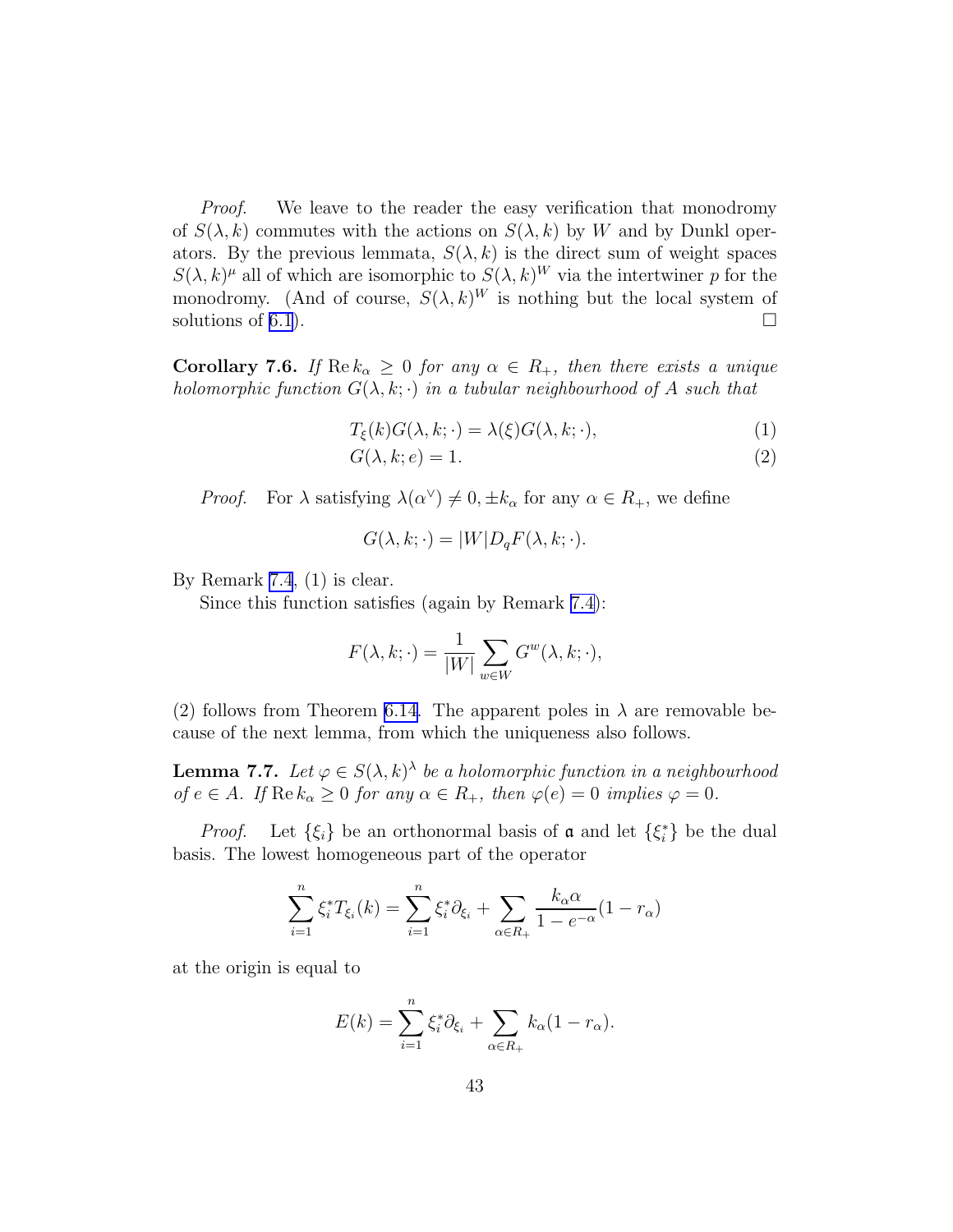*Proof.* We leave to the reader the easy verification that monodromy of $S(\lambda, k)$ commutes with the actions on $S(\lambda, k)$ by $W$ and by Dunkl operators. By the previous lemmata, $S(\lambda, k)$ is the direct sum of weight spaces $S(\lambda, k)^{\mu}$ all of which are isomorphic to $S(\lambda, k)^{W}$ via the intertwiner $p$ for the monodromy. (And of course, $S(\lambda, k)^{W}$ is nothing but the local system of solutions of 6.1). $\square$

**Corollary 7.6.** *If $\operatorname{Re} k_\alpha \geq 0$ for any $\alpha \in R_+$, then there exists a unique holomorphic function $G(\lambda, k; \cdot)$ in a tubular neighbourhood of $A$ such that*

$$T_\xi(k) G(\lambda, k; \cdot) = \lambda(\xi) G(\lambda, k; \cdot), \tag{1}$$

$$G(\lambda, k; e) = 1. \tag{2}$$

*Proof.* For $\lambda$ satisfying $\lambda(\alpha^\vee) \neq 0, \pm k_\alpha$ for any $\alpha \in R_+$, we define

$$G(\lambda, k; \cdot) = |W| D_q F(\lambda, k; \cdot).$$

By Remark 7.4, (1) is clear.

Since this function satisfies (again by Remark 7.4):

$$F(\lambda, k; \cdot) = \frac{1}{|W|} \sum_{w \in W} G^{w}(\lambda, k; \cdot),$$

(2) follows from Theorem 6.14. The apparent poles in $\lambda$ are removable because of the next lemma, from which the uniqueness also follows.

**Lemma 7.7.** *Let $\varphi \in S(\lambda, k)^{\lambda}$ be a holomorphic function in a neighbourhood of $e \in A$. If $\operatorname{Re} k_\alpha \geq 0$ for any $\alpha \in R_+$, then $\varphi(e) = 0$ implies $\varphi = 0$.*

*Proof.* Let $\{\xi_i\}$ be an orthonormal basis of $\mathfrak{a}$ and let $\{\xi_i^*\}$ be the dual basis. The lowest homogeneous part of the operator

$$\sum_{i=1}^{n} \xi_i^* T_{\xi_i}(k) = \sum_{i=1}^{n} \xi_i^* \partial_{\xi_i} + \sum_{\alpha \in R_+} \frac{k_\alpha \alpha}{1 - e^{-\alpha}} (1 - r_\alpha)$$

at the origin is equal to

$$E(k) = \sum_{i=1}^{n} \xi_i^* \partial_{\xi_i} + \sum_{\alpha \in R_+} k_\alpha (1 - r_\alpha).$$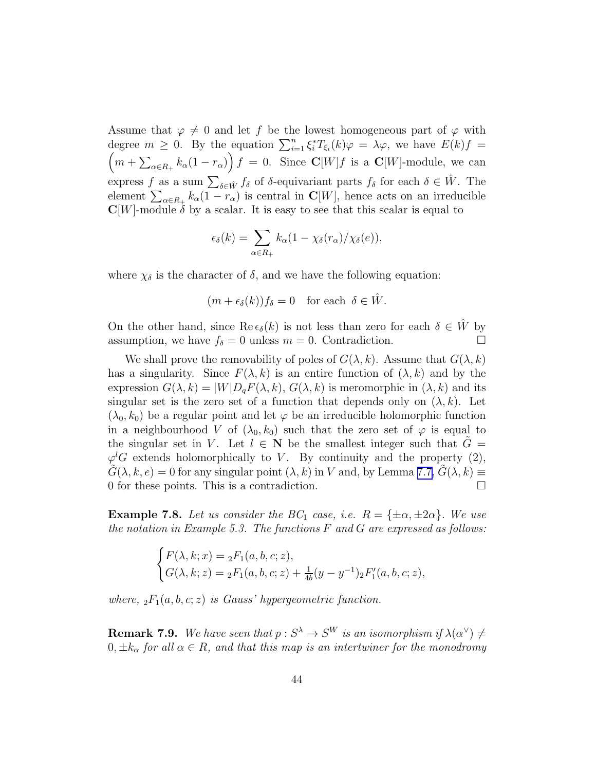Assume that $\varphi \neq 0$ and let $f$ be the lowest homogeneous part of $\varphi$ with degree $m \geq 0$. By the equation $\sum_{i=1}^n \xi_i^* T_{\xi_i}(k)\varphi = \lambda\varphi$, we have $E(k)f = \left(m + \sum_{\alpha\in R_+} k_\alpha(1-r_\alpha)\right) f = 0$. Since $\mathbf{C}[W]f$ is a $\mathbf{C}[W]$-module, we can express $f$ as a sum $\sum_{\delta\in\hat{W}} f_\delta$ of $\delta$-equivariant parts $f_\delta$ for each $\delta \in \hat{W}$. The element $\sum_{\alpha\in R_+} k_\alpha(1-r_\alpha)$ is central in $\mathbf{C}[W]$, hence acts on an irreducible $\mathbf{C}[W]$-module $\delta$ by a scalar. It is easy to see that this scalar is equal to

$$\epsilon_\delta(k) = \sum_{\alpha\in R_+} k_\alpha(1 - \chi_\delta(r_\alpha)/\chi_\delta(e)),$$

where $\chi_\delta$ is the character of $\delta$, and we have the following equation:

$$(m + \epsilon_\delta(k)) f_\delta = 0 \quad \text{for each } \delta \in \hat{W}.$$

On the other hand, since $\operatorname{Re}\epsilon_\delta(k)$ is not less than zero for each $\delta \in \hat{W}$ by assumption, we have $f_\delta = 0$ unless $m = 0$. Contradiction. □

We shall prove the removability of poles of $G(\lambda, k)$. Assume that $G(\lambda, k)$ has a singularity. Since $F(\lambda, k)$ is an entire function of $(\lambda, k)$ and by the expression $G(\lambda, k) = |W| D_q F(\lambda, k)$, $G(\lambda, k)$ is meromorphic in $(\lambda, k)$ and its singular set is the zero set of a function that depends only on $(\lambda, k)$. Let $(\lambda_0, k_0)$ be a regular point and let $\varphi$ be an irreducible holomorphic function in a neighbourhood $V$ of $(\lambda_0, k_0)$ such that the zero set of $\varphi$ is equal to the singular set in $V$. Let $l \in \mathbf{N}$ be the smallest integer such that $\tilde{G} = \varphi^l G$ extends holomorphically to $V$. By continuity and the property (2), $\tilde{G}(\lambda, k, e) = 0$ for any singular point $(\lambda, k)$ in $V$ and, by Lemma 7.7, $\tilde{G}(\lambda, k) \equiv 0$ for these points. This is a contradiction. □

**Example 7.8.** *Let us consider the $BC_1$ case, i.e. $R = \{\pm\alpha, \pm 2\alpha\}$. We use the notation in Example 5.3. The functions $F$ and $G$ are expressed as follows:*

$$\begin{cases} F(\lambda, k; x) = {}_2F_1(a, b, c; z), \\ G(\lambda, k; z) = {}_2F_1(a, b, c; z) + \frac{1}{4b}(y - y^{-1})\, {}_2F_1'(a, b, c; z), \end{cases}$$

*where, ${}_2F_1(a, b, c; z)$ is Gauss' hypergeometric function.*

**Remark 7.9.** *We have seen that $p : S^\lambda \to S^W$ is an isomorphism if $\lambda(\alpha^\vee) \neq 0, \pm k_\alpha$ for all $\alpha \in R$, and that this map is an intertwiner for the monodromy*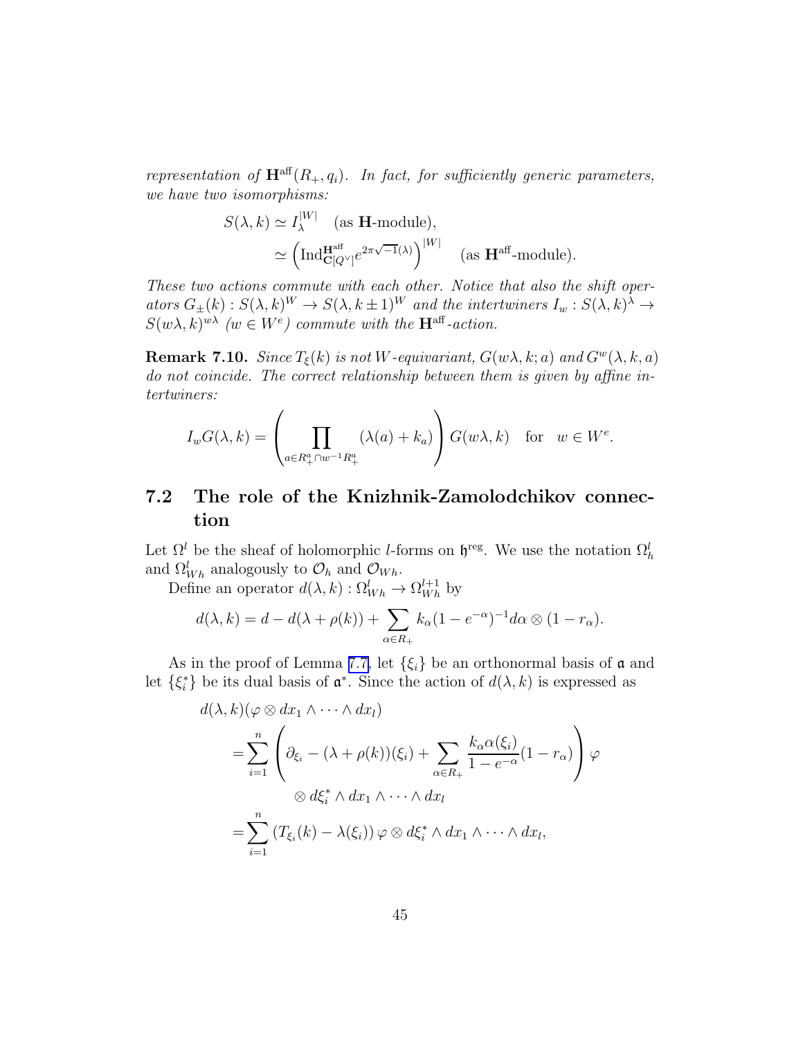*representation of $\mathbf{H}^{\text{aff}}(R_+, q_i)$. In fact, for sufficiently generic parameters, we have two isomorphisms:*

$$
\begin{aligned}
S(\lambda, k) &\simeq I_\lambda^{|W|} \quad (\text{as } \mathbf{H}\text{-module}), \\
&\simeq \left(\mathrm{Ind}_{\mathbf{C}[Q^\vee]}^{\mathbf{H}^{\text{aff}}} e^{2\pi\sqrt{-1}(\lambda)}\right)^{|W|} \quad (\text{as } \mathbf{H}^{\text{aff}}\text{-module}).
\end{aligned}
$$

*These two actions commute with each other. Notice that also the shift operators $G_\pm(k) : S(\lambda, k)^W \to S(\lambda, k \pm 1)^W$ and the intertwiners $I_w : S(\lambda, k)^\lambda \to S(w\lambda, k)^{w\lambda}$ ($w \in W^e$) commute with the $\mathbf{H}^{\text{aff}}$-action.*

**Remark 7.10.** *Since $T_\xi(k)$ is not $W$-equivariant, $G(w\lambda, k; a)$ and $G^w(\lambda, k, a)$ do not coincide. The correct relationship between them is given by affine intertwiners:*

$$
I_w G(\lambda, k) = \left( \prod_{a \in R_+^a \cap w^{-1} R_+^a} (\lambda(a) + k_a) \right) G(w\lambda, k) \quad \text{for} \quad w \in W^e.
$$

## 7.2 The role of the Knizhnik-Zamolodchikov connection

Let $\Omega^l$ be the sheaf of holomorphic $l$-forms on $\mathfrak{h}^{\text{reg}}$. We use the notation $\Omega_h^l$ and $\Omega_{Wh}^l$ analogously to $\mathcal{O}_h$ and $\mathcal{O}_{Wh}$.

Define an operator $d(\lambda, k) : \Omega_{Wh}^l \to \Omega_{Wh}^{l+1}$ by

$$
d(\lambda, k) = d - d(\lambda + \rho(k)) + \sum_{\alpha \in R_+} k_\alpha (1 - e^{-\alpha})^{-1} d\alpha \otimes (1 - r_\alpha).
$$

As in the proof of Lemma 7.7, let $\{\xi_i\}$ be an orthonormal basis of $\mathfrak{a}$ and let $\{\xi_i^*\}$ be its dual basis of $\mathfrak{a}^*$. Since the action of $d(\lambda, k)$ is expressed as

$$
\begin{aligned}
&d(\lambda, k)(\varphi \otimes dx_1 \wedge \cdots \wedge dx_l) \\
&= \sum_{i=1}^n \left( \partial_{\xi_i} - (\lambda + \rho(k))(\xi_i) + \sum_{\alpha \in R_+} \frac{k_\alpha \alpha(\xi_i)}{1 - e^{-\alpha}} (1 - r_\alpha) \right) \varphi \\
&\qquad \otimes d\xi_i^* \wedge dx_1 \wedge \cdots \wedge dx_l \\
&= \sum_{i=1}^n \left( T_{\xi_i}(k) - \lambda(\xi_i) \right) \varphi \otimes d\xi_i^* \wedge dx_1 \wedge \cdots \wedge dx_l,
\end{aligned}
$$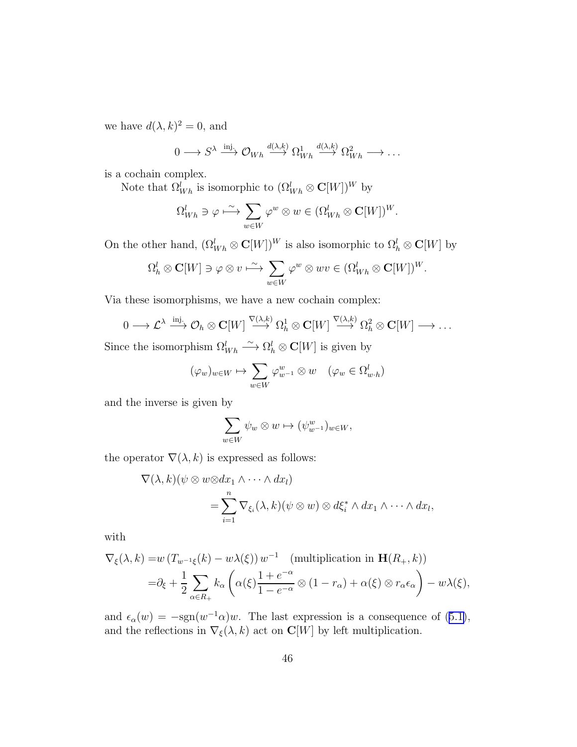we have $d(\lambda, k)^2 = 0$, and

$$0 \longrightarrow S^\lambda \xrightarrow{\text{inj.}} \mathcal{O}_{Wh} \xrightarrow{d(\lambda,k)} \Omega^1_{Wh} \xrightarrow{d(\lambda,k)} \Omega^2_{Wh} \longrightarrow \dots$$

is a cochain complex.

Note that $\Omega^l_{Wh}$ is isomorphic to $(\Omega^l_{Wh} \otimes \mathbf{C}[W])^W$ by

$$\Omega^l_{Wh} \ni \varphi \overset{\sim}{\longmapsto} \sum_{w \in W} \varphi^w \otimes w \in (\Omega^l_{Wh} \otimes \mathbf{C}[W])^W.$$

On the other hand, $(\Omega^l_{Wh} \otimes \mathbf{C}[W])^W$ is also isomorphic to $\Omega^l_h \otimes \mathbf{C}[W]$ by

$$\Omega^l_h \otimes \mathbf{C}[W] \ni \varphi \otimes v \overset{\sim}{\longmapsto} \sum_{w \in W} \varphi^w \otimes wv \in (\Omega^l_{Wh} \otimes \mathbf{C}[W])^W.$$

Via these isomorphisms, we have a new cochain complex:

$$0 \longrightarrow \mathcal{L}^\lambda \xrightarrow{\text{inj.}} \mathcal{O}_h \otimes \mathbf{C}[W] \xrightarrow{\nabla(\lambda,k)} \Omega^1_h \otimes \mathbf{C}[W] \xrightarrow{\nabla(\lambda,k)} \Omega^2_h \otimes \mathbf{C}[W] \longrightarrow \dots$$

Since the isomorphism $\Omega^l_{Wh} \overset{\sim}{\longrightarrow} \Omega^l_h \otimes \mathbf{C}[W]$ is given by

$$(\varphi_w)_{w \in W} \mapsto \sum_{w \in W} \varphi^w_{w^{-1}} \otimes w \quad (\varphi_w \in \Omega^l_{w \cdot h})$$

and the inverse is given by

$$\sum_{w \in W} \psi_w \otimes w \mapsto (\psi^w_{w^{-1}})_{w \in W},$$

the operator $\nabla(\lambda, k)$ is expressed as follows:

$$\begin{aligned}
\nabla(\lambda, k)(\psi \otimes w \otimes & dx_1 \wedge \dots \wedge dx_l) \\
&= \sum_{i=1}^n \nabla_{\xi_i}(\lambda, k)(\psi \otimes w) \otimes d\xi_i^* \wedge dx_1 \wedge \dots \wedge dx_l,
\end{aligned}$$

with

$$\begin{aligned}
\nabla_\xi(\lambda, k) =& w\,(T_{w^{-1}\xi}(k) - w\lambda(\xi))\,w^{-1} \quad (\text{multiplication in } \mathbf{H}(R_+, k)) \\
=& \partial_\xi + \frac{1}{2} \sum_{\alpha \in R_+} k_\alpha \left( \alpha(\xi) \frac{1 + e^{-\alpha}}{1 - e^{-\alpha}} \otimes (1 - r_\alpha) + \alpha(\xi) \otimes r_\alpha \epsilon_\alpha \right) - w\lambda(\xi),
\end{aligned}$$

and $\epsilon_\alpha(w) = -\operatorname{sgn}(w^{-1}\alpha)w$. The last expression is a consequence of (5.1), and the reflections in $\nabla_\xi(\lambda, k)$ act on $\mathbf{C}[W]$ by left multiplication.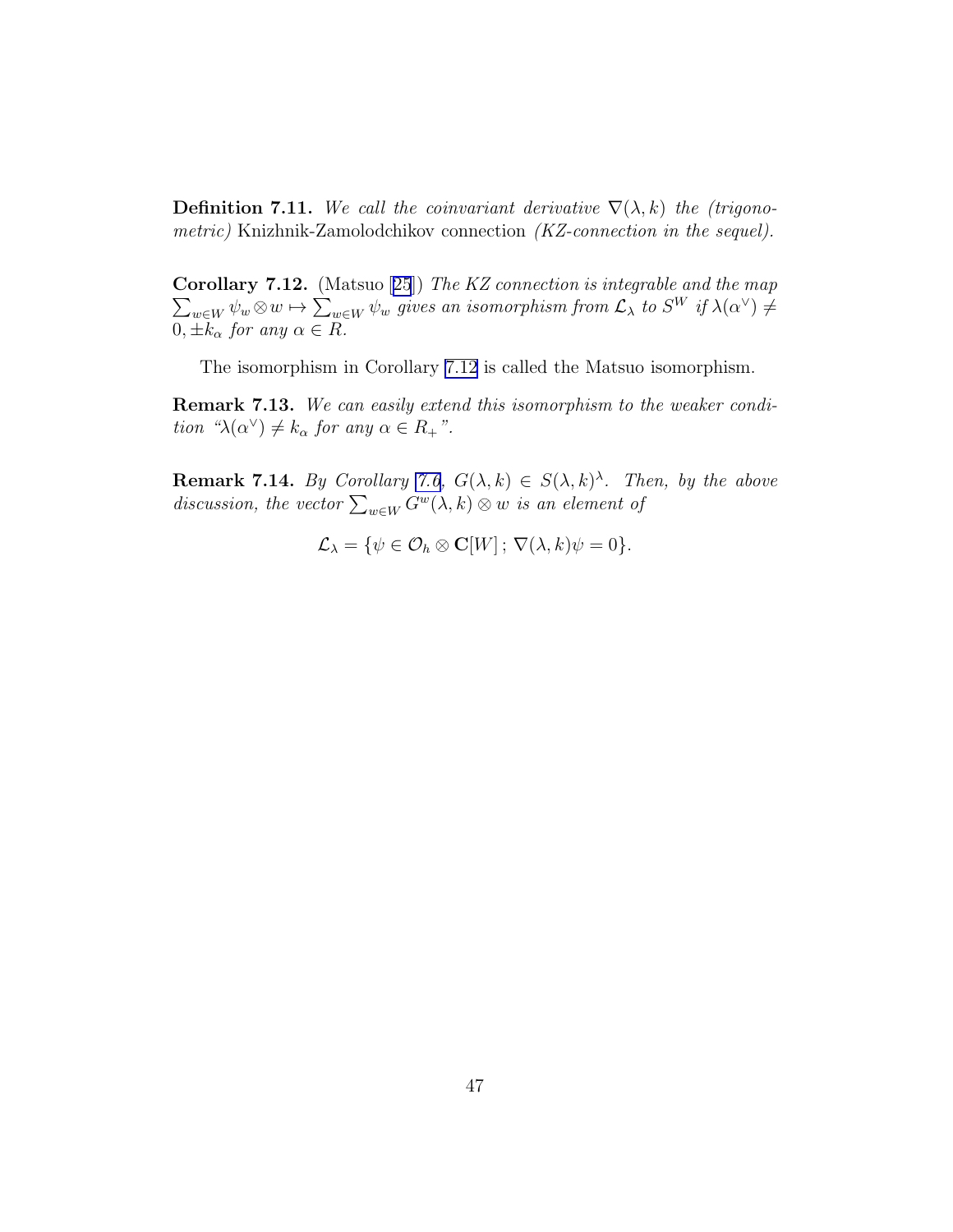**Definition 7.11.** *We call the coinvariant derivative $\nabla(\lambda, k)$ the (trigonometric)* Knizhnik-Zamolodchikov connection *(KZ-connection in the sequel).*

**Corollary 7.12.** (Matsuo [25]) *The KZ connection is integrable and the map $\sum_{w\in W} \psi_w \otimes w \mapsto \sum_{w\in W} \psi_w$ gives an isomorphism from $\mathcal{L}_\lambda$ to $S^W$ if $\lambda(\alpha^\vee) \neq 0, \pm k_\alpha$ for any $\alpha \in R$.*

The isomorphism in Corollary 7.12 is called the Matsuo isomorphism.

**Remark 7.13.** *We can easily extend this isomorphism to the weaker condition "$\lambda(\alpha^\vee) \neq k_\alpha$ for any $\alpha \in R_+$".*

**Remark 7.14.** *By Corollary 7.6, $G(\lambda, k) \in S(\lambda, k)^\lambda$. Then, by the above discussion, the vector $\sum_{w\in W} G^w(\lambda, k) \otimes w$ is an element of*

$$\mathcal{L}_\lambda = \{\psi \in \mathcal{O}_h \otimes \mathbf{C}[W]\,;\, \nabla(\lambda, k)\psi = 0\}.$$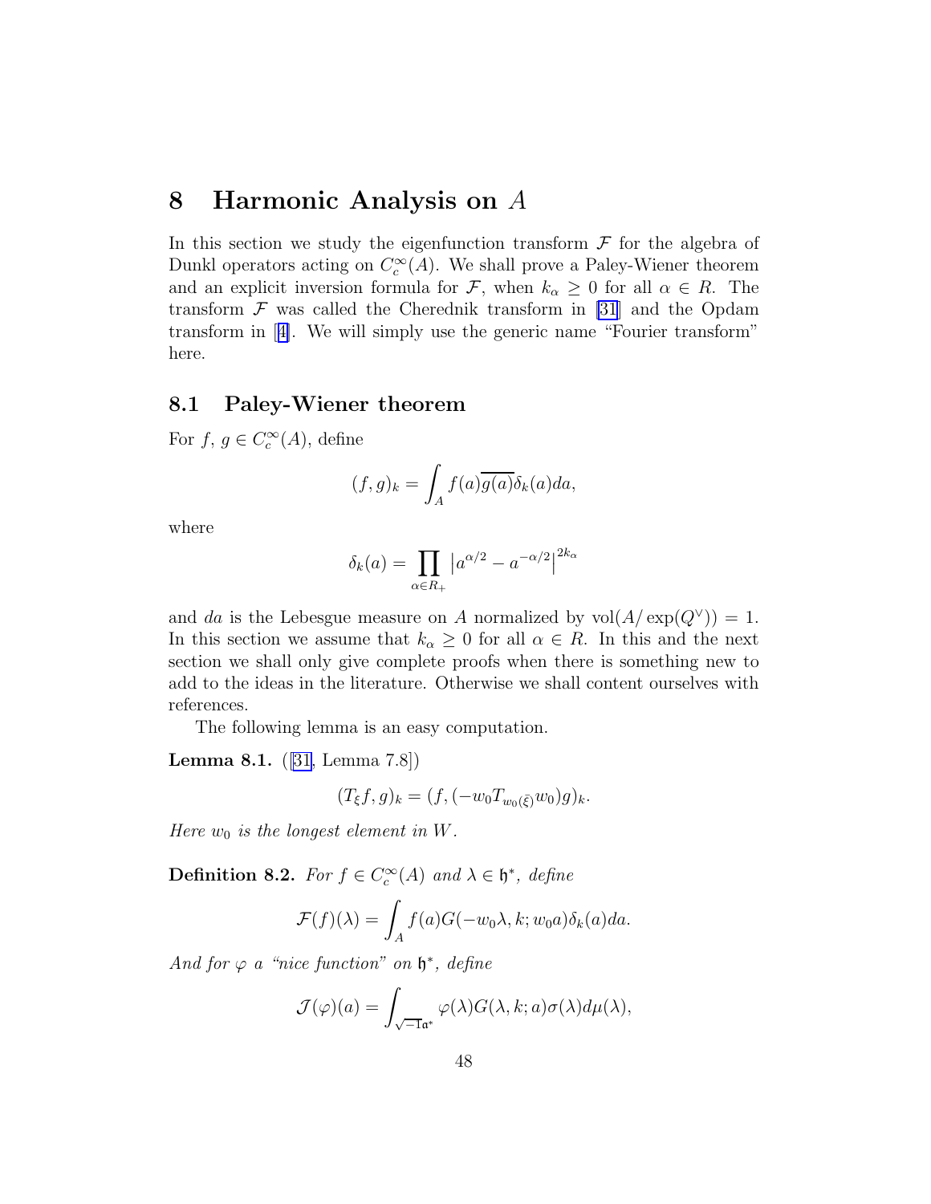# 8 Harmonic Analysis on $A$

In this section we study the eigenfunction transform $\mathcal{F}$ for the algebra of Dunkl operators acting on $C_c^\infty(A)$. We shall prove a Paley-Wiener theorem and an explicit inversion formula for $\mathcal{F}$, when $k_\alpha \geq 0$ for all $\alpha \in R$. The transform $\mathcal{F}$ was called the Cherednik transform in [31] and the Opdam transform in [4]. We will simply use the generic name "Fourier transform" here.

## 8.1 Paley-Wiener theorem

For $f$, $g \in C_c^\infty(A)$, define

$$(f,g)_k = \int_A f(a)\overline{g(a)}\delta_k(a)da,$$

where

$$\delta_k(a) = \prod_{\alpha \in R_+} \left|a^{\alpha/2} - a^{-\alpha/2}\right|^{2k_\alpha}$$

and $da$ is the Lebesgue measure on $A$ normalized by $\mathrm{vol}(A/\exp(Q^\vee)) = 1$. In this section we assume that $k_\alpha \geq 0$ for all $\alpha \in R$. In this and the next section we shall only give complete proofs when there is something new to add to the ideas in the literature. Otherwise we shall content ourselves with references.

The following lemma is an easy computation.

**Lemma 8.1.** ([31, Lemma 7.8])

$$(T_\xi f, g)_k = (f, (-w_0 T_{w_0(\bar{\xi})} w_0)g)_k.$$

*Here $w_0$ is the longest element in $W$.*

**Definition 8.2.** *For $f \in C_c^\infty(A)$ and $\lambda \in \mathfrak{h}^*$, define*

$$\mathcal{F}(f)(\lambda) = \int_A f(a)G(-w_0\lambda, k; w_0 a)\delta_k(a)da.$$

*And for $\varphi$ a "nice function" on $\mathfrak{h}^*$, define*

$$\mathcal{J}(\varphi)(a) = \int_{\sqrt{-1}\mathfrak{a}^*} \varphi(\lambda)G(\lambda, k; a)\sigma(\lambda)d\mu(\lambda),$$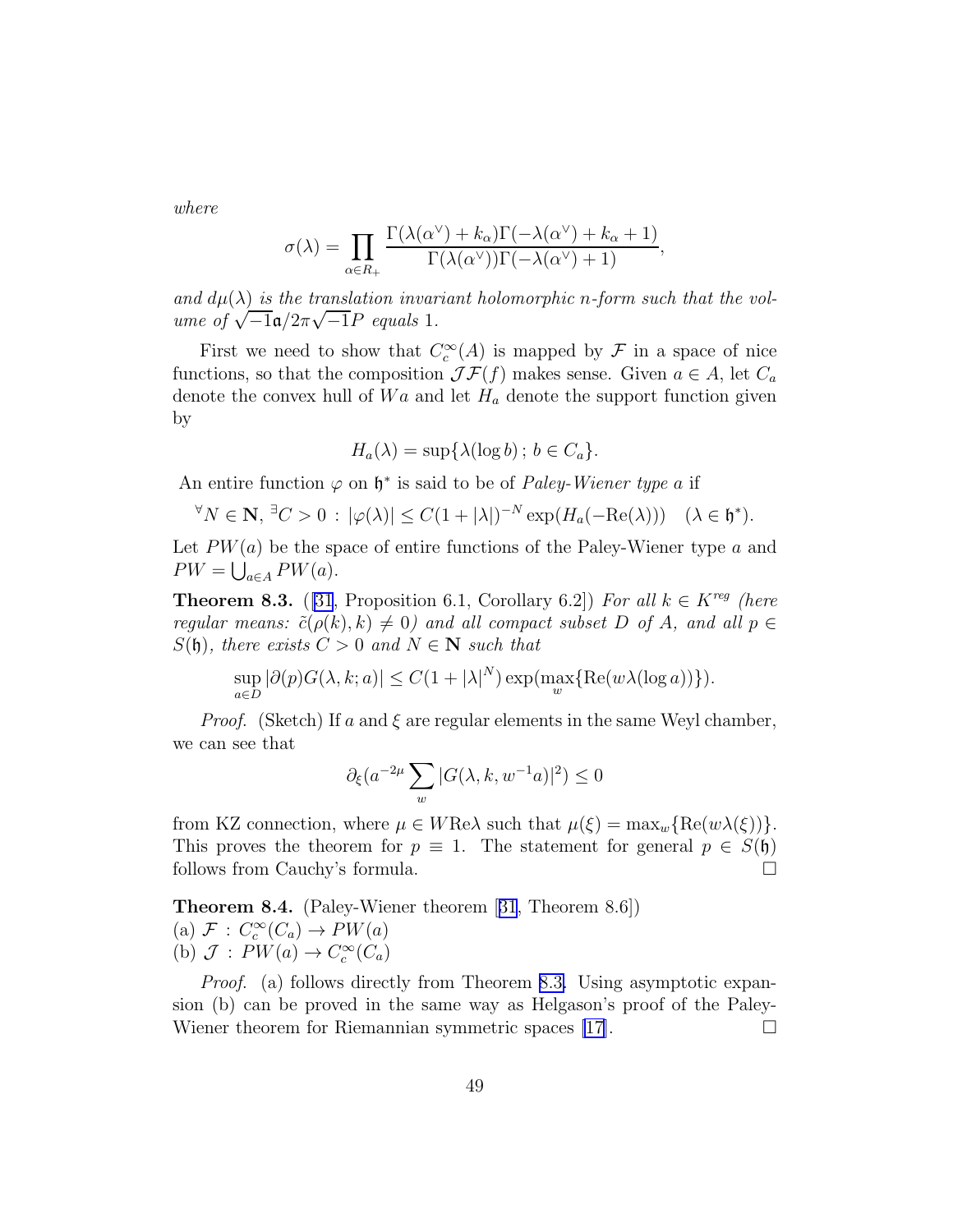*where*

$$\sigma(\lambda) = \prod_{\alpha\in R_+} \frac{\Gamma(\lambda(\alpha^\vee)+k_\alpha)\Gamma(-\lambda(\alpha^\vee)+k_\alpha+1)}{\Gamma(\lambda(\alpha^\vee))\Gamma(-\lambda(\alpha^\vee)+1)},$$

*and $d\mu(\lambda)$ is the translation invariant holomorphic $n$-form such that the volume of $\sqrt{-1}\mathfrak{a}/2\pi\sqrt{-1}P$ equals 1.*

First we need to show that $C_c^\infty(A)$ is mapped by $\mathcal{F}$ in a space of nice functions, so that the composition $\mathcal{J}\mathcal{F}(f)$ makes sense. Given $a \in A$, let $C_a$ denote the convex hull of $Wa$ and let $H_a$ denote the support function given by

$$H_a(\lambda) = \sup\{\lambda(\log b)\,;\, b \in C_a\}.$$

An entire function $\varphi$ on $\mathfrak{h}^*$ is said to be of *Paley-Wiener type $a$* if

$$^\forall N \in \mathbf{N},\ ^\exists C>0 \,:\, |\varphi(\lambda)| \le C(1+|\lambda|)^{-N}\exp(H_a(-\mathrm{Re}(\lambda))) \quad (\lambda\in\mathfrak{h}^*).$$

Let $PW(a)$ be the space of entire functions of the Paley-Wiener type $a$ and $PW = \bigcup_{a\in A} PW(a)$.

**Theorem 8.3.** ([31], Proposition 6.1, Corollary 6.2]) *For all $k \in K^{reg}$ (here regular means: $\tilde{c}(\rho(k),k) \neq 0$) and all compact subset $D$ of $A$, and all $p \in S(\mathfrak{h})$, there exists $C>0$ and $N\in\mathbf{N}$ such that*

$$\sup_{a\in D}|\partial(p)G(\lambda,k;a)| \le C(1+|\lambda|^N)\exp(\max_w\{\mathrm{Re}(w\lambda(\log a))\}).$$

*Proof.* (Sketch) If $a$ and $\xi$ are regular elements in the same Weyl chamber, we can see that

$$\partial_\xi(a^{-2\mu}\sum_w |G(\lambda,k,w^{-1}a)|^2) \le 0$$

from KZ connection, where $\mu \in W\mathrm{Re}\lambda$ such that $\mu(\xi) = \max_w\{\mathrm{Re}(w\lambda(\xi))\}$. This proves the theorem for $p\equiv 1$. The statement for general $p\in S(\mathfrak{h})$ follows from Cauchy's formula. □

**Theorem 8.4.** (Paley-Wiener theorem [31, Theorem 8.6])
(a) $\mathcal{F} \,:\, C_c^\infty(C_a) \to PW(a)$
(b) $\mathcal{J} \,:\, PW(a) \to C_c^\infty(C_a)$

*Proof.* (a) follows directly from Theorem 8.3. Using asymptotic expansion (b) can be proved in the same way as Helgason's proof of the Paley-Wiener theorem for Riemannian symmetric spaces [17]. □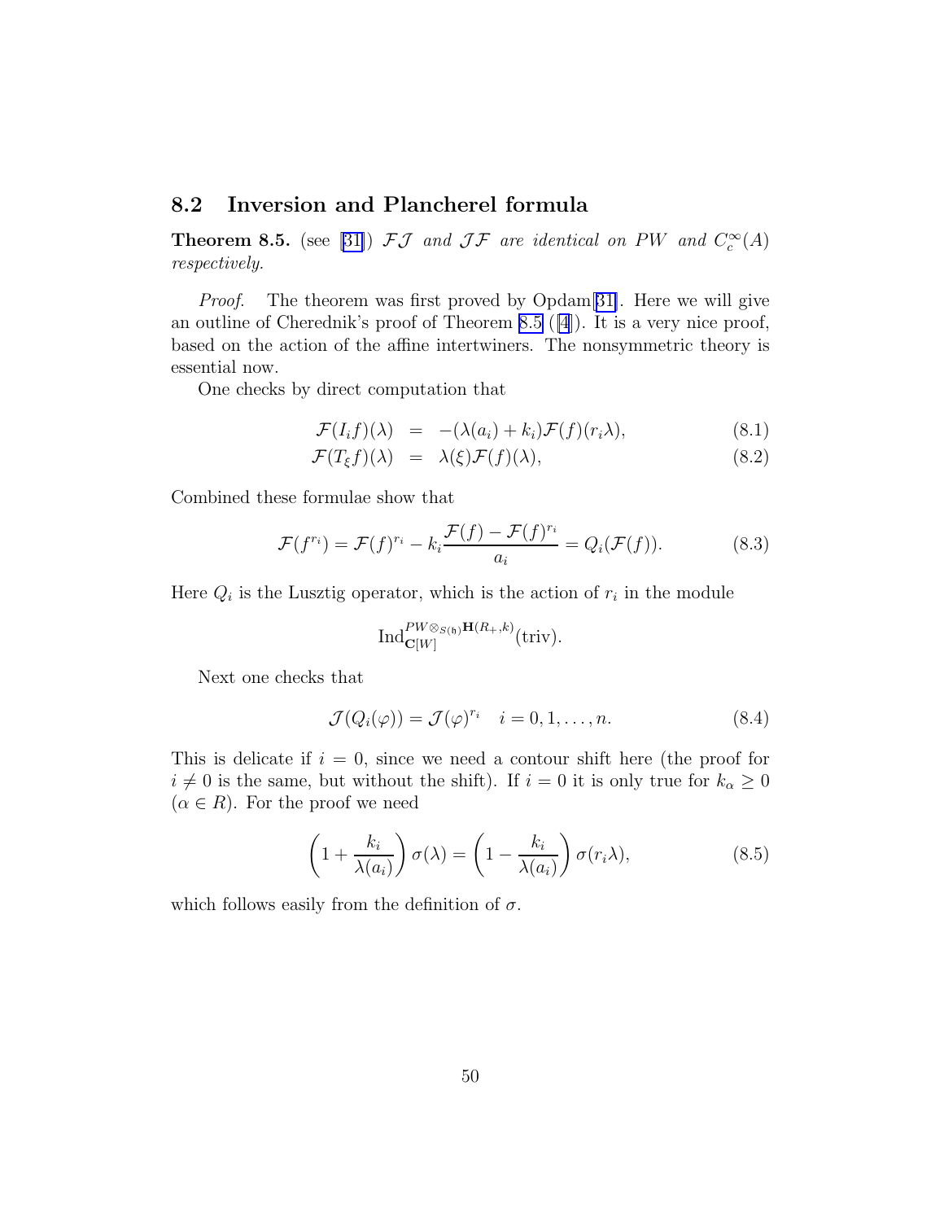## 8.2 Inversion and Plancherel formula

**Theorem 8.5.** (see [31]) *$\mathcal{F}\mathcal{J}$ and $\mathcal{J}\mathcal{F}$ are identical on $PW$ and $C_c^\infty(A)$ respectively.*

*Proof.* The theorem was first proved by Opdam[31]. Here we will give an outline of Cherednik's proof of Theorem 8.5 ([4]). It is a very nice proof, based on the action of the affine intertwiners. The nonsymmetric theory is essential now.

One checks by direct computation that

$$
\begin{aligned}
\mathcal{F}(I_i f)(\lambda) &= -(\lambda(a_i) + k_i)\mathcal{F}(f)(r_i\lambda), &(8.1)\\
\mathcal{F}(T_\xi f)(\lambda) &= \lambda(\xi)\mathcal{F}(f)(\lambda), &(8.2)
\end{aligned}
$$

Combined these formulae show that

$$
\mathcal{F}(f^{r_i}) = \mathcal{F}(f)^{r_i} - k_i \frac{\mathcal{F}(f) - \mathcal{F}(f)^{r_i}}{a_i} = Q_i(\mathcal{F}(f)). \tag{8.3}
$$

Here $Q_i$ is the Lusztig operator, which is the action of $r_i$ in the module

$$
\mathrm{Ind}_{\mathbf{C}[W]}^{PW \otimes_{S(\mathfrak{h})} \mathbf{H}(R_+,k)}(\mathrm{triv}).
$$

Next one checks that

$$
\mathcal{J}(Q_i(\varphi)) = \mathcal{J}(\varphi)^{r_i} \quad i = 0, 1, \ldots, n. \tag{8.4}
$$

This is delicate if $i = 0$, since we need a contour shift here (the proof for $i \neq 0$ is the same, but without the shift). If $i = 0$ it is only true for $k_\alpha \geq 0$ ($\alpha \in R$). For the proof we need

$$
\left(1 + \frac{k_i}{\lambda(a_i)}\right)\sigma(\lambda) = \left(1 - \frac{k_i}{\lambda(a_i)}\right)\sigma(r_i\lambda), \tag{8.5}
$$

which follows easily from the definition of $\sigma$.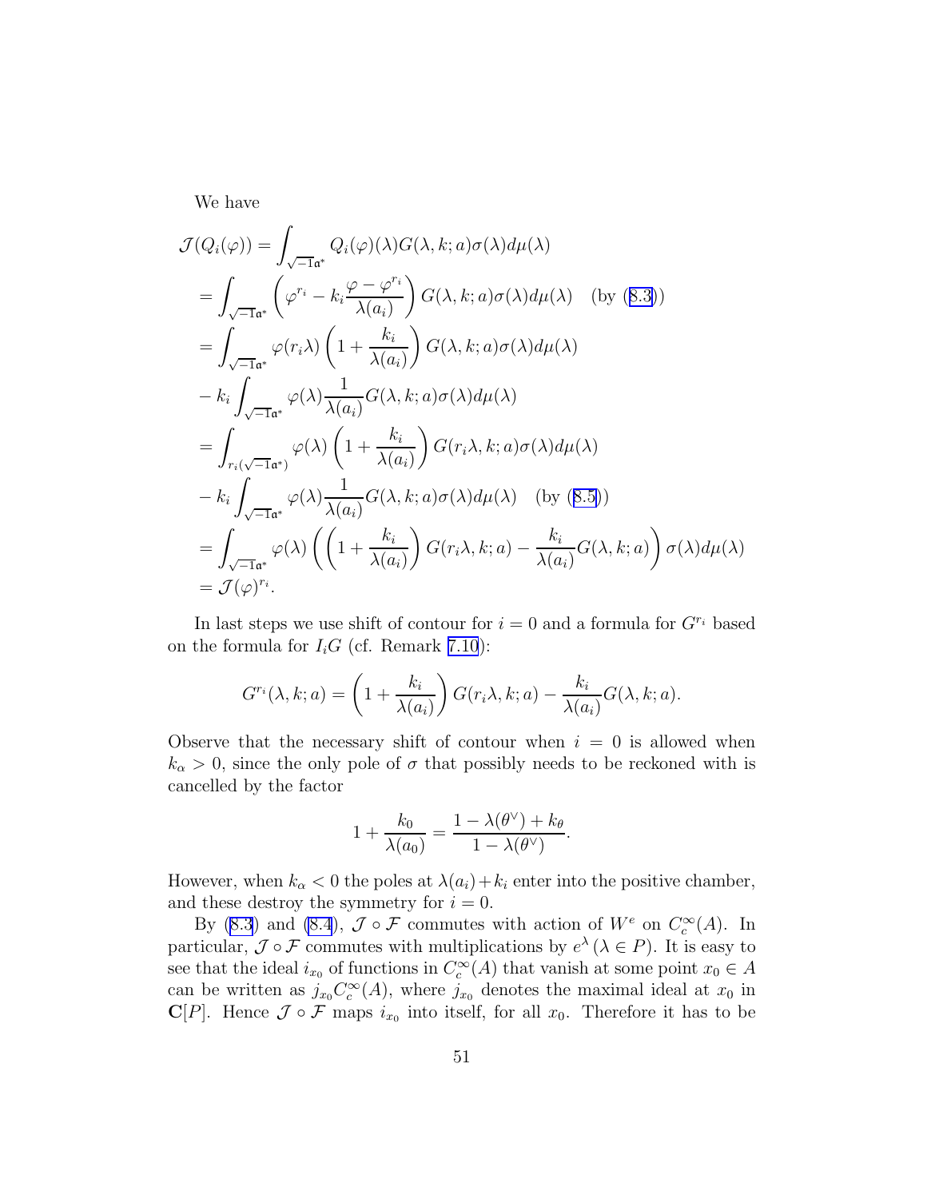We have

$$
\begin{aligned}
\mathcal{J}(Q_i(\varphi)) &= \int_{\sqrt{-1}\mathfrak{a}^*} Q_i(\varphi)(\lambda) G(\lambda, k; a)\sigma(\lambda) d\mu(\lambda) \\
&= \int_{\sqrt{-1}\mathfrak{a}^*} \left( \varphi^{r_i} - k_i \frac{\varphi - \varphi^{r_i}}{\lambda(a_i)} \right) G(\lambda, k; a)\sigma(\lambda) d\mu(\lambda) \quad \text{(by (8.3))} \\
&= \int_{\sqrt{-1}\mathfrak{a}^*} \varphi(r_i\lambda) \left( 1 + \frac{k_i}{\lambda(a_i)} \right) G(\lambda, k; a)\sigma(\lambda) d\mu(\lambda) \\
&- k_i \int_{\sqrt{-1}\mathfrak{a}^*} \varphi(\lambda) \frac{1}{\lambda(a_i)} G(\lambda, k; a)\sigma(\lambda) d\mu(\lambda) \\
&= \int_{r_i(\sqrt{-1}\mathfrak{a}^*)} \varphi(\lambda) \left( 1 + \frac{k_i}{\lambda(a_i)} \right) G(r_i\lambda, k; a)\sigma(\lambda) d\mu(\lambda) \\
&- k_i \int_{\sqrt{-1}\mathfrak{a}^*} \varphi(\lambda) \frac{1}{\lambda(a_i)} G(\lambda, k; a)\sigma(\lambda) d\mu(\lambda) \quad \text{(by (8.5))} \\
&= \int_{\sqrt{-1}\mathfrak{a}^*} \varphi(\lambda) \left( \left( 1 + \frac{k_i}{\lambda(a_i)} \right) G(r_i\lambda, k; a) - \frac{k_i}{\lambda(a_i)} G(\lambda, k; a) \right) \sigma(\lambda) d\mu(\lambda) \\
&= \mathcal{J}(\varphi)^{r_i}.
\end{aligned}
$$

In last steps we use shift of contour for $i = 0$ and a formula for $G^{r_i}$ based on the formula for $I_i G$ (cf. Remark 7.10):

$$
G^{r_i}(\lambda, k; a) = \left( 1 + \frac{k_i}{\lambda(a_i)} \right) G(r_i\lambda, k; a) - \frac{k_i}{\lambda(a_i)} G(\lambda, k; a).
$$

Observe that the necessary shift of contour when $i = 0$ is allowed when $k_\alpha > 0$, since the only pole of $\sigma$ that possibly needs to be reckoned with is cancelled by the factor

$$
1 + \frac{k_0}{\lambda(a_0)} = \frac{1 - \lambda(\theta^\vee) + k_\theta}{1 - \lambda(\theta^\vee)}.
$$

However, when $k_\alpha < 0$ the poles at $\lambda(a_i) + k_i$ enter into the positive chamber, and these destroy the symmetry for $i = 0$.

By (8.3) and (8.4), $\mathcal{J} \circ \mathcal{F}$ commutes with action of $W^e$ on $C_c^\infty(A)$. In particular, $\mathcal{J} \circ \mathcal{F}$ commutes with multiplications by $e^\lambda$ ($\lambda \in P$). It is easy to see that the ideal $i_{x_0}$ of functions in $C_c^\infty(A)$ that vanish at some point $x_0 \in A$ can be written as $j_{x_0} C_c^\infty(A)$, where $j_{x_0}$ denotes the maximal ideal at $x_0$ in $\mathbf{C}[P]$. Hence $\mathcal{J} \circ \mathcal{F}$ maps $i_{x_0}$ into itself, for all $x_0$. Therefore it has to be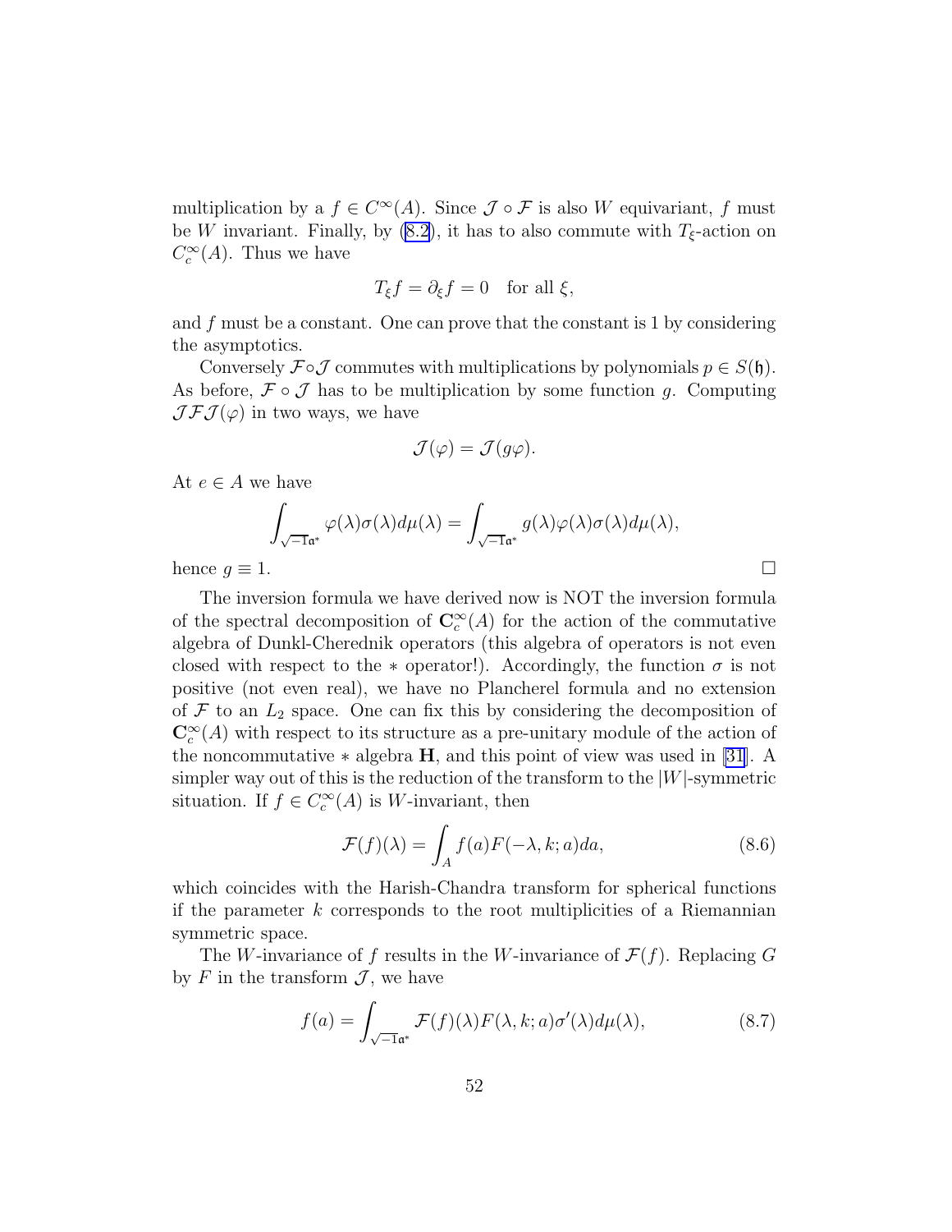multiplication by a $f \in C^\infty(A)$. Since $\mathcal{J} \circ \mathcal{F}$ is also $W$ equivariant, $f$ must be $W$ invariant. Finally, by (8.2), it has to also commute with $T_\xi$-action on $C_c^\infty(A)$. Thus we have

$$T_\xi f = \partial_\xi f = 0 \quad \text{for all } \xi,$$

and $f$ must be a constant. One can prove that the constant is 1 by considering the asymptotics.

Conversely $\mathcal{F} \circ \mathcal{J}$ commutes with multiplications by polynomials $p \in S(\mathfrak{h})$. As before, $\mathcal{F} \circ \mathcal{J}$ has to be multiplication by some function $g$. Computing $\mathcal{J}\mathcal{F}\mathcal{J}(\varphi)$ in two ways, we have

$$\mathcal{J}(\varphi) = \mathcal{J}(g\varphi).$$

At $e \in A$ we have

$$\int_{\sqrt{-1}\mathfrak{a}^*} \varphi(\lambda)\sigma(\lambda)d\mu(\lambda) = \int_{\sqrt{-1}\mathfrak{a}^*} g(\lambda)\varphi(\lambda)\sigma(\lambda)d\mu(\lambda),$$

hence $g \equiv 1$. □

The inversion formula we have derived now is NOT the inversion formula of the spectral decomposition of $\mathbf{C}_c^\infty(A)$ for the action of the commutative algebra of Dunkl-Cherednik operators (this algebra of operators is not even closed with respect to the $*$ operator!). Accordingly, the function $\sigma$ is not positive (not even real), we have no Plancherel formula and no extension of $\mathcal{F}$ to an $L_2$ space. One can fix this by considering the decomposition of $\mathbf{C}_c^\infty(A)$ with respect to its structure as a pre-unitary module of the action of the noncommutative $*$ algebra $\mathbf{H}$, and this point of view was used in [31]. A simpler way out of this is the reduction of the transform to the $|W|$-symmetric situation. If $f \in C_c^\infty(A)$ is $W$-invariant, then

$$\mathcal{F}(f)(\lambda) = \int_A f(a)F(-\lambda, k; a)da, \tag{8.6}$$

which coincides with the Harish-Chandra transform for spherical functions if the parameter $k$ corresponds to the root multiplicities of a Riemannian symmetric space.

The $W$-invariance of $f$ results in the $W$-invariance of $\mathcal{F}(f)$. Replacing $G$ by $F$ in the transform $\mathcal{J}$, we have

$$f(a) = \int_{\sqrt{-1}\mathfrak{a}^*} \mathcal{F}(f)(\lambda)F(\lambda, k; a)\sigma'(\lambda)d\mu(\lambda), \tag{8.7}$$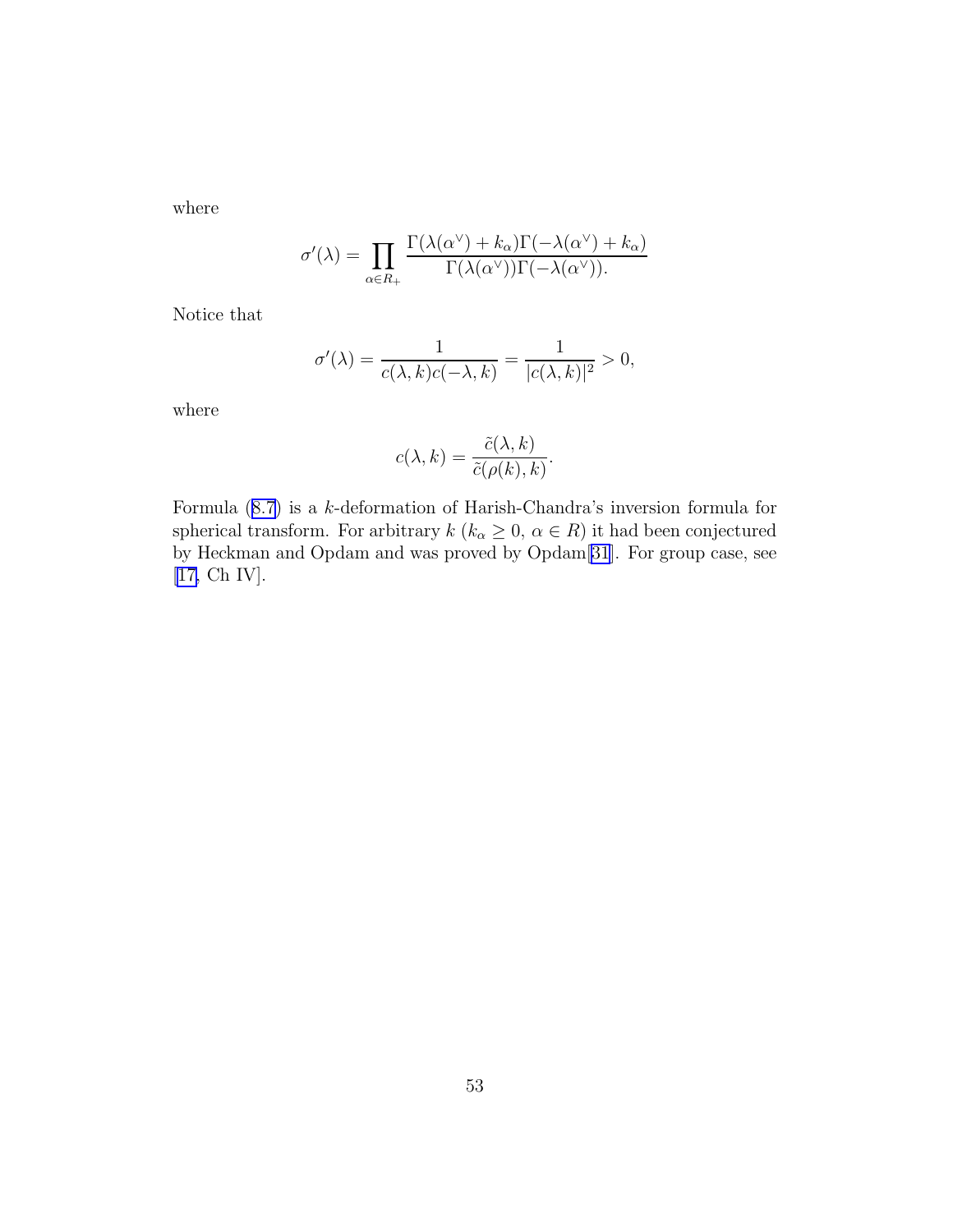where

$$\sigma'(\lambda) = \prod_{\alpha \in R_+} \frac{\Gamma(\lambda(\alpha^\vee) + k_\alpha)\Gamma(-\lambda(\alpha^\vee) + k_\alpha)}{\Gamma(\lambda(\alpha^\vee))\Gamma(-\lambda(\alpha^\vee)).}$$

Notice that

$$\sigma'(\lambda) = \frac{1}{c(\lambda, k)c(-\lambda, k)} = \frac{1}{|c(\lambda, k)|^2} > 0,$$

where

$$c(\lambda, k) = \frac{\tilde{c}(\lambda, k)}{\tilde{c}(\rho(k), k)}.$$

Formula (8.7) is a $k$-deformation of Harish-Chandra's inversion formula for spherical transform. For arbitrary $k$ ($k_\alpha \geq 0$, $\alpha \in R$) it had been conjectured by Heckman and Opdam and was proved by Opdam[31]. For group case, see [17, Ch IV].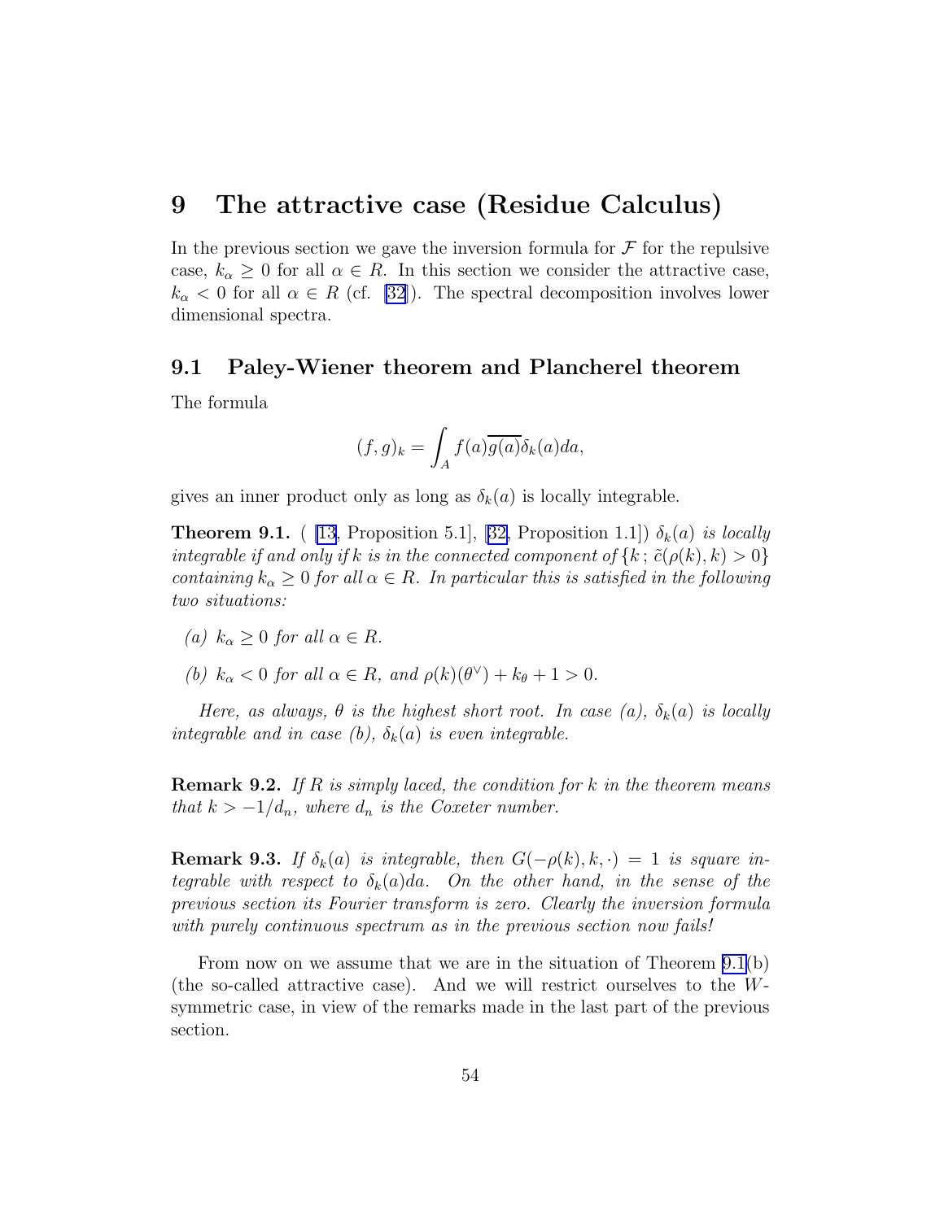# 9 The attractive case (Residue Calculus)

In the previous section we gave the inversion formula for $\mathcal{F}$ for the repulsive case, $k_\alpha \geq 0$ for all $\alpha \in R$. In this section we consider the attractive case, $k_\alpha < 0$ for all $\alpha \in R$ (cf. [32]). The spectral decomposition involves lower dimensional spectra.

## 9.1 Paley-Wiener theorem and Plancherel theorem

The formula

$$(f, g)_k = \int_A f(a)\overline{g(a)}\delta_k(a)da,$$

gives an inner product only as long as $\delta_k(a)$ is locally integrable.

**Theorem 9.1.** ( [13, Proposition 5.1], [32, Proposition 1.1]) *$\delta_k(a)$ is locally integrable if and only if $k$ is in the connected component of $\{k\,;\,\tilde{c}(\rho(k), k) > 0\}$ containing $k_\alpha \geq 0$ for all $\alpha \in R$. In particular this is satisfied in the following two situations:*

*(a) $k_\alpha \geq 0$ for all $\alpha \in R$.*

*(b) $k_\alpha < 0$ for all $\alpha \in R$, and $\rho(k)(\theta^\vee) + k_\theta + 1 > 0$.*

*Here, as always, $\theta$ is the highest short root. In case (a), $\delta_k(a)$ is locally integrable and in case (b), $\delta_k(a)$ is even integrable.*

**Remark 9.2.** *If $R$ is simply laced, the condition for $k$ in the theorem means that $k > -1/d_n$, where $d_n$ is the Coxeter number.*

**Remark 9.3.** *If $\delta_k(a)$ is integrable, then $G(-\rho(k), k, \cdot) = 1$ is square integrable with respect to $\delta_k(a)da$. On the other hand, in the sense of the previous section its Fourier transform is zero. Clearly the inversion formula with purely continuous spectrum as in the previous section now fails!*

From now on we assume that we are in the situation of Theorem 9.1(b) (the so-called attractive case). And we will restrict ourselves to the $W$-symmetric case, in view of the remarks made in the last part of the previous section.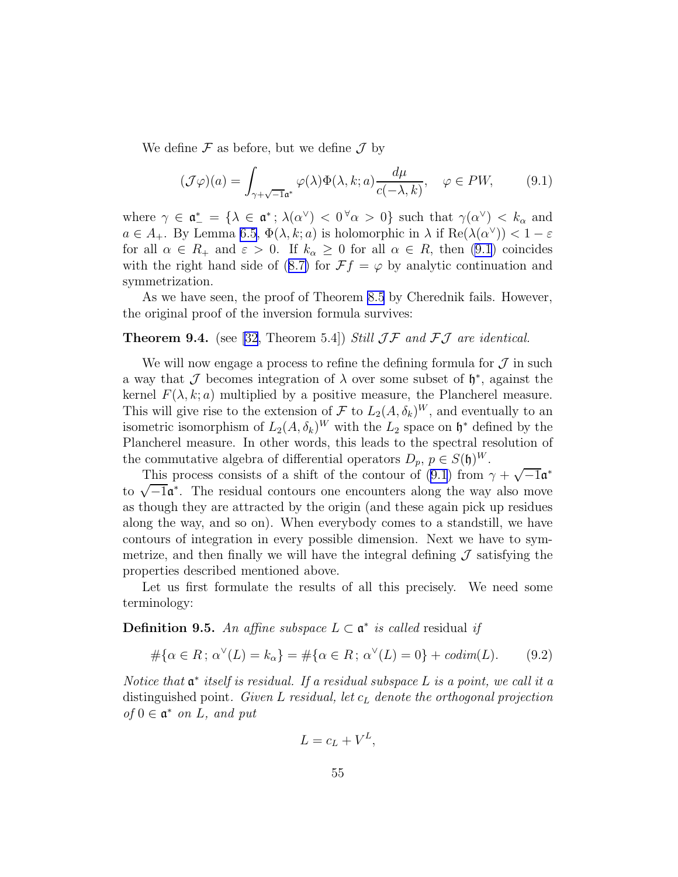We define $\mathcal{F}$ as before, but we define $\mathcal{J}$ by

$$(\mathcal{J}\varphi)(a) = \int_{\gamma+\sqrt{-1}\mathfrak{a}^*} \varphi(\lambda)\Phi(\lambda, k; a)\frac{d\mu}{c(-\lambda, k)}, \quad \varphi \in PW, \tag{9.1}$$

where $\gamma \in \mathfrak{a}^*_- = \{\lambda \in \mathfrak{a}^*\,;\, \lambda(\alpha^\vee) < 0\,^\forall \alpha > 0\}$ such that $\gamma(\alpha^\vee) < k_\alpha$ and $a \in A_+$. By Lemma 6.5, $\Phi(\lambda, k; a)$ is holomorphic in $\lambda$ if $\mathrm{Re}(\lambda(\alpha^\vee)) < 1 - \varepsilon$ for all $\alpha \in R_+$ and $\varepsilon > 0$. If $k_\alpha \geq 0$ for all $\alpha \in R$, then (9.1) coincides with the right hand side of (8.7) for $\mathcal{F}f = \varphi$ by analytic continuation and symmetrization.

As we have seen, the proof of Theorem 8.5 by Cherednik fails. However, the original proof of the inversion formula survives:

**Theorem 9.4.** (see [32, Theorem 5.4]) *Still $\mathcal{J}\mathcal{F}$ and $\mathcal{F}\mathcal{J}$ are identical.*

We will now engage a process to refine the defining formula for $\mathcal{J}$ in such a way that $\mathcal{J}$ becomes integration of $\lambda$ over some subset of $\mathfrak{h}^*$, against the kernel $F(\lambda, k; a)$ multiplied by a positive measure, the Plancherel measure. This will give rise to the extension of $\mathcal{F}$ to $L_2(A, \delta_k)^W$, and eventually to an isometric isomorphism of $L_2(A, \delta_k)^W$ with the $L_2$ space on $\mathfrak{h}^*$ defined by the Plancherel measure. In other words, this leads to the spectral resolution of the commutative algebra of differential operators $D_p$, $p \in S(\mathfrak{h})^W$.

This process consists of a shift of the contour of (9.1) from $\gamma + \sqrt{-1}\mathfrak{a}^*$ to $\sqrt{-1}\mathfrak{a}^*$. The residual contours one encounters along the way also move as though they are attracted by the origin (and these again pick up residues along the way, and so on). When everybody comes to a standstill, we have contours of integration in every possible dimension. Next we have to symmetrize, and then finally we will have the integral defining $\mathcal{J}$ satisfying the properties described mentioned above.

Let us first formulate the results of all this precisely. We need some terminology:

**Definition 9.5.** *An affine subspace $L \subset \mathfrak{a}^*$ is called* residual *if*

$$\#\{\alpha \in R\,;\, \alpha^\vee(L) = k_\alpha\} = \#\{\alpha \in R\,;\, \alpha^\vee(L) = 0\} + \mathit{codim}(L). \tag{9.2}$$

*Notice that $\mathfrak{a}^*$ itself is residual. If a residual subspace $L$ is a point, we call it a* distinguished point*. Given $L$ residual, let $c_L$ denote the orthogonal projection of $0 \in \mathfrak{a}^*$ on $L$, and put*

$$L = c_L + V^L,$$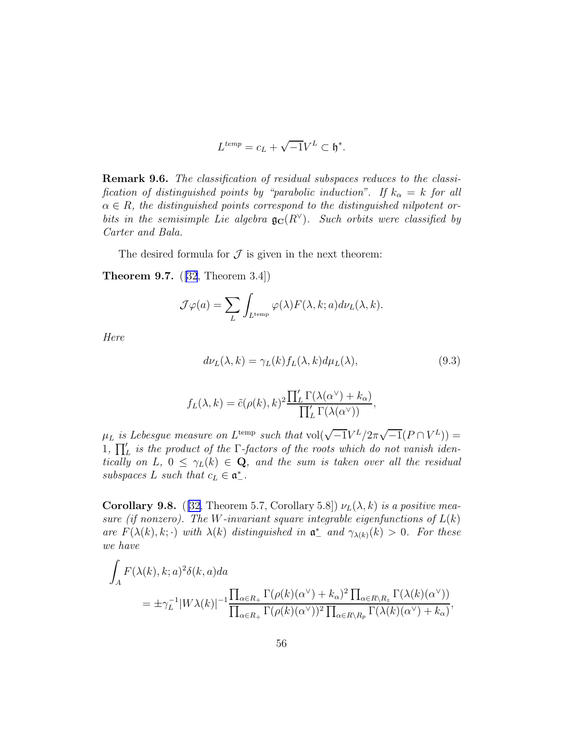$$L^{temp} = c_L + \sqrt{-1}V^L \subset \mathfrak{h}^*.$$

**Remark 9.6.** *The classification of residual subspaces reduces to the classification of distinguished points by "parabolic induction". If $k_\alpha = k$ for all $\alpha \in R$, the distinguished points correspond to the distinguished nilpotent orbits in the semisimple Lie algebra $\mathfrak{g}_{\mathbf{C}}(R^\vee)$. Such orbits were classified by Carter and Bala.*

The desired formula for $\mathcal{J}$ is given in the next theorem:

**Theorem 9.7.** ([32, Theorem 3.4])

$$\mathcal{J}\varphi(a) = \sum_L \int_{L^{\mathrm{temp}}} \varphi(\lambda) F(\lambda, k; a) d\nu_L(\lambda, k).$$

*Here*

$$d\nu_L(\lambda, k) = \gamma_L(k) f_L(\lambda, k) d\mu_L(\lambda), \tag{9.3}$$

$$f_L(\lambda, k) = \tilde{c}(\rho(k), k)^2 \frac{\prod_L' \Gamma(\lambda(\alpha^\vee) + k_\alpha)}{\prod_L' \Gamma(\lambda(\alpha^\vee))},$$

*$\mu_L$ is Lebesgue measure on $L^{\mathrm{temp}}$ such that $\mathrm{vol}(\sqrt{-1}V^L / 2\pi\sqrt{-1}(P \cap V^L)) = 1$, $\prod_L'$ is the product of the $\Gamma$-factors of the roots which do not vanish identically on $L$, $0 \leq \gamma_L(k) \in \mathbf{Q}$, and the sum is taken over all the residual subspaces $L$ such that $c_L \in \mathfrak{a}_-^*$.*

**Corollary 9.8.** ([32, Theorem 5.7, Corollary 5.8]) *$\nu_L(\lambda, k)$ is a positive measure (if nonzero). The $W$-invariant square integrable eigenfunctions of $L(k)$ are $F(\lambda(k), k; \cdot)$ with $\lambda(k)$ distinguished in $\mathfrak{a}_-^*$ and $\gamma_{\lambda(k)}(k) > 0$. For these we have*

$$\begin{aligned}
&\int_A F(\lambda(k), k; a)^2 \delta(k, a) da \\
&\qquad = \pm \gamma_L^{-1} |W\lambda(k)|^{-1} \frac{\prod_{\alpha \in R_+} \Gamma(\rho(k)(\alpha^\vee) + k_\alpha)^2 \prod_{\alpha \in R \setminus R_z} \Gamma(\lambda(k)(\alpha^\vee))}{\prod_{\alpha \in R_+} \Gamma(\rho(k)(\alpha^\vee))^2 \prod_{\alpha \in R \setminus R_p} \Gamma(\lambda(k)(\alpha^\vee) + k_\alpha)},
\end{aligned}$$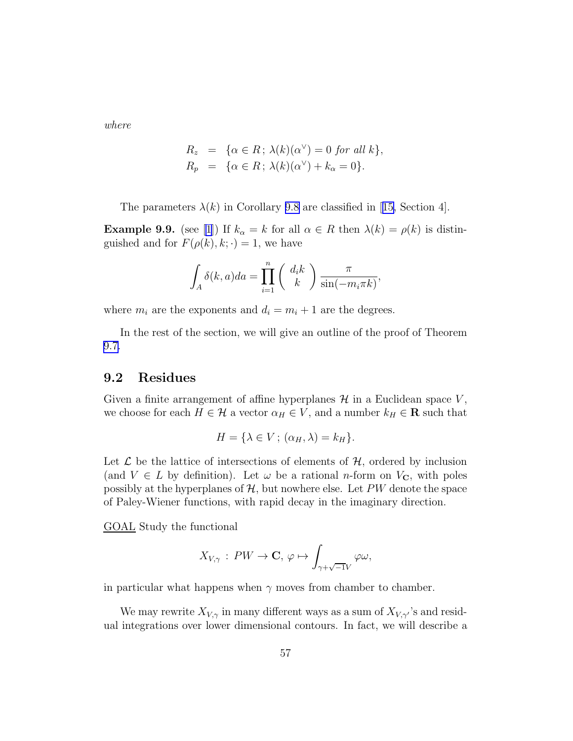*where*

$$
\begin{aligned}
R_z &= \{\alpha \in R\,;\, \lambda(k)(\alpha^\vee) = 0 \textit{ for all } k\}, \\
R_p &= \{\alpha \in R\,;\, \lambda(k)(\alpha^\vee) + k_\alpha = 0\}.
\end{aligned}
$$

The parameters $\lambda(k)$ in Corollary 9.8 are classified in [15, Section 4].

**Example 9.9.** (see [1]) If $k_\alpha = k$ for all $\alpha \in R$ then $\lambda(k) = \rho(k)$ is distinguished and for $F(\rho(k), k; \cdot) = 1$, we have

$$
\int_A \delta(k,a)da = \prod_{i=1}^{n} \begin{pmatrix} d_i k \\ k \end{pmatrix} \frac{\pi}{\sin(-m_i \pi k)},
$$

where $m_i$ are the exponents and $d_i = m_i + 1$ are the degrees.

In the rest of the section, we will give an outline of the proof of Theorem 9.7.

## 9.2 Residues

Given a finite arrangement of affine hyperplanes $\mathcal{H}$ in a Euclidean space $V$, we choose for each $H \in \mathcal{H}$ a vector $\alpha_H \in V$, and a number $k_H \in \mathbf{R}$ such that

$$
H = \{\lambda \in V\,;\, (\alpha_H, \lambda) = k_H\}.
$$

Let $\mathcal{L}$ be the lattice of intersections of elements of $\mathcal{H}$, ordered by inclusion (and $V \in L$ by definition). Let $\omega$ be a rational $n$-form on $V_{\mathbf{C}}$, with poles possibly at the hyperplanes of $\mathcal{H}$, but nowhere else. Let $PW$ denote the space of Paley-Wiener functions, with rapid decay in the imaginary direction.

<u>GOAL</u> Study the functional

$$
X_{V,\gamma} \,:\, PW \to \mathbf{C},\, \varphi \mapsto \int_{\gamma + \sqrt{-1}V} \varphi\omega,
$$

in particular what happens when $\gamma$ moves from chamber to chamber.

We may rewrite $X_{V,\gamma}$ in many different ways as a sum of $X_{V,\gamma'}$'s and residual integrations over lower dimensional contours. In fact, we will describe a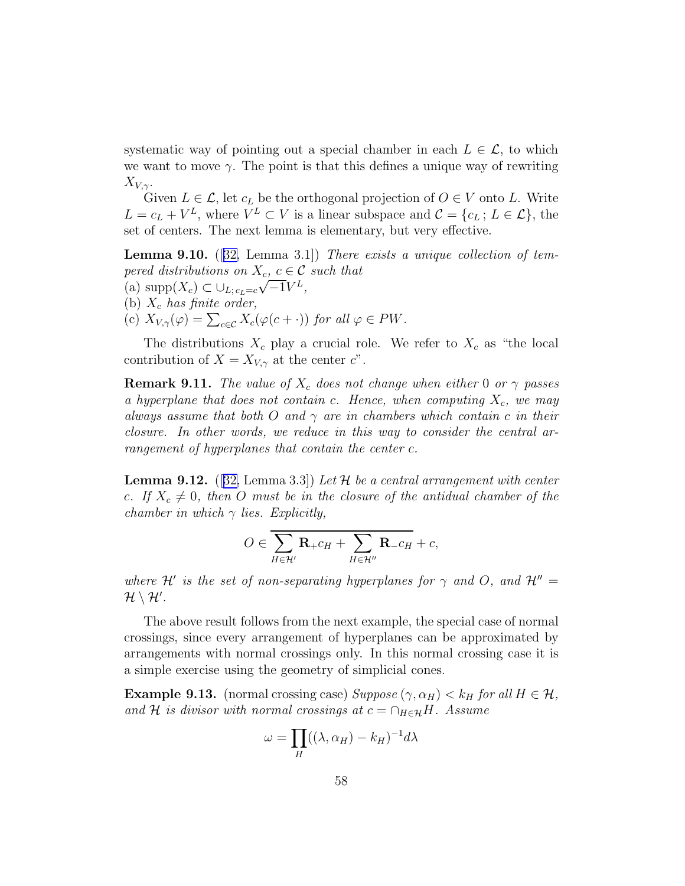systematic way of pointing out a special chamber in each $L \in \mathcal{L}$, to which we want to move $\gamma$. The point is that this defines a unique way of rewriting $X_{V,\gamma}$.

Given $L \in \mathcal{L}$, let $c_L$ be the orthogonal projection of $O \in V$ onto $L$. Write $L = c_L + V^L$, where $V^L \subset V$ is a linear subspace and $\mathcal{C} = \{c_L \, ; \, L \in \mathcal{L}\}$, the set of centers. The next lemma is elementary, but very effective.

**Lemma 9.10.** ([32, Lemma 3.1]) *There exists a unique collection of tempered distributions on $X_c$, $c \in \mathcal{C}$ such that*
(a) $\mathrm{supp}(X_c) \subset \cup_{L;\, c_L = c} \sqrt{-1} V^L$,
(b) *$X_c$ has finite order,*
(c) $X_{V,\gamma}(\varphi) = \sum_{c \in \mathcal{C}} X_c(\varphi(c + \cdot))$ *for all $\varphi \in PW$.*

The distributions $X_c$ play a crucial role. We refer to $X_c$ as "the local contribution of $X = X_{V,\gamma}$ at the center $c$".

**Remark 9.11.** *The value of $X_c$ does not change when either $0$ or $\gamma$ passes a hyperplane that does not contain $c$. Hence, when computing $X_c$, we may always assume that both $O$ and $\gamma$ are in chambers which contain $c$ in their closure. In other words, we reduce in this way to consider the central arrangement of hyperplanes that contain the center $c$.*

**Lemma 9.12.** ([32, Lemma 3.3]) *Let $\mathcal{H}$ be a central arrangement with center $c$. If $X_c \neq 0$, then $O$ must be in the closure of the antidual chamber of the chamber in which $\gamma$ lies. Explicitly,*

$$O \in \overline{\sum_{H \in \mathcal{H}'} \mathbf{R}_+ c_H + \sum_{H \in \mathcal{H}''} \mathbf{R}_- c_H} + c,$$

*where $\mathcal{H}'$ is the set of non-separating hyperplanes for $\gamma$ and $O$, and $\mathcal{H}'' = \mathcal{H} \setminus \mathcal{H}'$.*

The above result follows from the next example, the special case of normal crossings, since every arrangement of hyperplanes can be approximated by arrangements with normal crossings only. In this normal crossing case it is a simple exercise using the geometry of simplicial cones.

**Example 9.13.** (normal crossing case) *Suppose $(\gamma, \alpha_H) < k_H$ for all $H \in \mathcal{H}$, and $\mathcal{H}$ is divisor with normal crossings at $c = \cap_{H \in \mathcal{H}} H$. Assume*

$$\omega = \prod_H ((\lambda, \alpha_H) - k_H)^{-1} d\lambda$$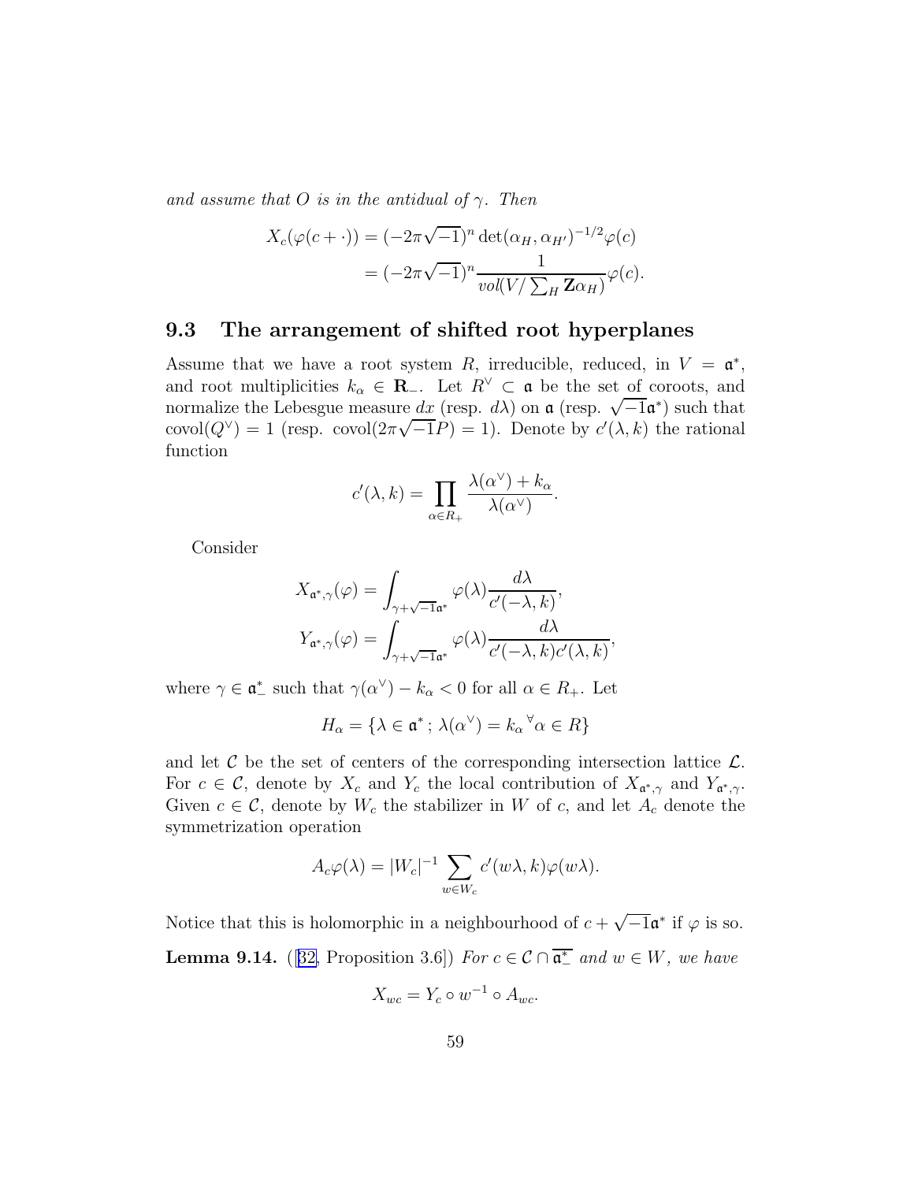*and assume that $O$ is in the antidual of $\gamma$. Then*

$$X_c(\varphi(c+\cdot)) = (-2\pi\sqrt{-1})^n \det(\alpha_H, \alpha_{H'})^{-1/2}\varphi(c)$$
$$= (-2\pi\sqrt{-1})^n \frac{1}{vol(V/\sum_H \mathbf{Z}\alpha_H)}\varphi(c).$$

## 9.3 The arrangement of shifted root hyperplanes

Assume that we have a root system $R$, irreducible, reduced, in $V = \mathfrak{a}^*$, and root multiplicities $k_\alpha \in \mathbf{R}_-$. Let $R^\vee \subset \mathfrak{a}$ be the set of coroots, and normalize the Lebesgue measure $dx$ (resp. $d\lambda$) on $\mathfrak{a}$ (resp. $\sqrt{-1}\mathfrak{a}^*$) such that $\mathrm{covol}(Q^\vee) = 1$ (resp. $\mathrm{covol}(2\pi\sqrt{-1}P) = 1$). Denote by $c'(\lambda, k)$ the rational function

$$c'(\lambda, k) = \prod_{\alpha \in R_+} \frac{\lambda(\alpha^\vee) + k_\alpha}{\lambda(\alpha^\vee)}.$$

Consider

$$X_{\mathfrak{a}^*,\gamma}(\varphi) = \int_{\gamma+\sqrt{-1}\mathfrak{a}^*} \varphi(\lambda)\frac{d\lambda}{c'(-\lambda, k)},$$
$$Y_{\mathfrak{a}^*,\gamma}(\varphi) = \int_{\gamma+\sqrt{-1}\mathfrak{a}^*} \varphi(\lambda)\frac{d\lambda}{c'(-\lambda, k)c'(\lambda, k)},$$

where $\gamma \in \mathfrak{a}^*_-$ such that $\gamma(\alpha^\vee) - k_\alpha < 0$ for all $\alpha \in R_+$. Let

$$H_\alpha = \{\lambda \in \mathfrak{a}^*\,;\, \lambda(\alpha^\vee) = k_\alpha \,{}^\forall\alpha \in R\}$$

and let $\mathcal{C}$ be the set of centers of the corresponding intersection lattice $\mathcal{L}$. For $c \in \mathcal{C}$, denote by $X_c$ and $Y_c$ the local contribution of $X_{\mathfrak{a}^*,\gamma}$ and $Y_{\mathfrak{a}^*,\gamma}$. Given $c \in \mathcal{C}$, denote by $W_c$ the stabilizer in $W$ of $c$, and let $A_c$ denote the symmetrization operation

$$A_c\varphi(\lambda) = |W_c|^{-1} \sum_{w \in W_c} c'(w\lambda, k)\varphi(w\lambda).$$

Notice that this is holomorphic in a neighbourhood of $c + \sqrt{-1}\mathfrak{a}^*$ if $\varphi$ is so.

**Lemma 9.14.** ([32, Proposition 3.6]) *For $c \in \mathcal{C} \cap \overline{\mathfrak{a}^*_-}$ and $w \in W$, we have*

$$X_{wc} = Y_c \circ w^{-1} \circ A_{wc}.$$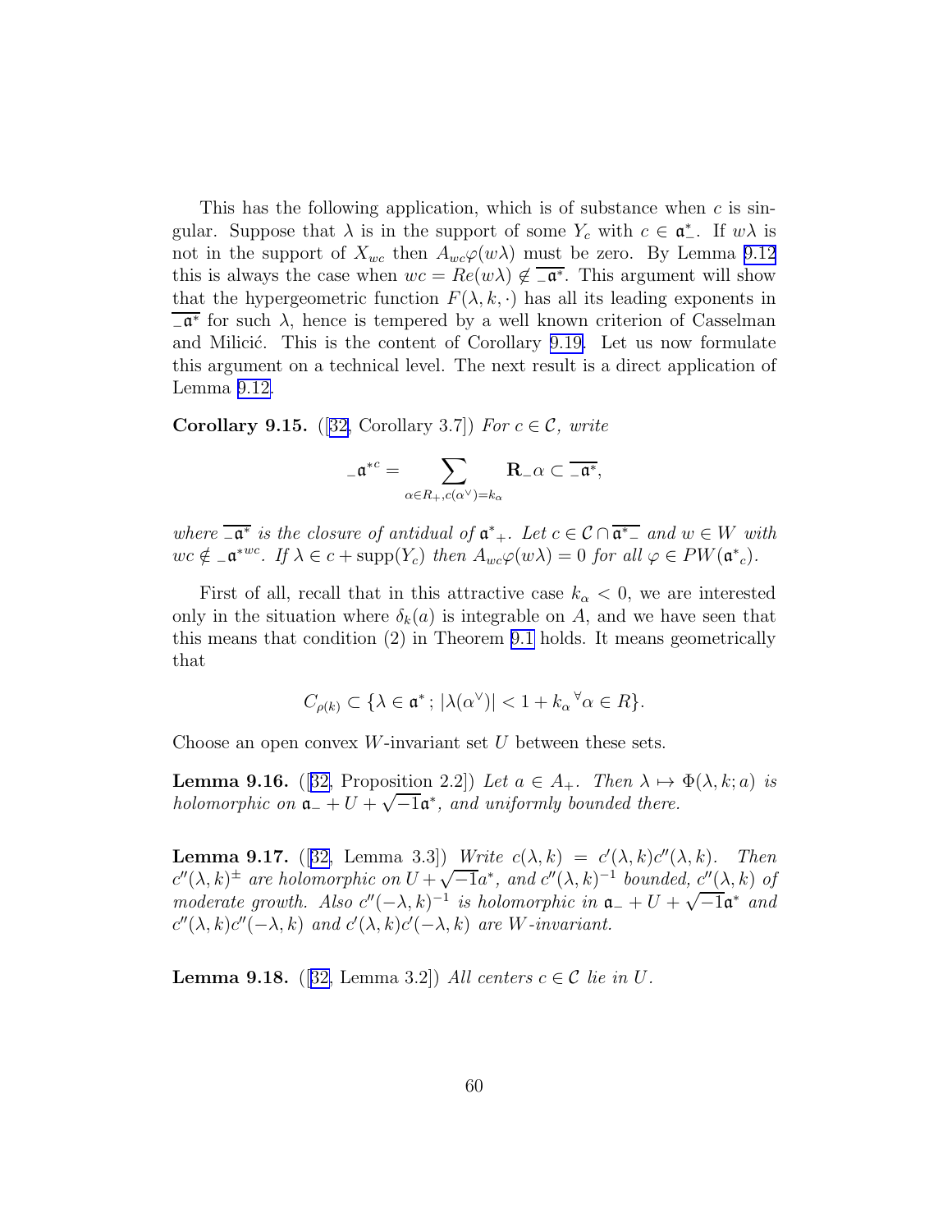This has the following application, which is of substance when $c$ is singular. Suppose that $\lambda$ is in the support of some $Y_c$ with $c \in \mathfrak{a}^*_-$. If $w\lambda$ is not in the support of $X_{wc}$ then $A_{wc}\varphi(w\lambda)$ must be zero. By Lemma 9.12 this is always the case when $wc = Re(w\lambda) \notin \overline{{}_-\mathfrak{a}^*}$. This argument will show that the hypergeometric function $F(\lambda, k, \cdot)$ has all its leading exponents in $\overline{{}_-\mathfrak{a}^*}$ for such $\lambda$, hence is tempered by a well known criterion of Casselman and Milicić. This is the content of Corollary 9.19. Let us now formulate this argument on a technical level. The next result is a direct application of Lemma 9.12.

**Corollary 9.15.** ([32, Corollary 3.7]) *For $c \in \mathcal{C}$, write*

$$
{}_-\mathfrak{a}^{*c} = \sum_{\alpha \in R_+, c(\alpha^\vee) = k_\alpha} \mathbf{R}_-\alpha \subset \overline{{}_-\mathfrak{a}^*},
$$

*where $\overline{{}_-\mathfrak{a}^*}$ is the closure of antidual of ${\mathfrak{a}^*}_+$. Let $c \in \mathcal{C} \cap \overline{{\mathfrak{a}^*}_-}$ and $w \in W$ with $wc \notin {}_-\mathfrak{a}^{*wc}$. If $\lambda \in c + \mathrm{supp}(Y_c)$ then $A_{wc}\varphi(w\lambda) = 0$ for all $\varphi \in PW({\mathfrak{a}^*}_c)$.*

First of all, recall that in this attractive case $k_\alpha < 0$, we are interested only in the situation where $\delta_k(a)$ is integrable on $A$, and we have seen that this means that condition (2) in Theorem 9.1 holds. It means geometrically that

$$
C_{\rho(k)} \subset \{\lambda \in \mathfrak{a}^* \, ; \, |\lambda(\alpha^\vee)| < 1 + k_\alpha \, {}^\forall \alpha \in R\}.
$$

Choose an open convex $W$-invariant set $U$ between these sets.

**Lemma 9.16.** ([32, Proposition 2.2]) *Let $a \in A_+$. Then $\lambda \mapsto \Phi(\lambda, k; a)$ is holomorphic on $\mathfrak{a}_- + U + \sqrt{-1}\mathfrak{a}^*$, and uniformly bounded there.*

**Lemma 9.17.** ([32, Lemma 3.3]) *Write $c(\lambda, k) = c'(\lambda, k)c''(\lambda, k)$. Then $c''(\lambda, k)^\pm$ are holomorphic on $U + \sqrt{-1}a^*$, and $c''(\lambda, k)^{-1}$ bounded, $c''(\lambda, k)$ of moderate growth. Also $c''(-\lambda, k)^{-1}$ is holomorphic in $\mathfrak{a}_- + U + \sqrt{-1}\mathfrak{a}^*$ and $c''(\lambda, k)c''(-\lambda, k)$ and $c'(\lambda, k)c'(-\lambda, k)$ are $W$-invariant.*

**Lemma 9.18.** ([32, Lemma 3.2]) *All centers $c \in \mathcal{C}$ lie in $U$.*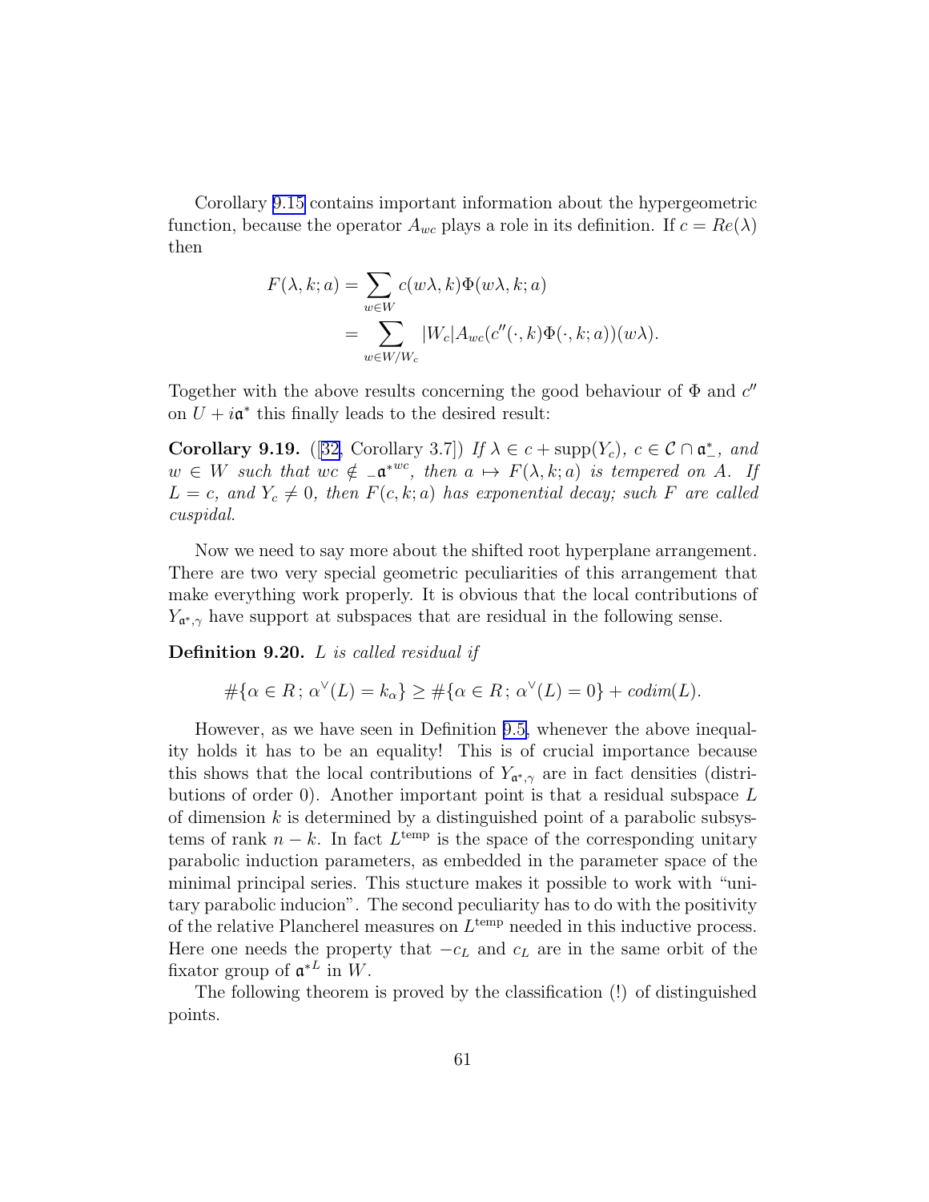Corollary 9.15 contains important information about the hypergeometric function, because the operator $A_{wc}$ plays a role in its definition. If $c = Re(\lambda)$ then

$$
\begin{aligned}
F(\lambda, k; a) &= \sum_{w \in W} c(w\lambda, k)\Phi(w\lambda, k; a) \\
&= \sum_{w \in W/W_c} |W_c| A_{wc}(c''(\cdot, k)\Phi(\cdot, k; a))(w\lambda).
\end{aligned}
$$

Together with the above results concerning the good behaviour of $\Phi$ and $c''$ on $U + i\mathfrak{a}^*$ this finally leads to the desired result:

**Corollary 9.19.** ([32, Corollary 3.7]) *If $\lambda \in c + \mathrm{supp}(Y_c)$, $c \in \mathcal{C} \cap \mathfrak{a}^*_-$, and $w \in W$ such that $wc \notin {}_-\mathfrak{a}^{*wc}$, then $a \mapsto F(\lambda, k; a)$ is tempered on $A$. If $L = c$, and $Y_c \neq 0$, then $F(c, k; a)$ has exponential decay; such $F$ are called cuspidal.*

Now we need to say more about the shifted root hyperplane arrangement. There are two very special geometric peculiarities of this arrangement that make everything work properly. It is obvious that the local contributions of $Y_{\mathfrak{a}^*,\gamma}$ have support at subspaces that are residual in the following sense.

**Definition 9.20.** *$L$ is called residual if*

$$
\#\{\alpha \in R\,;\, \alpha^\vee(L) = k_\alpha\} \geq \#\{\alpha \in R\,;\, \alpha^\vee(L) = 0\} + codim(L).
$$

However, as we have seen in Definition 9.5, whenever the above inequality holds it has to be an equality! This is of crucial importance because this shows that the local contributions of $Y_{\mathfrak{a}^*,\gamma}$ are in fact densities (distributions of order 0). Another important point is that a residual subspace $L$ of dimension $k$ is determined by a distinguished point of a parabolic subsystems of rank $n-k$. In fact $L^{\mathrm{temp}}$ is the space of the corresponding unitary parabolic induction parameters, as embedded in the parameter space of the minimal principal series. This stucture makes it possible to work with "unitary parabolic inducion". The second peculiarity has to do with the positivity of the relative Plancherel measures on $L^{\mathrm{temp}}$ needed in this inductive process. Here one needs the property that $-c_L$ and $c_L$ are in the same orbit of the fixator group of $\mathfrak{a}^{*L}$ in $W$.

The following theorem is proved by the classification (!) of distinguished points.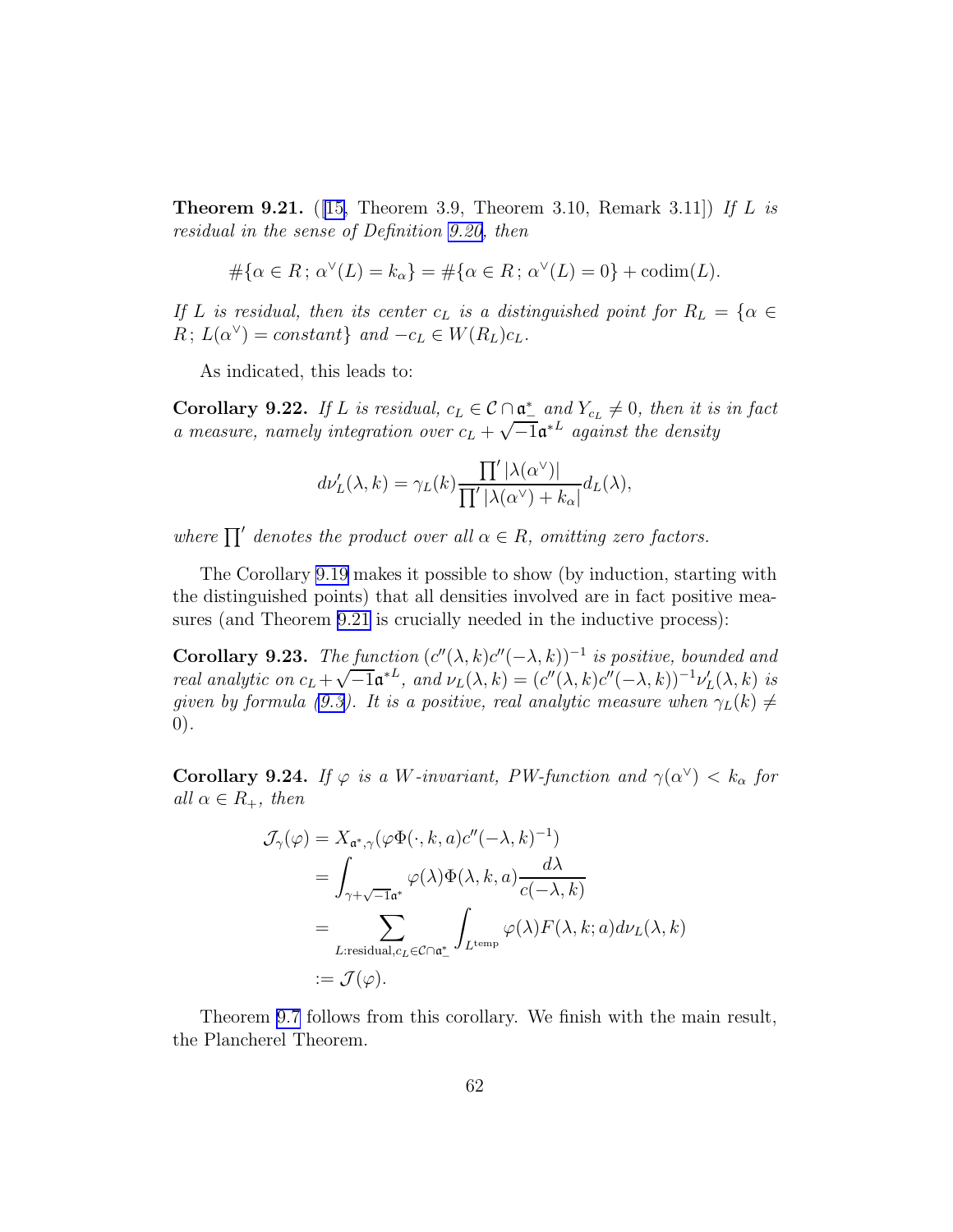**Theorem 9.21.** ([15, Theorem 3.9, Theorem 3.10, Remark 3.11]) *If $L$ is residual in the sense of Definition 9.20, then*

$$\#\{\alpha \in R\,;\, \alpha^\vee(L) = k_\alpha\} = \#\{\alpha \in R\,;\, \alpha^\vee(L) = 0\} + \mathrm{codim}(L).$$

*If $L$ is residual, then its center $c_L$ is a distinguished point for $R_L = \{\alpha \in R\,;\, L(\alpha^\vee) = constant\}$ and $-c_L \in W(R_L)c_L$.*

As indicated, this leads to:

**Corollary 9.22.** *If $L$ is residual, $c_L \in \mathcal{C} \cap \mathfrak{a}^*_-$ and $Y_{c_L} \neq 0$, then it is in fact a measure, namely integration over $c_L + \sqrt{-1}\mathfrak{a}^{*L}$ against the density*

$$d\nu'_L(\lambda, k) = \gamma_L(k) \frac{\prod' |\lambda(\alpha^\vee)|}{\prod' |\lambda(\alpha^\vee) + k_\alpha|} d_L(\lambda),$$

*where $\prod'$ denotes the product over all $\alpha \in R$, omitting zero factors.*

The Corollary 9.19 makes it possible to show (by induction, starting with the distinguished points) that all densities involved are in fact positive measures (and Theorem 9.21 is crucially needed in the inductive process):

**Corollary 9.23.** *The function $(c''(\lambda, k)c''(-\lambda, k))^{-1}$ is positive, bounded and real analytic on $c_L + \sqrt{-1}\mathfrak{a}^{*L}$, and $\nu_L(\lambda, k) = (c''(\lambda, k)c''(-\lambda, k))^{-1}\nu'_L(\lambda, k)$ is given by formula (9.3). It is a positive, real analytic measure when $\gamma_L(k) \neq 0$).*

**Corollary 9.24.** *If $\varphi$ is a $W$-invariant, PW-function and $\gamma(\alpha^\vee) < k_\alpha$ for all $\alpha \in R_+$, then*

$$\begin{aligned}
\mathcal{J}_\gamma(\varphi) &= X_{\mathfrak{a}^*, \gamma}(\varphi \Phi(\cdot, k, a) c''(-\lambda, k)^{-1}) \\
&= \int_{\gamma + \sqrt{-1}\mathfrak{a}^*} \varphi(\lambda) \Phi(\lambda, k, a) \frac{d\lambda}{c(-\lambda, k)} \\
&= \sum_{L:\mathrm{residual}, c_L \in \mathcal{C} \cap \mathfrak{a}^*_-} \int_{L^{\mathrm{temp}}} \varphi(\lambda) F(\lambda, k; a) d\nu_L(\lambda, k) \\
&:= \mathcal{J}(\varphi).
\end{aligned}$$

Theorem 9.7 follows from this corollary. We finish with the main result, the Plancherel Theorem.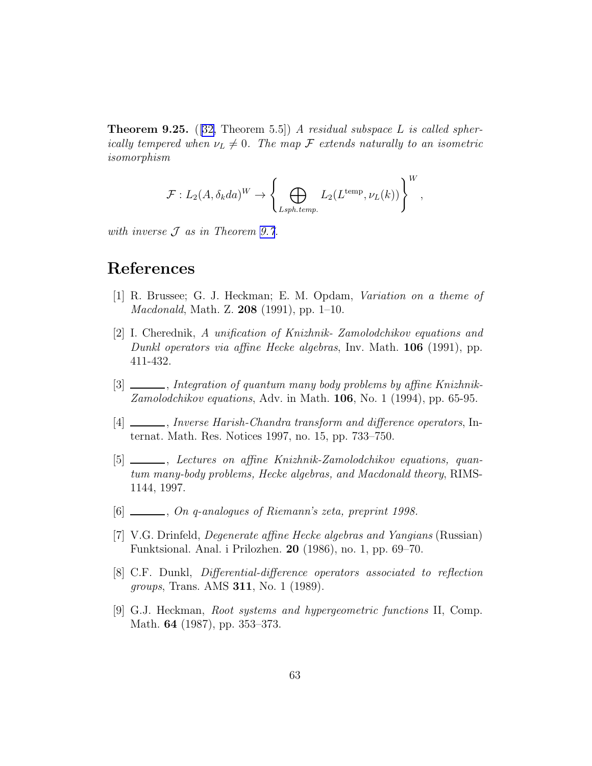**Theorem 9.25.** ([32, Theorem 5.5]) *A residual subspace $L$ is called spherically tempered when $\nu_L \neq 0$. The map $\mathcal{F}$ extends naturally to an isometric isomorphism*

$$\mathcal{F} : L_2(A, \delta_k da)^W \to \left\{ \bigoplus_{L sph.temp.} L_2(L^{\mathrm{temp}}, \nu_L(k)) \right\}^W,$$

*with inverse $\mathcal{J}$ as in Theorem 9.7.*

# References

[1] R. Brussee; G. J. Heckman; E. M. Opdam, *Variation on a theme of Macdonald*, Math. Z. **208** (1991), pp. 1–10.

[2] I. Cherednik, *A unification of Knizhnik- Zamolodchikov equations and Dunkl operators via affine Hecke algebras*, Inv. Math. **106** (1991), pp. 411-432.

[3] ______, *Integration of quantum many body problems by affine Knizhnik-Zamolodchikov equations*, Adv. in Math. **106**, No. 1 (1994), pp. 65-95.

[4] ______, *Inverse Harish-Chandra transform and difference operators*, Internat. Math. Res. Notices 1997, no. 15, pp. 733–750.

[5] ______, *Lectures on affine Knizhnik-Zamolodchikov equations, quantum many-body problems, Hecke algebras, and Macdonald theory*, RIMS-1144, 1997.

[6] ______, *On q-analogues of Riemann's zeta, preprint 1998.*

[7] V.G. Drinfeld, *Degenerate affine Hecke algebras and Yangians* (Russian) Funktsional. Anal. i Prilozhen. **20** (1986), no. 1, pp. 69–70.

[8] C.F. Dunkl, *Differential-difference operators associated to reflection groups*, Trans. AMS **311**, No. 1 (1989).

[9] G.J. Heckman, *Root systems and hypergeometric functions* II, Comp. Math. **64** (1987), pp. 353–373.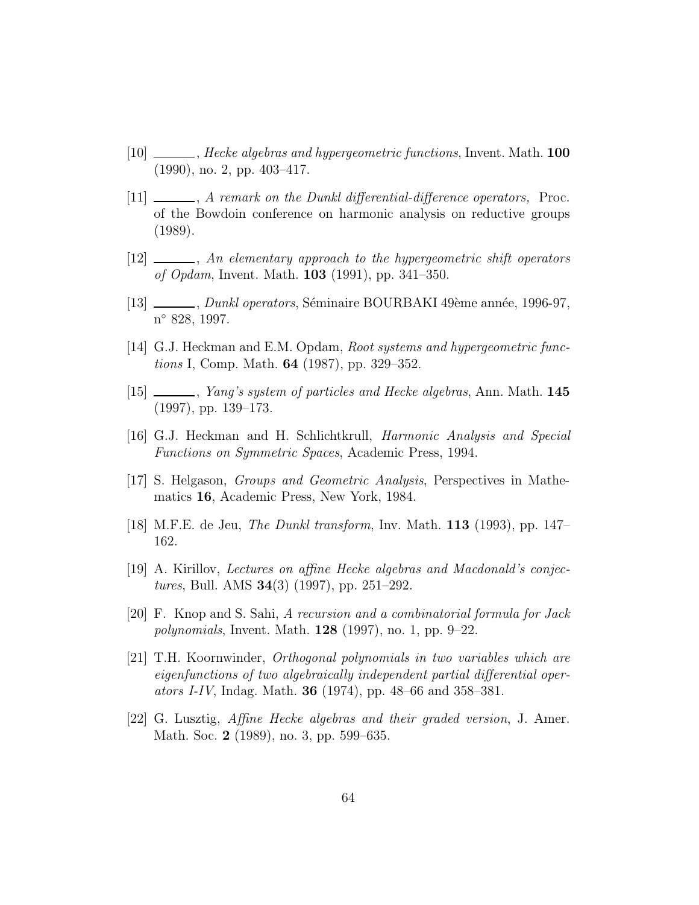[10] ______, *Hecke algebras and hypergeometric functions*, Invent. Math. **100** (1990), no. 2, pp. 403–417.

[11] ______, *A remark on the Dunkl differential-difference operators,* Proc. of the Bowdoin conference on harmonic analysis on reductive groups (1989).

[12] ______, *An elementary approach to the hypergeometric shift operators of Opdam*, Invent. Math. **103** (1991), pp. 341–350.

[13] ______, *Dunkl operators*, Séminaire BOURBAKI 49ème année, 1996-97, n° 828, 1997.

[14] G.J. Heckman and E.M. Opdam, *Root systems and hypergeometric functions* I, Comp. Math. **64** (1987), pp. 329–352.

[15] ______, *Yang's system of particles and Hecke algebras*, Ann. Math. **145** (1997), pp. 139–173.

[16] G.J. Heckman and H. Schlichtkrull, *Harmonic Analysis and Special Functions on Symmetric Spaces*, Academic Press, 1994.

[17] S. Helgason, *Groups and Geometric Analysis*, Perspectives in Mathematics **16**, Academic Press, New York, 1984.

[18] M.F.E. de Jeu, *The Dunkl transform*, Inv. Math. **113** (1993), pp. 147–162.

[19] A. Kirillov, *Lectures on affine Hecke algebras and Macdonald's conjectures*, Bull. AMS **34**(3) (1997), pp. 251–292.

[20] F. Knop and S. Sahi, *A recursion and a combinatorial formula for Jack polynomials*, Invent. Math. **128** (1997), no. 1, pp. 9–22.

[21] T.H. Koornwinder, *Orthogonal polynomials in two variables which are eigenfunctions of two algebraically independent partial differential operators I-IV*, Indag. Math. **36** (1974), pp. 48–66 and 358–381.

[22] G. Lusztig, *Affine Hecke algebras and their graded version*, J. Amer. Math. Soc. **2** (1989), no. 3, pp. 599–635.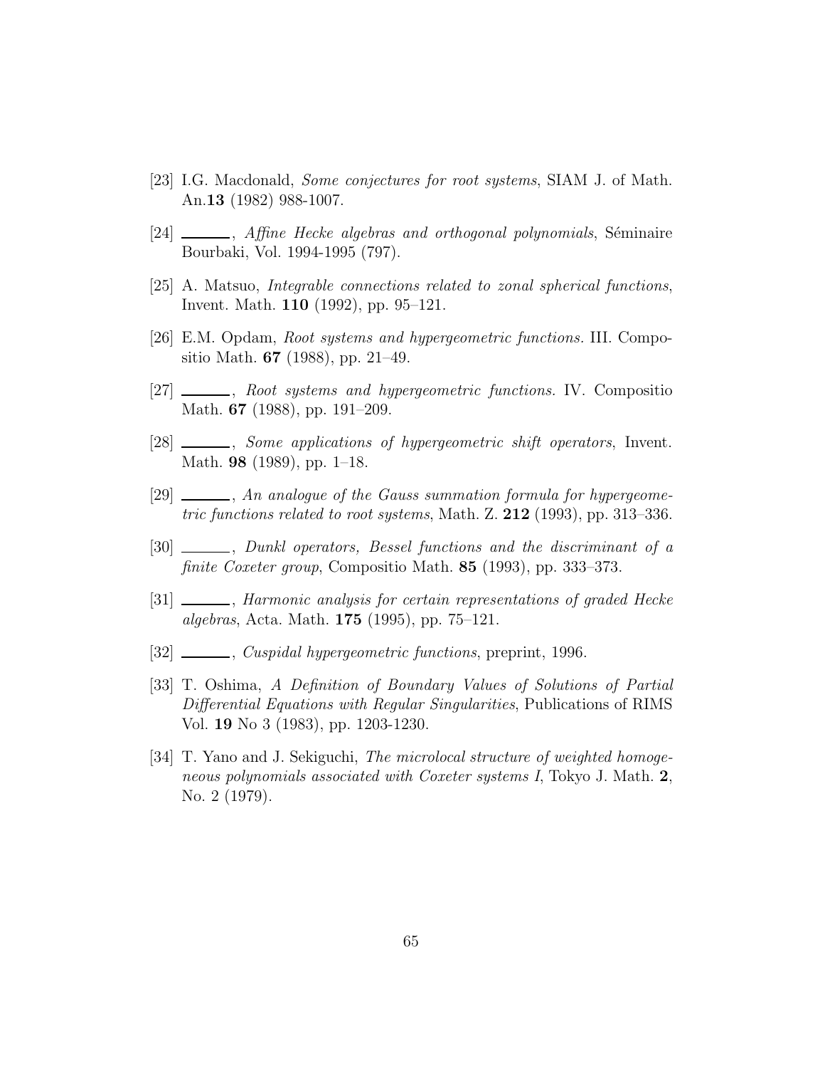[23] I.G. Macdonald, *Some conjectures for root systems*, SIAM J. of Math. An.**13** (1982) 988-1007.

[24] ______, *Affine Hecke algebras and orthogonal polynomials*, Séminaire Bourbaki, Vol. 1994-1995 (797).

[25] A. Matsuo, *Integrable connections related to zonal spherical functions*, Invent. Math. **110** (1992), pp. 95–121.

[26] E.M. Opdam, *Root systems and hypergeometric functions.* III. Compositio Math. **67** (1988), pp. 21–49.

[27] ______, *Root systems and hypergeometric functions.* IV. Compositio Math. **67** (1988), pp. 191–209.

[28] ______, *Some applications of hypergeometric shift operators*, Invent. Math. **98** (1989), pp. 1–18.

[29] ______, *An analogue of the Gauss summation formula for hypergeometric functions related to root systems*, Math. Z. **212** (1993), pp. 313–336.

[30] ______, *Dunkl operators, Bessel functions and the discriminant of a finite Coxeter group*, Compositio Math. **85** (1993), pp. 333–373.

[31] ______, *Harmonic analysis for certain representations of graded Hecke algebras*, Acta. Math. **175** (1995), pp. 75–121.

[32] ______, *Cuspidal hypergeometric functions*, preprint, 1996.

[33] T. Oshima, *A Definition of Boundary Values of Solutions of Partial Differential Equations with Regular Singularities*, Publications of RIMS Vol. **19** No 3 (1983), pp. 1203-1230.

[34] T. Yano and J. Sekiguchi, *The microlocal structure of weighted homogeneous polynomials associated with Coxeter systems I*, Tokyo J. Math. **2**, No. 2 (1979).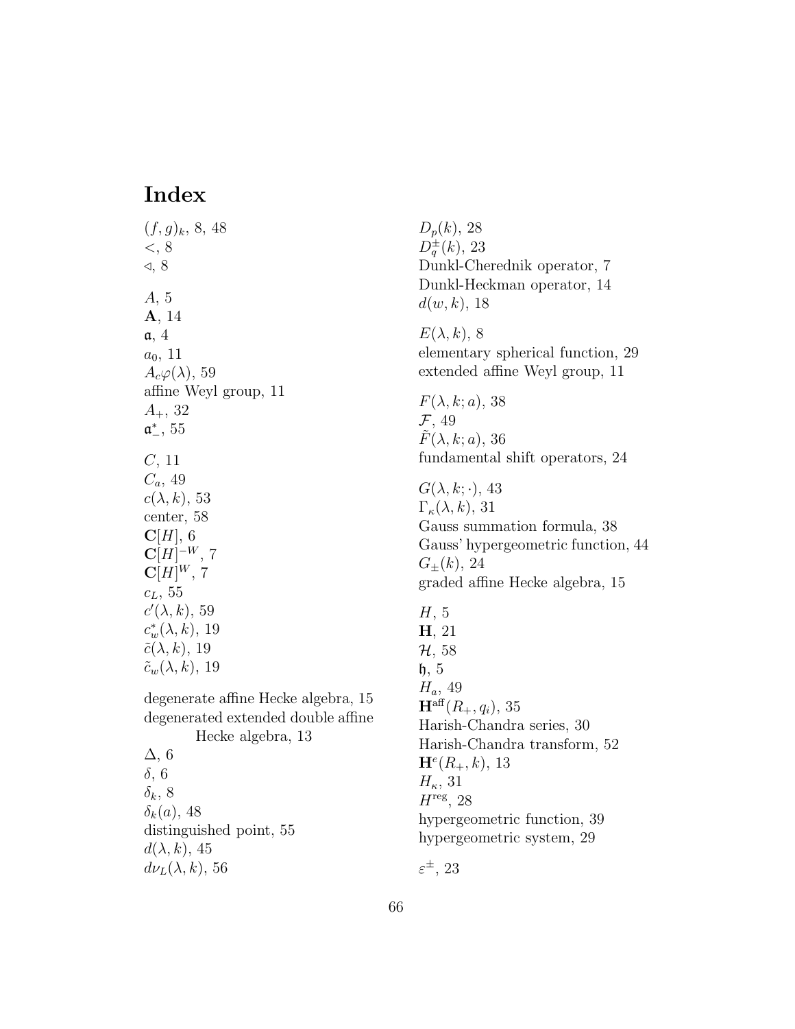# Index

$(f,g)_k$, 8, 48
$<$, 8
$\triangleleft$, 8

$A$, 5
$\mathbf{A}$, 14
$\mathfrak{a}$, 4
$a_0$, 11
$A_c\varphi(\lambda)$, 59
affine Weyl group, 11
$A_+$, 32
$\mathfrak{a}^*_-$, 55

$C$, 11
$C_a$, 49
$c(\lambda,k)$, 53
center, 58
$\mathbf{C}[H]$, 6
$\mathbf{C}[H]^{-W}$, 7
$\mathbf{C}[H]^W$, 7
$c_L$, 55
$c'(\lambda,k)$, 59
$c^*_w(\lambda,k)$, 19
$\tilde{c}(\lambda,k)$, 19
$\tilde{c}_w(\lambda,k)$, 19

degenerate affine Hecke algebra, 15
degenerated extended double affine Hecke algebra, 13
$\Delta$, 6
$\delta$, 6
$\delta_k$, 8
$\delta_k(a)$, 48
distinguished point, 55
$d(\lambda,k)$, 45
$d\nu_L(\lambda,k)$, 56

$D_p(k)$, 28
$D^\pm_q(k)$, 23
Dunkl-Cherednik operator, 7
Dunkl-Heckman operator, 14
$d(w,k)$, 18

$E(\lambda,k)$, 8
elementary spherical function, 29
extended affine Weyl group, 11

$F(\lambda,k;a)$, 38
$\mathcal{F}$, 49
$\tilde{F}(\lambda,k;a)$, 36
fundamental shift operators, 24

$G(\lambda,k;\cdot)$, 43
$\Gamma_\kappa(\lambda,k)$, 31
Gauss summation formula, 38
Gauss' hypergeometric function, 44
$G_\pm(k)$, 24
graded affine Hecke algebra, 15

$H$, 5
$\mathbf{H}$, 21
$\mathcal{H}$, 58
$\mathfrak{h}$, 5
$H_a$, 49
$\mathbf{H}^{\text{aff}}(R_+,q_i)$, 35
Harish-Chandra series, 30
Harish-Chandra transform, 52
$\mathbf{H}^e(R_+,k)$, 13
$H_\kappa$, 31
$H^{\text{reg}}$, 28
hypergeometric function, 39
hypergeometric system, 29

$\varepsilon^\pm$, 23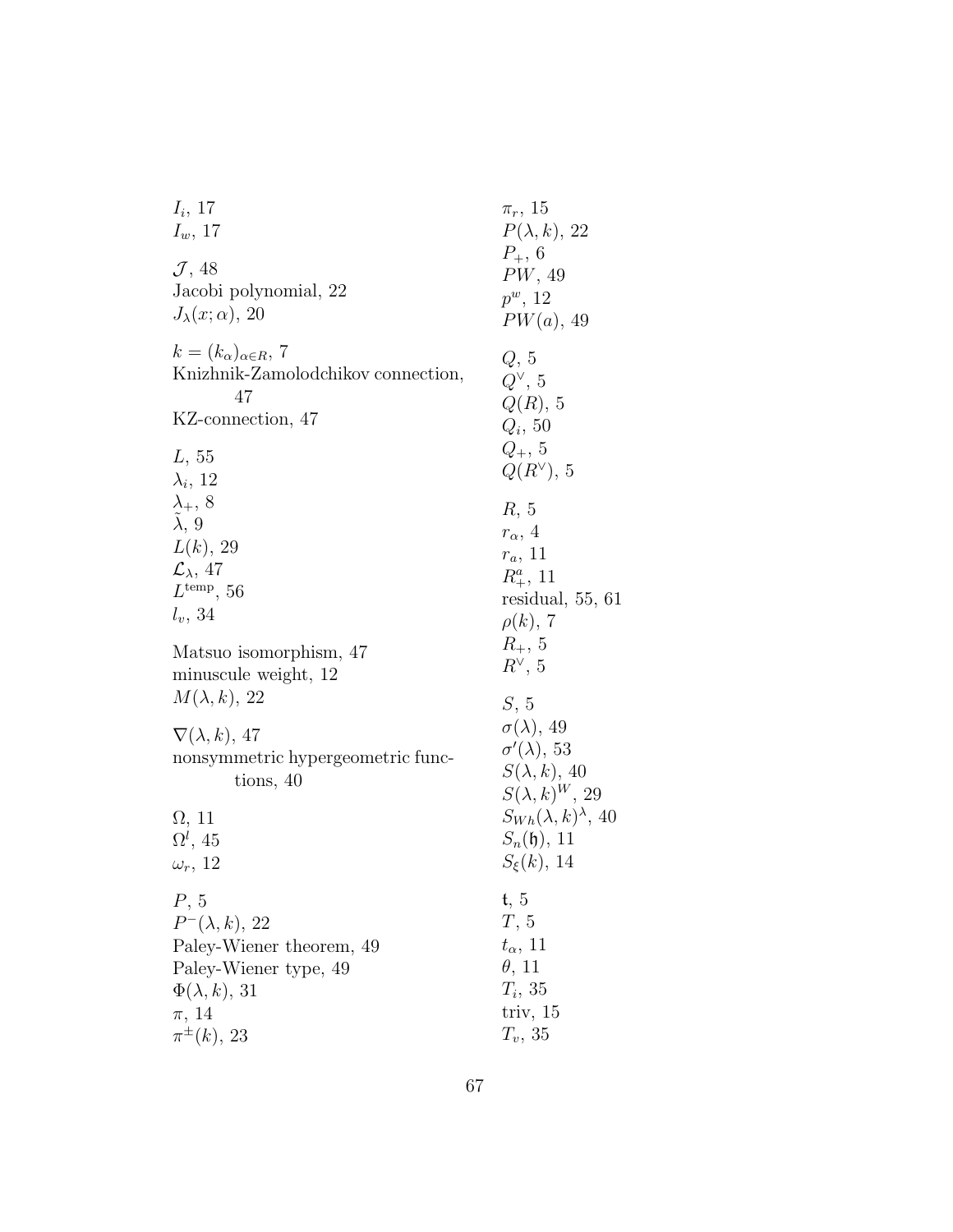$I_i$, 17
$I_w$, 17

$\mathcal{J}$, 48
Jacobi polynomial, 22
$J_\lambda(x;\alpha)$, 20

$k = (k_\alpha)_{\alpha\in R}$, 7
Knizhnik-Zamolodchikov connection, 47
KZ-connection, 47

$L$, 55
$\lambda_i$, 12
$\lambda_+$, 8
$\tilde{\lambda}$, 9
$L(k)$, 29
$\mathcal{L}_\lambda$, 47
$L^{\text{temp}}$, 56
$l_v$, 34

Matsuo isomorphism, 47
minuscule weight, 12
$M(\lambda, k)$, 22

$\nabla(\lambda, k)$, 47
nonsymmetric hypergeometric functions, 40

$\Omega$, 11
$\Omega^l$, 45
$\omega_r$, 12

$P$, 5
$P^-(\lambda, k)$, 22
Paley-Wiener theorem, 49
Paley-Wiener type, 49
$\Phi(\lambda, k)$, 31
$\pi$, 14
$\pi^\pm(k)$, 23
$\pi_r$, 15
$P(\lambda, k)$, 22
$P_+$, 6
$PW$, 49
$p^w$, 12
$PW(a)$, 49

$Q$, 5
$Q^\vee$, 5
$Q(R)$, 5
$Q_i$, 50
$Q_+$, 5
$Q(R^\vee)$, 5

$R$, 5
$r_\alpha$, 4
$r_a$, 11
$R_+^a$, 11
residual, 55, 61
$\rho(k)$, 7
$R_+$, 5
$R^\vee$, 5

$S$, 5
$\sigma(\lambda)$, 49
$\sigma'(\lambda)$, 53
$S(\lambda, k)$, 40
$S(\lambda, k)^W$, 29
$S_{Wh}(\lambda, k)^\lambda$, 40
$S_n(\mathfrak{h})$, 11
$S_\xi(k)$, 14

$\mathfrak{t}$, 5
$T$, 5
$t_\alpha$, 11
$\theta$, 11
$T_i$, 35
triv, 15
$T_v$, 35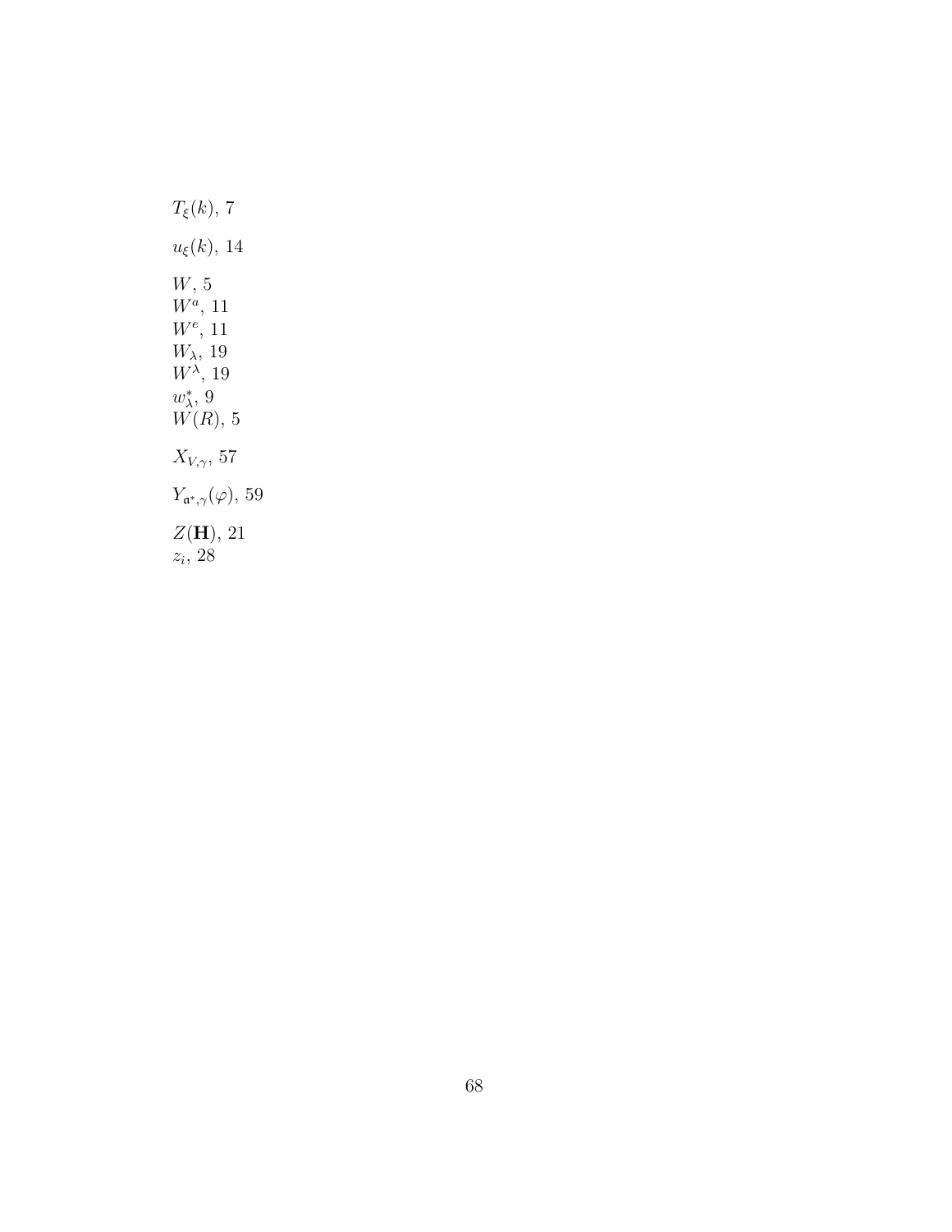$T_\xi(k)$, 7

$u_\xi(k)$, 14

$W$, 5
$W^a$, 11
$W^e$, 11
$W_\lambda$, 19
$W^\lambda$, 19
$w_\lambda^*$, 9
$W(R)$, 5

$X_{V,\gamma}$, 57

$Y_{\mathfrak{a}^*,\gamma}(\varphi)$, 59

$Z(\mathbf{H})$, 21
$z_i$, 28